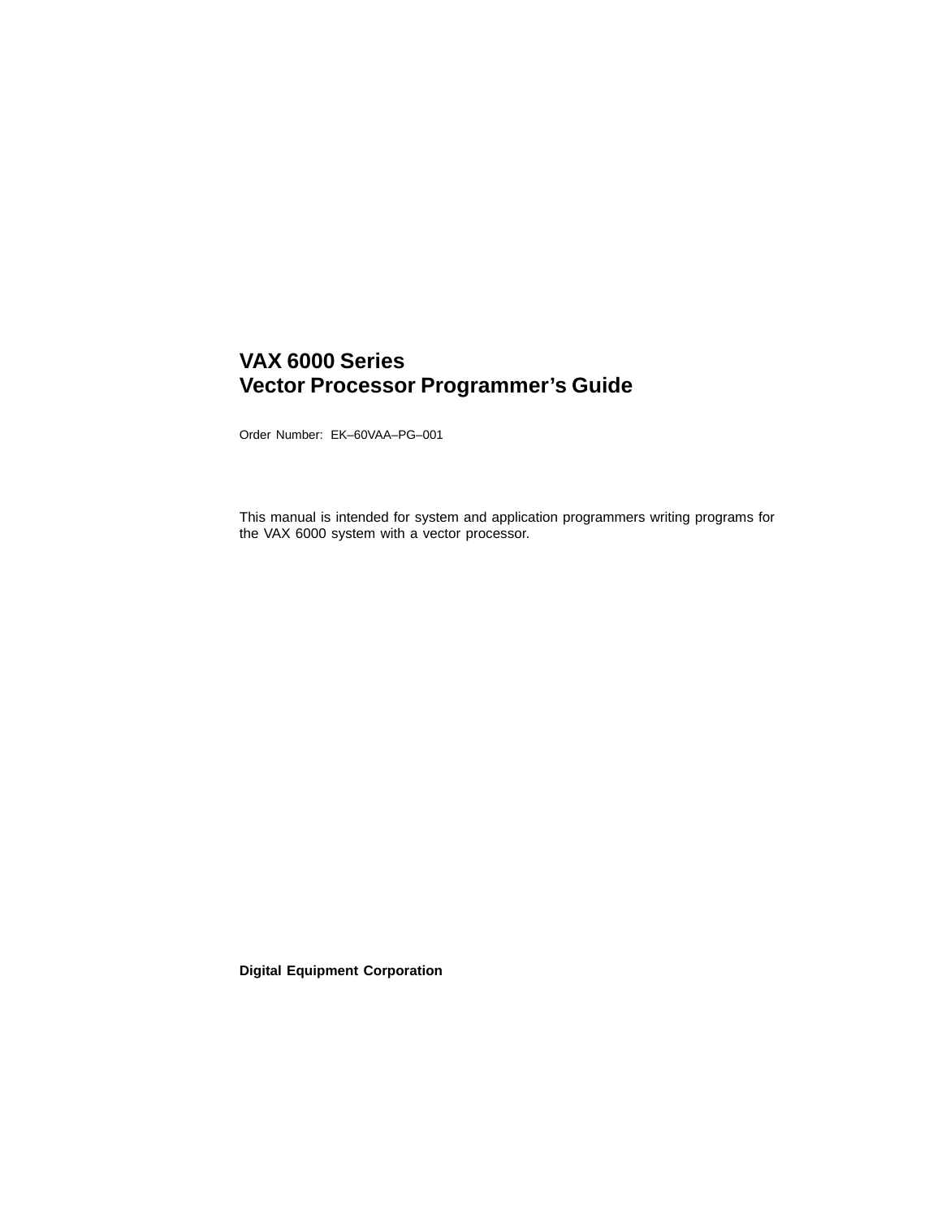# VAX 6000 Series
# Vector Processor Programmer's Guide

Order Number: EK–60VAA–PG–001

This manual is intended for system and application programmers writing programs for the VAX 6000 system with a vector processor.

**Digital Equipment Corporation**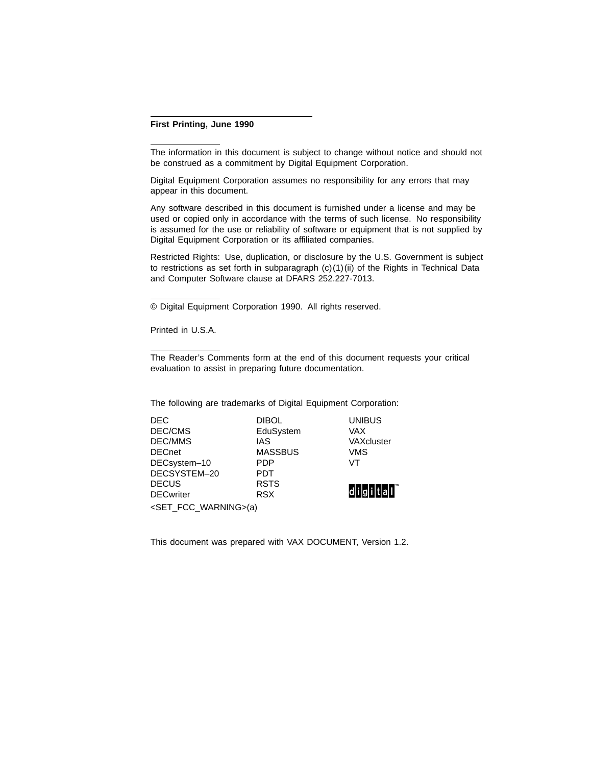**First Printing, June 1990**

---

The information in this document is subject to change without notice and should not be construed as a commitment by Digital Equipment Corporation.

Digital Equipment Corporation assumes no responsibility for any errors that may appear in this document.

Any software described in this document is furnished under a license and may be used or copied only in accordance with the terms of such license. No responsibility is assumed for the use or reliability of software or equipment that is not supplied by Digital Equipment Corporation or its affiliated companies.

Restricted Rights: Use, duplication, or disclosure by the U.S. Government is subject to restrictions as set forth in subparagraph (c)(1)(ii) of the Rights in Technical Data and Computer Software clause at DFARS 252.227-7013.

---

© Digital Equipment Corporation 1990. All rights reserved.

Printed in U.S.A.

---

The Reader's Comments form at the end of this document requests your critical evaluation to assist in preparing future documentation.

The following are trademarks of Digital Equipment Corporation:

| | | |
|---|---|---|
| DEC | DIBOL | UNIBUS |
| DEC/CMS | EduSystem | VAX |
| DEC/MMS | IAS | VAXcluster |
| DECnet | MASSBUS | VMS |
| DECsystem–10 | PDP | VT |
| DECSYSTEM–20 | PDT | |
| DECUS | RSTS | digital™ |
| DECwriter | RSX | |

<SET_FCC_WARNING>(a)

This document was prepared with VAX DOCUMENT, Version 1.2.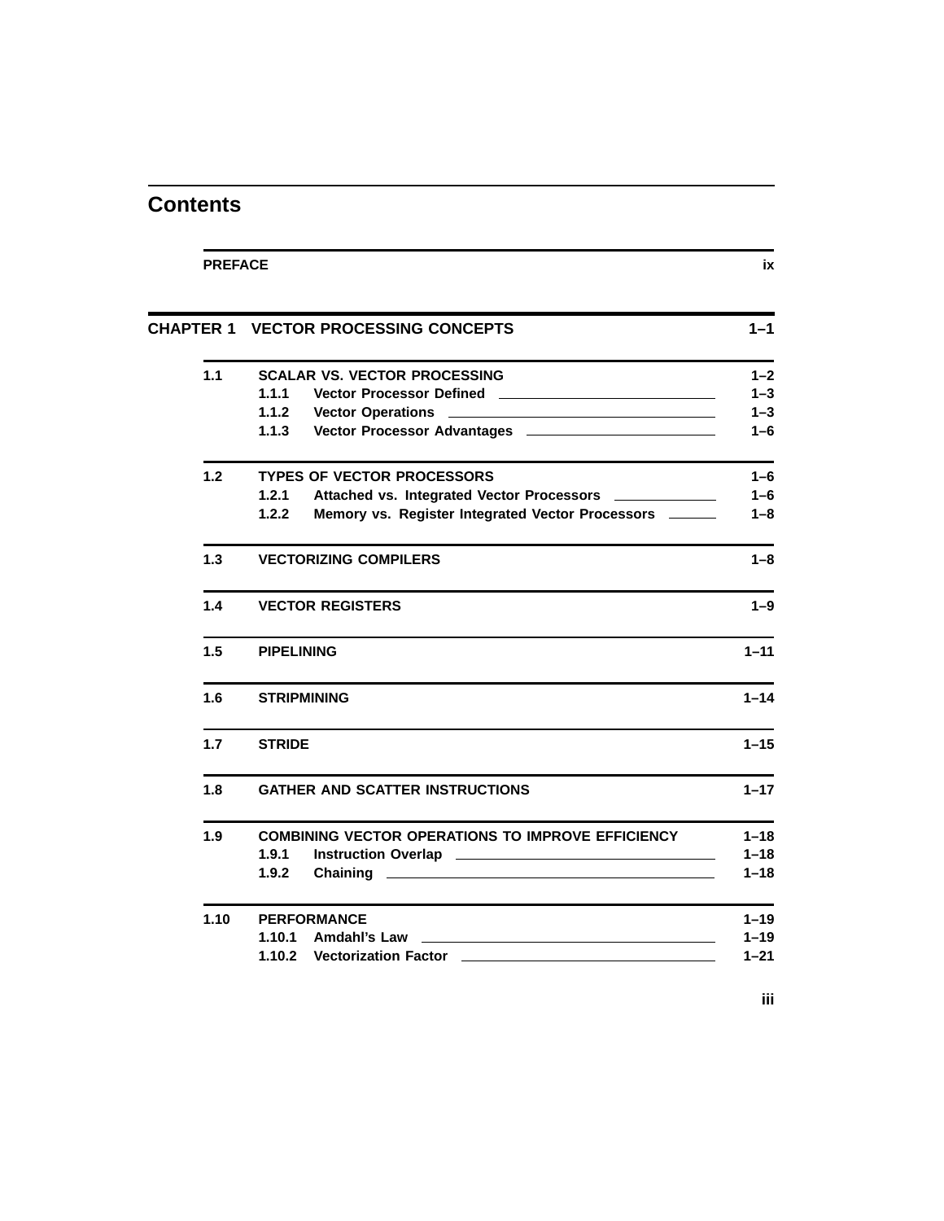# Contents

| | | |
|---|---|---|
| **PREFACE** | | **ix** |
| **CHAPTER 1** | **VECTOR PROCESSING CONCEPTS** | **1–1** |
| **1.1** | **SCALAR VS. VECTOR PROCESSING** | **1–2** |
| | **1.1.1 Vector Processor Defined** | **1–3** |
| | **1.1.2 Vector Operations** | **1–3** |
| | **1.1.3 Vector Processor Advantages** | **1–6** |
| **1.2** | **TYPES OF VECTOR PROCESSORS** | **1–6** |
| | **1.2.1 Attached vs. Integrated Vector Processors** | **1–6** |
| | **1.2.2 Memory vs. Register Integrated Vector Processors** | **1–8** |
| **1.3** | **VECTORIZING COMPILERS** | **1–8** |
| **1.4** | **VECTOR REGISTERS** | **1–9** |
| **1.5** | **PIPELINING** | **1–11** |
| **1.6** | **STRIPMINING** | **1–14** |
| **1.7** | **STRIDE** | **1–15** |
| **1.8** | **GATHER AND SCATTER INSTRUCTIONS** | **1–17** |
| **1.9** | **COMBINING VECTOR OPERATIONS TO IMPROVE EFFICIENCY** | **1–18** |
| | **1.9.1 Instruction Overlap** | **1–18** |
| | **1.9.2 Chaining** | **1–18** |
| **1.10** | **PERFORMANCE** | **1–19** |
| | **1.10.1 Amdahl's Law** | **1–19** |
| | **1.10.2 Vectorization Factor** | **1–21** |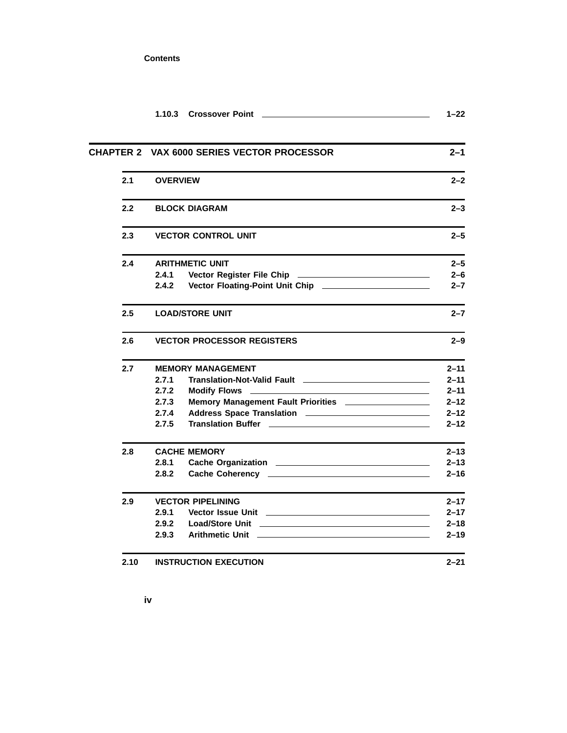**Contents**

| | | |
|---|---|---|
| 1.10.3 | Crossover Point | 1–22 |

| | | |
|---|---|---|
| **CHAPTER 2** | **VAX 6000 SERIES VECTOR PROCESSOR** | **2–1** |
| **2.1** | **OVERVIEW** | **2–2** |
| **2.2** | **BLOCK DIAGRAM** | **2–3** |
| **2.3** | **VECTOR CONTROL UNIT** | **2–5** |
| **2.4** | **ARITHMETIC UNIT** | **2–5** |
| 2.4.1 | Vector Register File Chip | 2–6 |
| 2.4.2 | Vector Floating-Point Unit Chip | 2–7 |
| **2.5** | **LOAD/STORE UNIT** | **2–7** |
| **2.6** | **VECTOR PROCESSOR REGISTERS** | **2–9** |
| **2.7** | **MEMORY MANAGEMENT** | **2–11** |
| 2.7.1 | Translation-Not-Valid Fault | 2–11 |
| 2.7.2 | Modify Flows | 2–11 |
| 2.7.3 | Memory Management Fault Priorities | 2–12 |
| 2.7.4 | Address Space Translation | 2–12 |
| 2.7.5 | Translation Buffer | 2–12 |
| **2.8** | **CACHE MEMORY** | **2–13** |
| 2.8.1 | Cache Organization | 2–13 |
| 2.8.2 | Cache Coherency | 2–16 |
| **2.9** | **VECTOR PIPELINING** | **2–17** |
| 2.9.1 | Vector Issue Unit | 2–17 |
| 2.9.2 | Load/Store Unit | 2–18 |
| 2.9.3 | Arithmetic Unit | 2–19 |
| **2.10** | **INSTRUCTION EXECUTION** | **2–21** |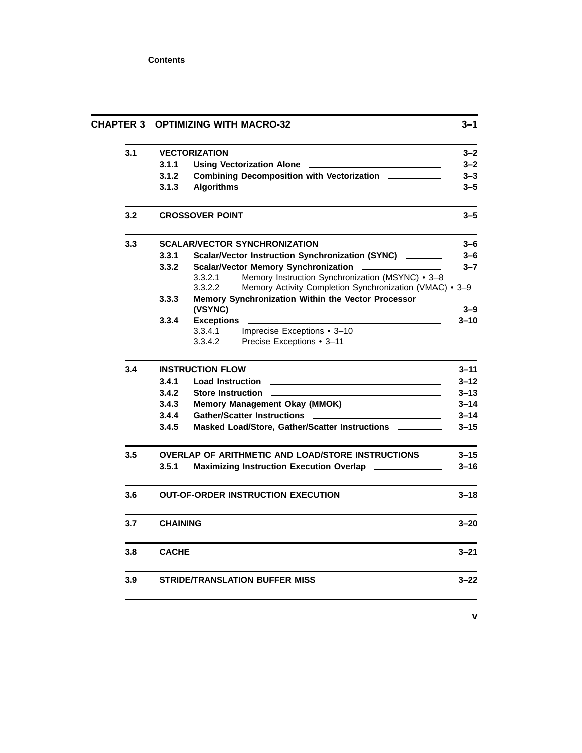**Contents**

| | | | |
|---|---|---|---|
| **CHAPTER 3** | **OPTIMIZING WITH MACRO-32** | | **3–1** |
| **3.1** | **VECTORIZATION** | | **3–2** |
| | **3.1.1** | **Using Vectorization Alone** | **3–2** |
| | **3.1.2** | **Combining Decomposition with Vectorization** | **3–3** |
| | **3.1.3** | **Algorithms** | **3–5** |
| **3.2** | **CROSSOVER POINT** | | **3–5** |
| **3.3** | **SCALAR/VECTOR SYNCHRONIZATION** | | **3–6** |
| | **3.3.1** | **Scalar/Vector Instruction Synchronization (SYNC)** | **3–6** |
| | **3.3.2** | **Scalar/Vector Memory Synchronization** | **3–7** |
| | | 3.3.2.1 Memory Instruction Synchronization (MSYNC) • 3–8 | |
| | | 3.3.2.2 Memory Activity Completion Synchronization (VMAC) • 3–9 | |
| | **3.3.3** | **Memory Synchronization Within the Vector Processor (VSYNC)** | **3–9** |
| | **3.3.4** | **Exceptions** | **3–10** |
| | | 3.3.4.1 Imprecise Exceptions • 3–10 | |
| | | 3.3.4.2 Precise Exceptions • 3–11 | |
| **3.4** | **INSTRUCTION FLOW** | | **3–11** |
| | **3.4.1** | **Load Instruction** | **3–12** |
| | **3.4.2** | **Store Instruction** | **3–13** |
| | **3.4.3** | **Memory Management Okay (MMOK)** | **3–14** |
| | **3.4.4** | **Gather/Scatter Instructions** | **3–14** |
| | **3.4.5** | **Masked Load/Store, Gather/Scatter Instructions** | **3–15** |
| **3.5** | **OVERLAP OF ARITHMETIC AND LOAD/STORE INSTRUCTIONS** | | **3–15** |
| | **3.5.1** | **Maximizing Instruction Execution Overlap** | **3–16** |
| **3.6** | **OUT-OF-ORDER INSTRUCTION EXECUTION** | | **3–18** |
| **3.7** | **CHAINING** | | **3–20** |
| **3.8** | **CACHE** | | **3–21** |
| **3.9** | **STRIDE/TRANSLATION BUFFER MISS** | | **3–22** |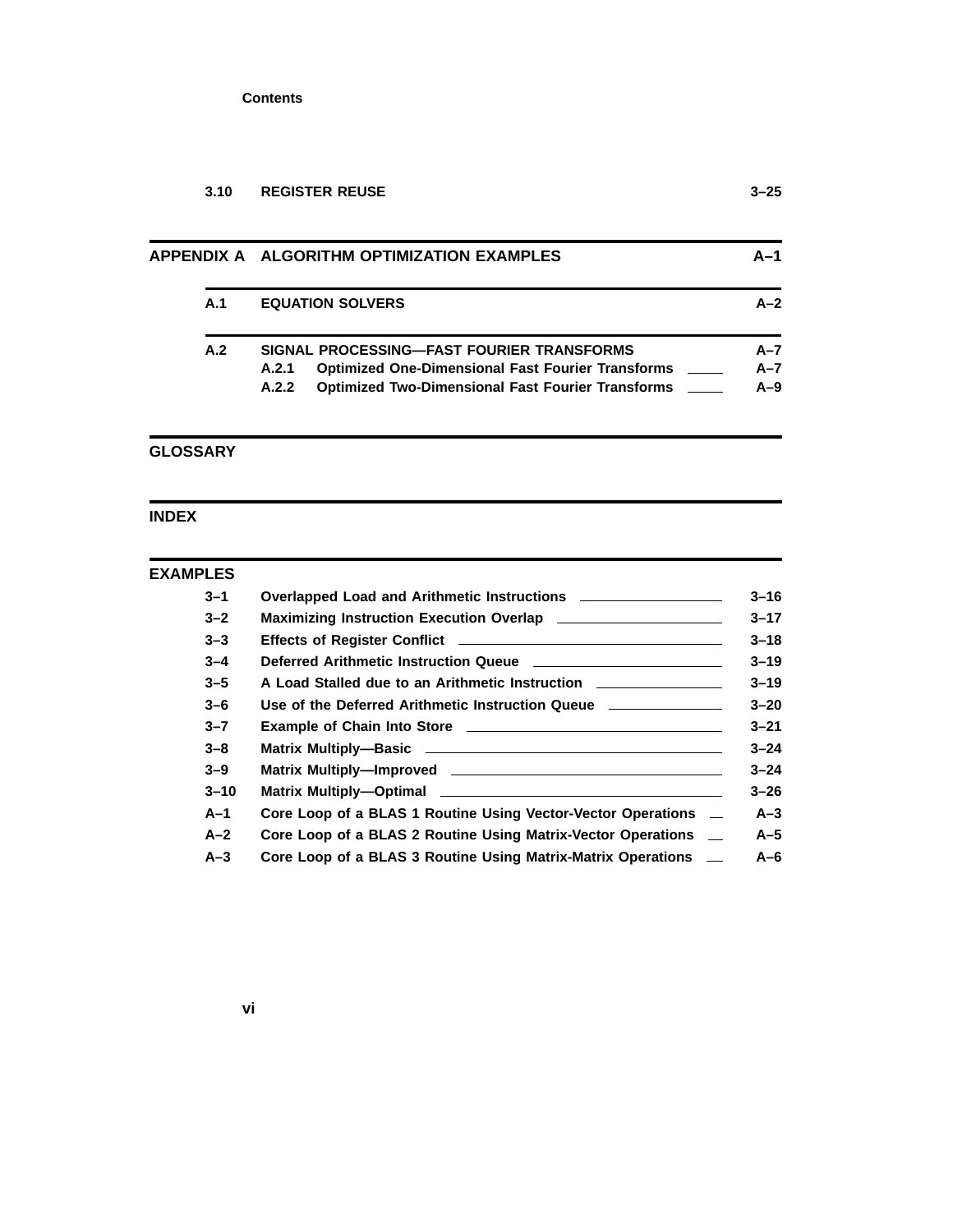3.10 REGISTER REUSE 3–25

## APPENDIX A ALGORITHM OPTIMIZATION EXAMPLES A–1

A.1 EQUATION SOLVERS A–2

A.2 SIGNAL PROCESSING—FAST FOURIER TRANSFORMS A–7

- A.2.1 Optimized One-Dimensional Fast Fourier Transforms A–7
- A.2.2 Optimized Two-Dimensional Fast Fourier Transforms A–9

## GLOSSARY

## INDEX

## EXAMPLES

| | | |
|---|---|---|
| 3–1 | Overlapped Load and Arithmetic Instructions | 3–16 |
| 3–2 | Maximizing Instruction Execution Overlap | 3–17 |
| 3–3 | Effects of Register Conflict | 3–18 |
| 3–4 | Deferred Arithmetic Instruction Queue | 3–19 |
| 3–5 | A Load Stalled due to an Arithmetic Instruction | 3–19 |
| 3–6 | Use of the Deferred Arithmetic Instruction Queue | 3–20 |
| 3–7 | Example of Chain Into Store | 3–21 |
| 3–8 | Matrix Multiply—Basic | 3–24 |
| 3–9 | Matrix Multiply—Improved | 3–24 |
| 3–10 | Matrix Multiply—Optimal | 3–26 |
| A–1 | Core Loop of a BLAS 1 Routine Using Vector-Vector Operations | A–3 |
| A–2 | Core Loop of a BLAS 2 Routine Using Matrix-Vector Operations | A–5 |
| A–3 | Core Loop of a BLAS 3 Routine Using Matrix-Matrix Operations | A–6 |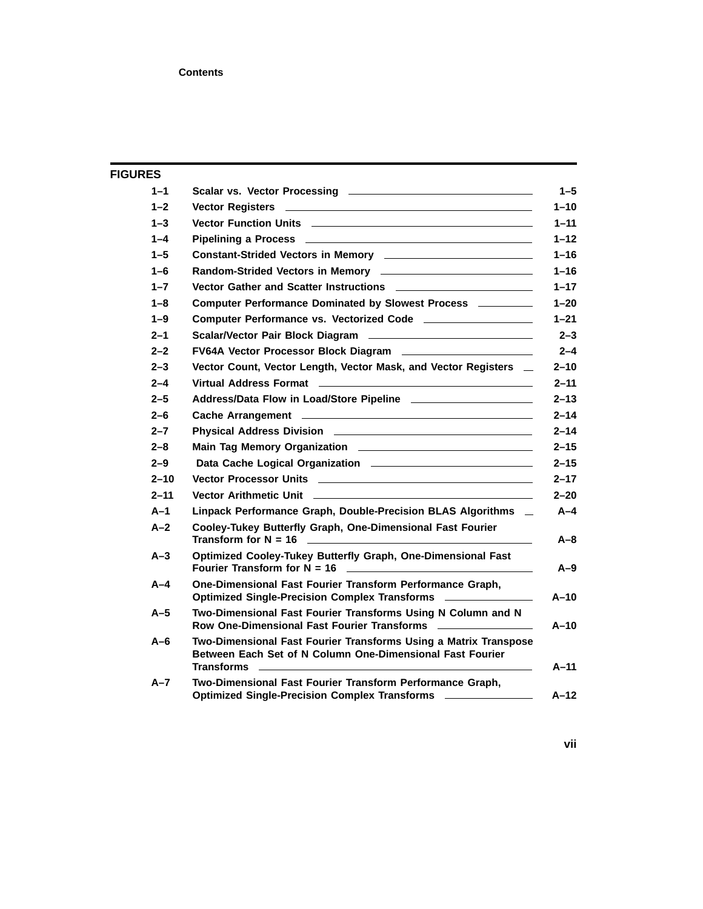## FIGURES

| | | |
|---|---|---|
| 1–1 | Scalar vs. Vector Processing | 1–5 |
| 1–2 | Vector Registers | 1–10 |
| 1–3 | Vector Function Units | 1–11 |
| 1–4 | Pipelining a Process | 1–12 |
| 1–5 | Constant-Strided Vectors in Memory | 1–16 |
| 1–6 | Random-Strided Vectors in Memory | 1–16 |
| 1–7 | Vector Gather and Scatter Instructions | 1–17 |
| 1–8 | Computer Performance Dominated by Slowest Process | 1–20 |
| 1–9 | Computer Performance vs. Vectorized Code | 1–21 |
| 2–1 | Scalar/Vector Pair Block Diagram | 2–3 |
| 2–2 | FV64A Vector Processor Block Diagram | 2–4 |
| 2–3 | Vector Count, Vector Length, Vector Mask, and Vector Registers | 2–10 |
| 2–4 | Virtual Address Format | 2–11 |
| 2–5 | Address/Data Flow in Load/Store Pipeline | 2–13 |
| 2–6 | Cache Arrangement | 2–14 |
| 2–7 | Physical Address Division | 2–14 |
| 2–8 | Main Tag Memory Organization | 2–15 |
| 2–9 | Data Cache Logical Organization | 2–15 |
| 2–10 | Vector Processor Units | 2–17 |
| 2–11 | Vector Arithmetic Unit | 2–20 |
| A–1 | Linpack Performance Graph, Double-Precision BLAS Algorithms | A–4 |
| A–2 | Cooley-Tukey Butterfly Graph, One-Dimensional Fast Fourier Transform for N = 16 | A–8 |
| A–3 | Optimized Cooley-Tukey Butterfly Graph, One-Dimensional Fast Fourier Transform for N = 16 | A–9 |
| A–4 | One-Dimensional Fast Fourier Transform Performance Graph, Optimized Single-Precision Complex Transforms | A–10 |
| A–5 | Two-Dimensional Fast Fourier Transforms Using N Column and N Row One-Dimensional Fast Fourier Transforms | A–10 |
| A–6 | Two-Dimensional Fast Fourier Transforms Using a Matrix Transpose Between Each Set of N Column One-Dimensional Fast Fourier Transforms | A–11 |
| A–7 | Two-Dimensional Fast Fourier Transform Performance Graph, Optimized Single-Precision Complex Transforms | A–12 |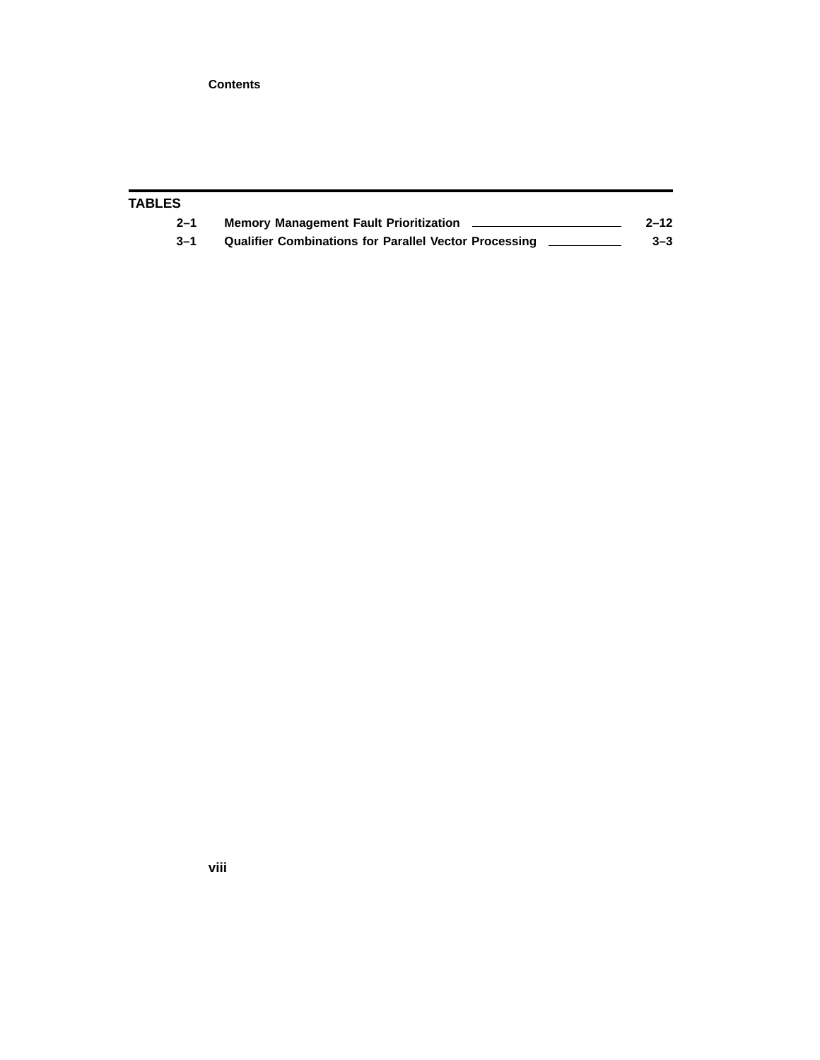## TABLES

| | | |
|---|---|---|
| 2–1 | Memory Management Fault Prioritization | 2–12 |
| 3–1 | Qualifier Combinations for Parallel Vector Processing | 3–3 |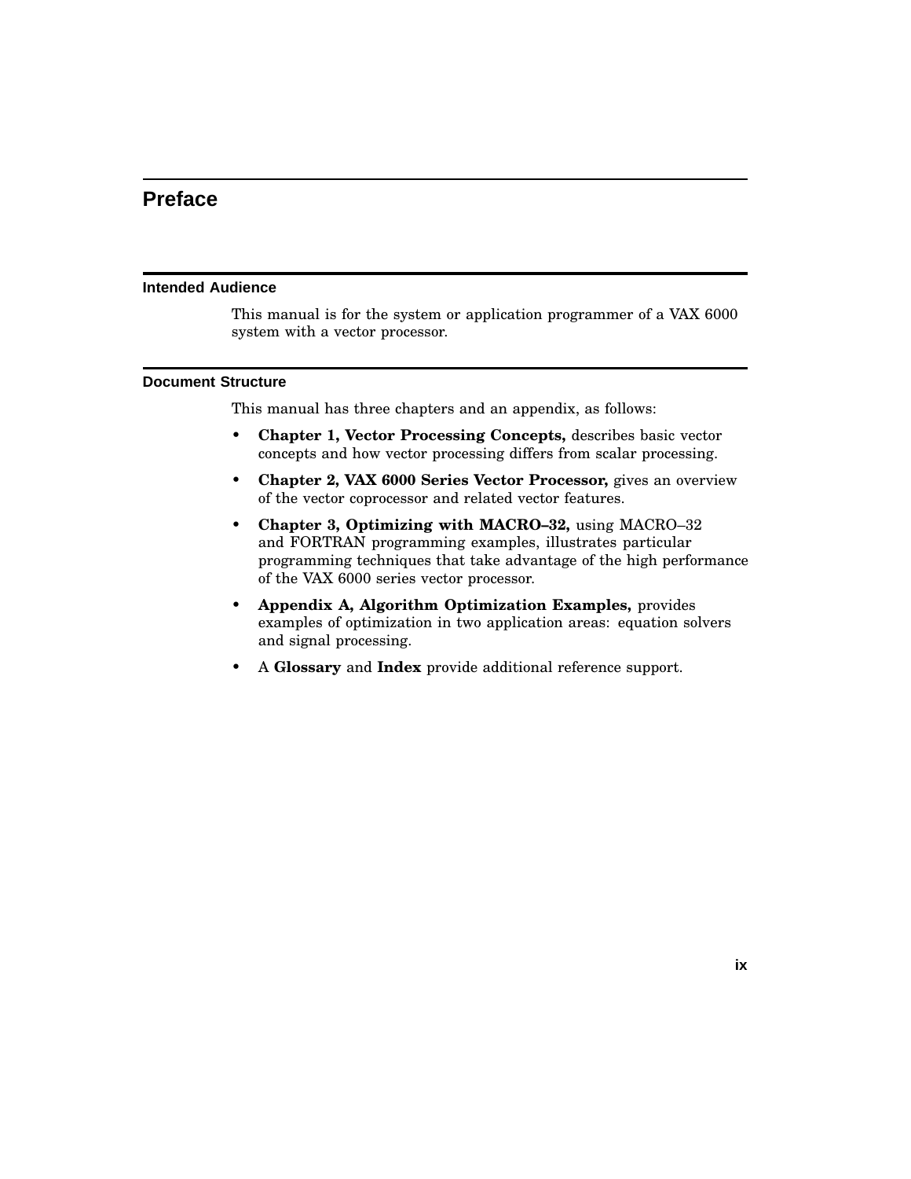# Preface

## Intended Audience

This manual is for the system or application programmer of a VAX 6000 system with a vector processor.

## Document Structure

This manual has three chapters and an appendix, as follows:

- **Chapter 1, Vector Processing Concepts,** describes basic vector concepts and how vector processing differs from scalar processing.
- **Chapter 2, VAX 6000 Series Vector Processor,** gives an overview of the vector coprocessor and related vector features.
- **Chapter 3, Optimizing with MACRO–32,** using MACRO–32 and FORTRAN programming examples, illustrates particular programming techniques that take advantage of the high performance of the VAX 6000 series vector processor.
- **Appendix A, Algorithm Optimization Examples,** provides examples of optimization in two application areas: equation solvers and signal processing.
- A **Glossary** and **Index** provide additional reference support.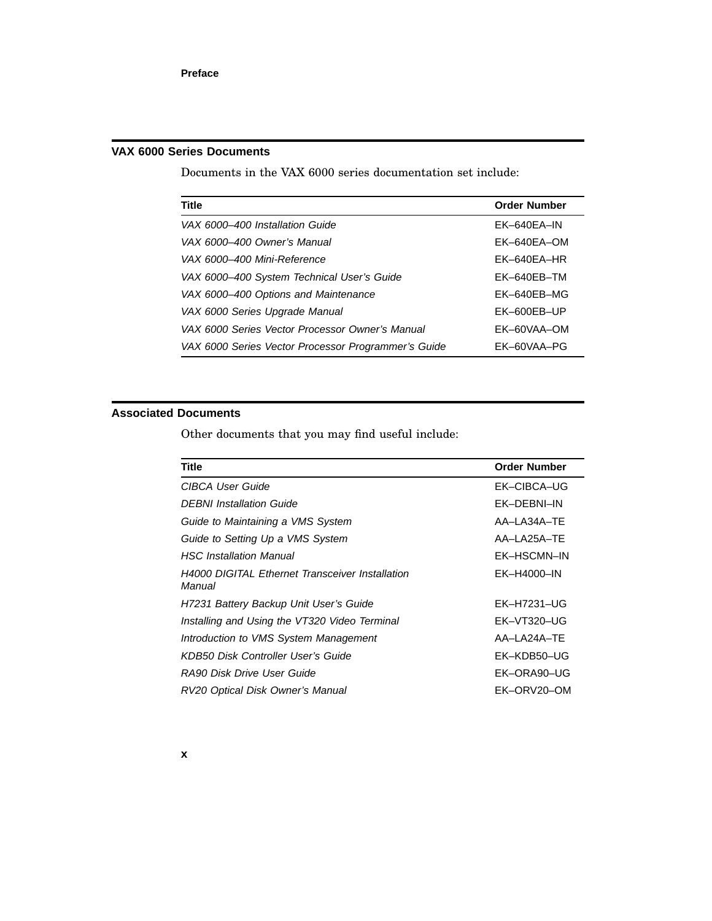## VAX 6000 Series Documents

Documents in the VAX 6000 series documentation set include:

| Title | Order Number |
|---|---|
| *VAX 6000–400 Installation Guide* | EK–640EA–IN |
| *VAX 6000–400 Owner's Manual* | EK–640EA–OM |
| *VAX 6000–400 Mini-Reference* | EK–640EA–HR |
| *VAX 6000–400 System Technical User's Guide* | EK–640EB–TM |
| *VAX 6000–400 Options and Maintenance* | EK–640EB–MG |
| *VAX 6000 Series Upgrade Manual* | EK–600EB–UP |
| *VAX 6000 Series Vector Processor Owner's Manual* | EK–60VAA–OM |
| *VAX 6000 Series Vector Processor Programmer's Guide* | EK–60VAA–PG |

## Associated Documents

Other documents that you may find useful include:

| Title | Order Number |
|---|---|
| *CIBCA User Guide* | EK–CIBCA–UG |
| *DEBNI Installation Guide* | EK–DEBNI–IN |
| *Guide to Maintaining a VMS System* | AA–LA34A–TE |
| *Guide to Setting Up a VMS System* | AA–LA25A–TE |
| *HSC Installation Manual* | EK–HSCMN–IN |
| *H4000 DIGITAL Ethernet Transceiver Installation Manual* | EK–H4000–IN |
| *H7231 Battery Backup Unit User's Guide* | EK–H7231–UG |
| *Installing and Using the VT320 Video Terminal* | EK–VT320–UG |
| *Introduction to VMS System Management* | AA–LA24A–TE |
| *KDB50 Disk Controller User's Guide* | EK–KDB50–UG |
| *RA90 Disk Drive User Guide* | EK–ORA90–UG |
| *RV20 Optical Disk Owner's Manual* | EK–ORV20–OM |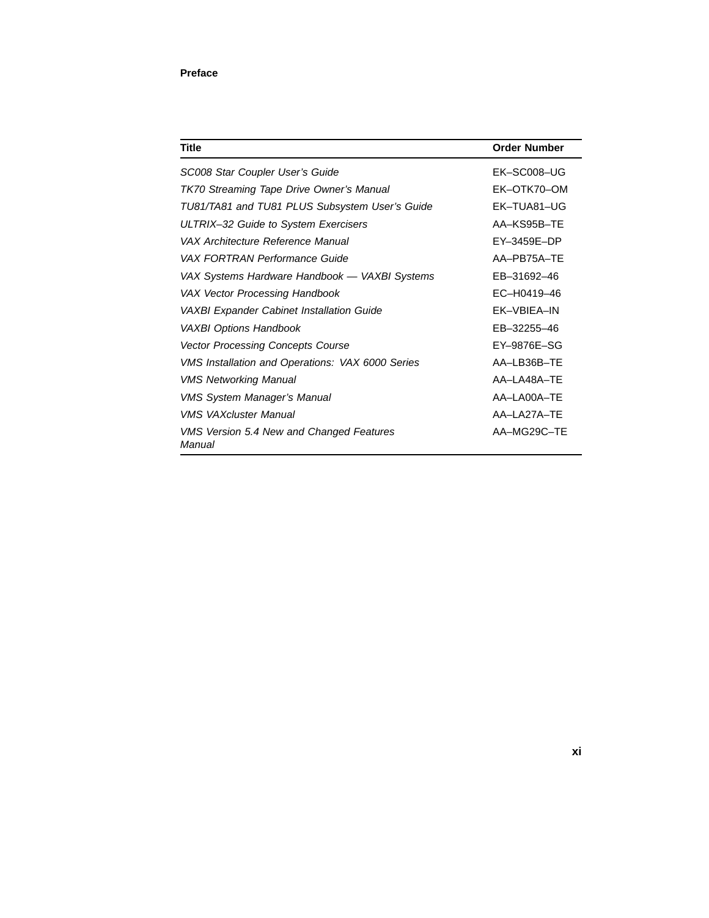| Title | Order Number |
|---|---|
| *SC008 Star Coupler User's Guide* | EK–SC008–UG |
| *TK70 Streaming Tape Drive Owner's Manual* | EK–OTK70–OM |
| *TU81/TA81 and TU81 PLUS Subsystem User's Guide* | EK–TUA81–UG |
| *ULTRIX–32 Guide to System Exercisers* | AA–KS95B–TE |
| *VAX Architecture Reference Manual* | EY–3459E–DP |
| *VAX FORTRAN Performance Guide* | AA–PB75A–TE |
| *VAX Systems Hardware Handbook — VAXBI Systems* | EB–31692–46 |
| *VAX Vector Processing Handbook* | EC–H0419–46 |
| *VAXBI Expander Cabinet Installation Guide* | EK–VBIEA–IN |
| *VAXBI Options Handbook* | EB–32255–46 |
| *Vector Processing Concepts Course* | EY–9876E–SG |
| *VMS Installation and Operations: VAX 6000 Series* | AA–LB36B–TE |
| *VMS Networking Manual* | AA–LA48A–TE |
| *VMS System Manager's Manual* | AA–LA00A–TE |
| *VMS VAXcluster Manual* | AA–LA27A–TE |
| *VMS Version 5.4 New and Changed Features Manual* | AA–MG29C–TE |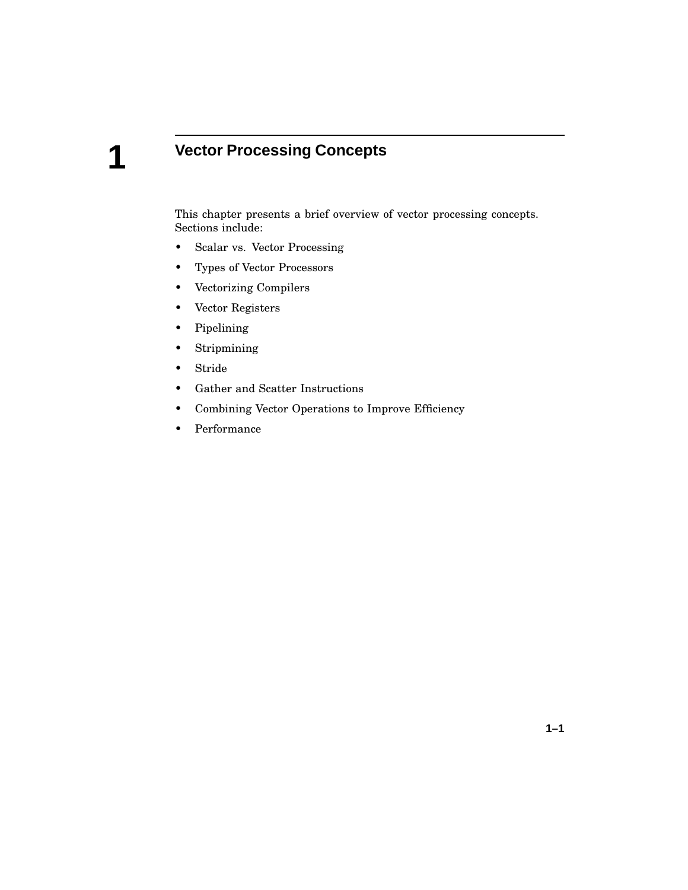# 1 Vector Processing Concepts

This chapter presents a brief overview of vector processing concepts. Sections include:

- Scalar vs. Vector Processing
- Types of Vector Processors
- Vectorizing Compilers
- Vector Registers
- Pipelining
- Stripmining
- Stride
- Gather and Scatter Instructions
- Combining Vector Operations to Improve Efficiency
- Performance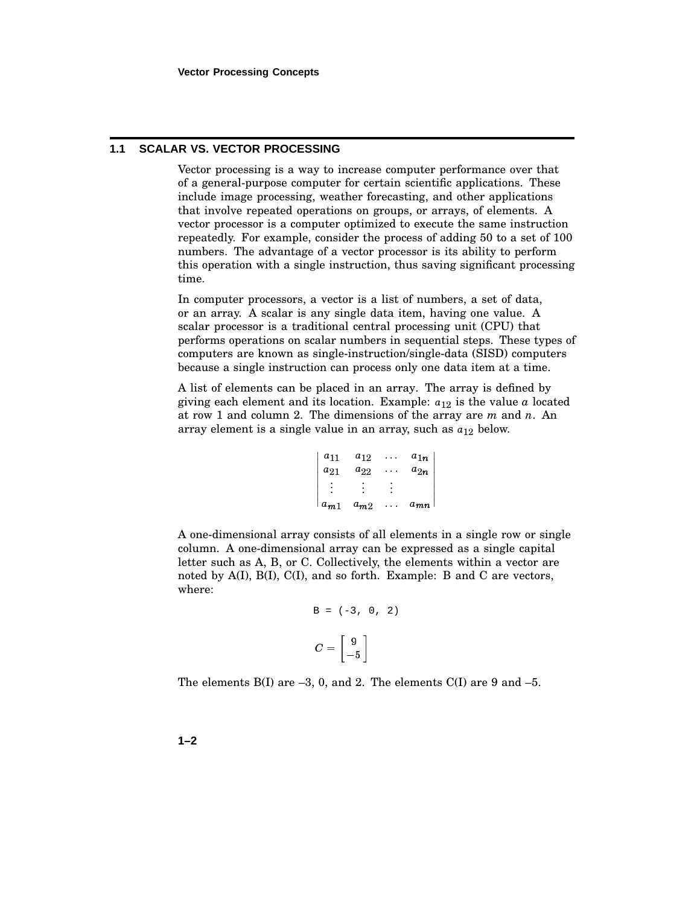## 1.1 SCALAR VS. VECTOR PROCESSING

Vector processing is a way to increase computer performance over that of a general-purpose computer for certain scientific applications. These include image processing, weather forecasting, and other applications that involve repeated operations on groups, or arrays, of elements. A vector processor is a computer optimized to execute the same instruction repeatedly. For example, consider the process of adding 50 to a set of 100 numbers. The advantage of a vector processor is its ability to perform this operation with a single instruction, thus saving significant processing time.

In computer processors, a vector is a list of numbers, a set of data, or an array. A scalar is any single data item, having one value. A scalar processor is a traditional central processing unit (CPU) that performs operations on scalar numbers in sequential steps. These types of computers are known as single-instruction/single-data (SISD) computers because a single instruction can process only one data item at a time.

A list of elements can be placed in an array. The array is defined by giving each element and its location. Example: $a_{12}$ is the value $a$ located at row 1 and column 2. The dimensions of the array are $m$ and $n$. An array element is a single value in an array, such as $a_{12}$ below.

$$\begin{vmatrix} a_{11} & a_{12} & \cdots & a_{1n} \\ a_{21} & a_{22} & \cdots & a_{2n} \\ \vdots & \vdots & \vdots & \\ a_{m1} & a_{m2} & \cdots & a_{mn} \end{vmatrix}$$

A one-dimensional array consists of all elements in a single row or single column. A one-dimensional array can be expressed as a single capital letter such as A, B, or C. Collectively, the elements within a vector are noted by A(I), B(I), C(I), and so forth. Example: B and C are vectors, where:

```
B = (-3, 0, 2)
```

$$C = \begin{bmatrix} 9 \\ -5 \end{bmatrix}$$

The elements B(I) are –3, 0, and 2. The elements C(I) are 9 and –5.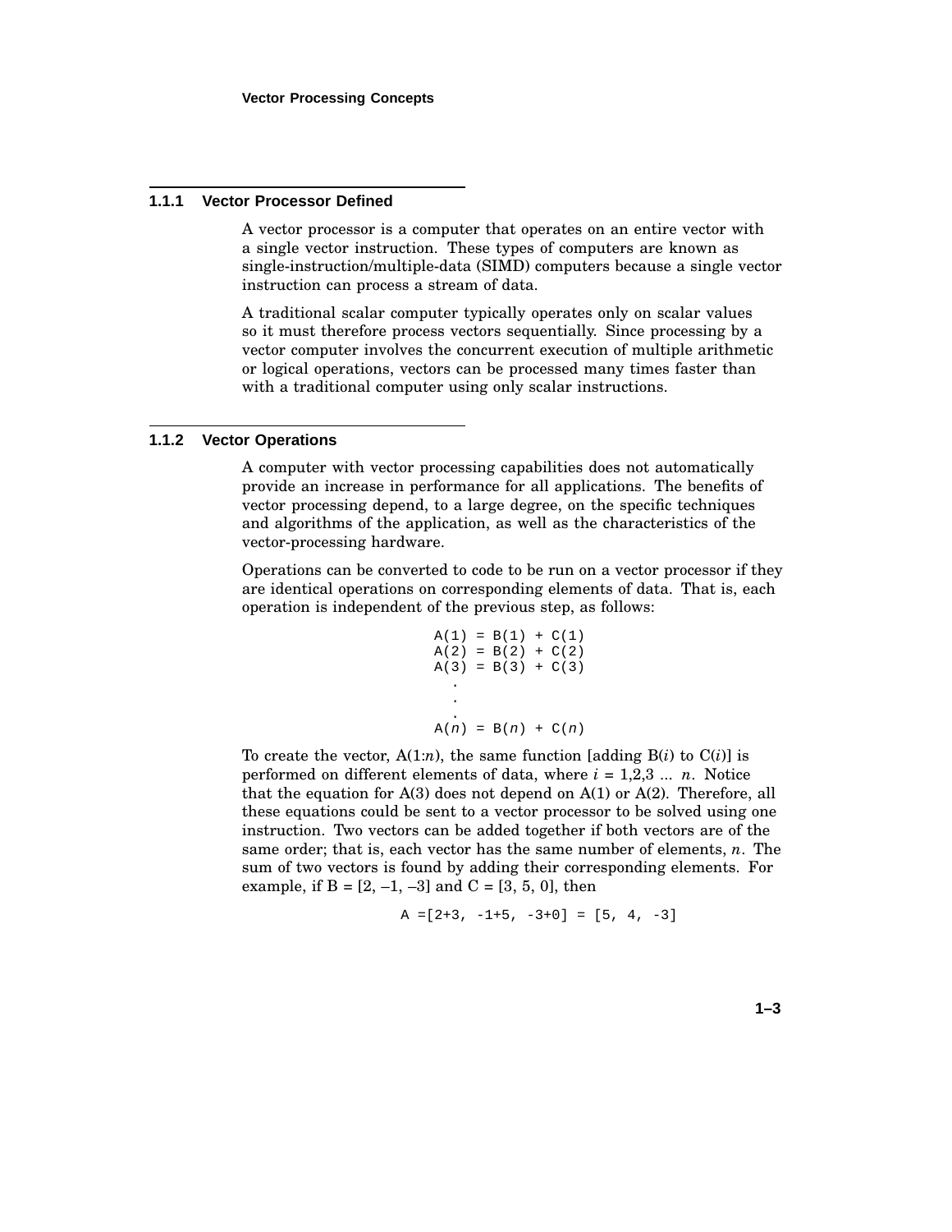### 1.1.1 Vector Processor Defined

A vector processor is a computer that operates on an entire vector with a single vector instruction. These types of computers are known as single-instruction/multiple-data (SIMD) computers because a single vector instruction can process a stream of data.

A traditional scalar computer typically operates only on scalar values so it must therefore process vectors sequentially. Since processing by a vector computer involves the concurrent execution of multiple arithmetic or logical operations, vectors can be processed many times faster than with a traditional computer using only scalar instructions.

### 1.1.2 Vector Operations

A computer with vector processing capabilities does not automatically provide an increase in performance for all applications. The benefits of vector processing depend, to a large degree, on the specific techniques and algorithms of the application, as well as the characteristics of the vector-processing hardware.

Operations can be converted to code to be run on a vector processor if they are identical operations on corresponding elements of data. That is, each operation is independent of the previous step, as follows:

```
A(1) = B(1) + C(1)
A(2) = B(2) + C(2)
A(3) = B(3) + C(3)
   .
   .
   .
A(n) = B(n) + C(n)
```

To create the vector, A(1:$n$), the same function [adding B($i$) to C($i$)] is performed on different elements of data, where $i$ = 1,2,3 ... $n$. Notice that the equation for A(3) does not depend on A(1) or A(2). Therefore, all these equations could be sent to a vector processor to be solved using one instruction. Two vectors can be added together if both vectors are of the same order; that is, each vector has the same number of elements, $n$. The sum of two vectors is found by adding their corresponding elements. For example, if B = [2, –1, –3] and C = [3, 5, 0], then

```
A =[2+3, -1+5, -3+0] = [5, 4, -3]
```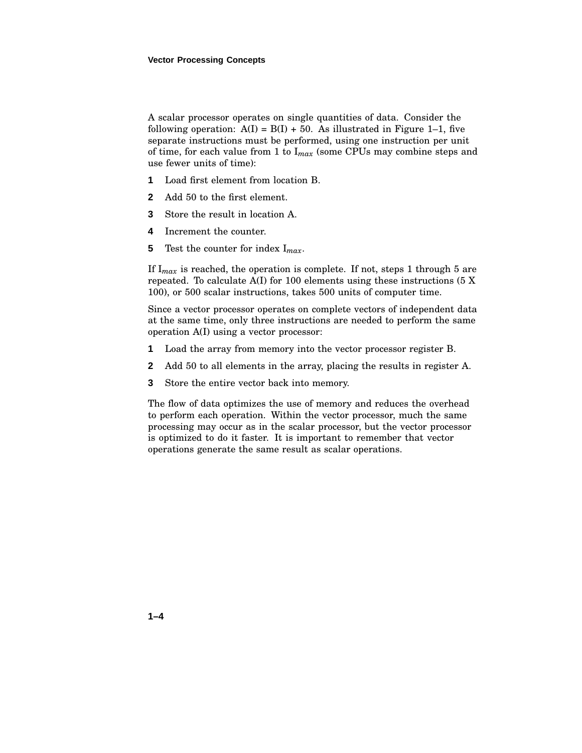A scalar processor operates on single quantities of data. Consider the following operation: A(I) = B(I) + 50. As illustrated in Figure 1–1, five separate instructions must be performed, using one instruction per unit of time, for each value from 1 to $I_{max}$ (some CPUs may combine steps and use fewer units of time):

1. Load first element from location B.
2. Add 50 to the first element.
3. Store the result in location A.
4. Increment the counter.
5. Test the counter for index $I_{max}$.

If $I_{max}$ is reached, the operation is complete. If not, steps 1 through 5 are repeated. To calculate A(I) for 100 elements using these instructions (5 X 100), or 500 scalar instructions, takes 500 units of computer time.

Since a vector processor operates on complete vectors of independent data at the same time, only three instructions are needed to perform the same operation A(I) using a vector processor:

1. Load the array from memory into the vector processor register B.
2. Add 50 to all elements in the array, placing the results in register A.
3. Store the entire vector back into memory.

The flow of data optimizes the use of memory and reduces the overhead to perform each operation. Within the vector processor, much the same processing may occur as in the scalar processor, but the vector processor is optimized to do it faster. It is important to remember that vector operations generate the same result as scalar operations.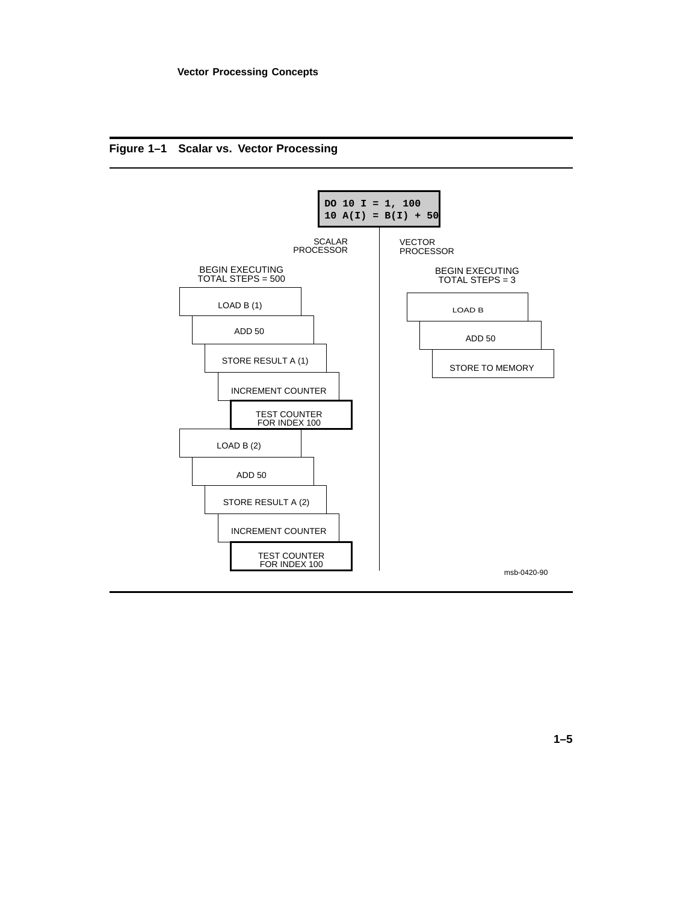**Figure 1–1 Scalar vs. Vector Processing**

```
DO 10 I = 1, 100
10 A(I) = B(I) + 50
```

SCALAR PROCESSOR

BEGIN EXECUTING
TOTAL STEPS = 500

LOAD B (1)

ADD 50

STORE RESULT A (1)

INCREMENT COUNTER

TEST COUNTER FOR INDEX 100

LOAD B (2)

ADD 50

STORE RESULT A (2)

INCREMENT COUNTER

TEST COUNTER FOR INDEX 100

VECTOR PROCESSOR

BEGIN EXECUTING
TOTAL STEPS = 3

LOAD B

ADD 50

STORE TO MEMORY

msb-0420-90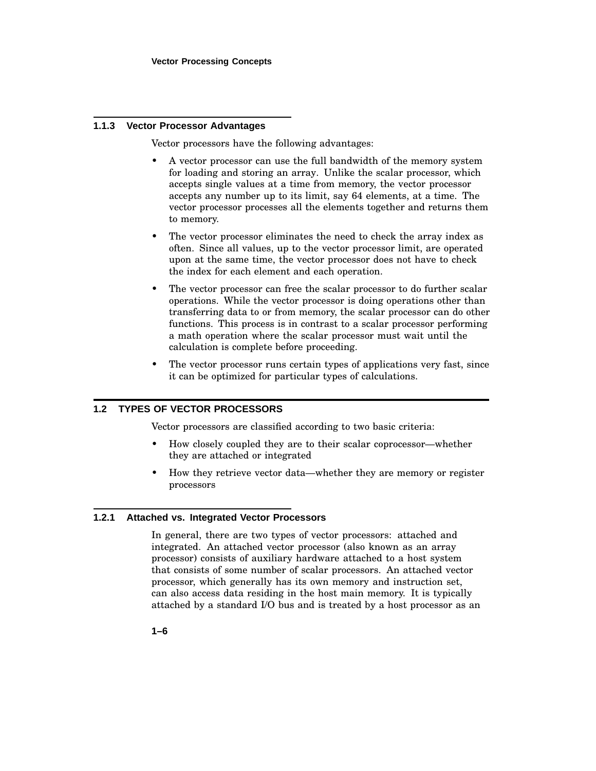### 1.1.3 Vector Processor Advantages

Vector processors have the following advantages:

- A vector processor can use the full bandwidth of the memory system for loading and storing an array. Unlike the scalar processor, which accepts single values at a time from memory, the vector processor accepts any number up to its limit, say 64 elements, at a time. The vector processor processes all the elements together and returns them to memory.
- The vector processor eliminates the need to check the array index as often. Since all values, up to the vector processor limit, are operated upon at the same time, the vector processor does not have to check the index for each element and each operation.
- The vector processor can free the scalar processor to do further scalar operations. While the vector processor is doing operations other than transferring data to or from memory, the scalar processor can do other functions. This process is in contrast to a scalar processor performing a math operation where the scalar processor must wait until the calculation is complete before proceeding.
- The vector processor runs certain types of applications very fast, since it can be optimized for particular types of calculations.

## 1.2 TYPES OF VECTOR PROCESSORS

Vector processors are classified according to two basic criteria:

- How closely coupled they are to their scalar coprocessor—whether they are attached or integrated
- How they retrieve vector data—whether they are memory or register processors

### 1.2.1 Attached vs. Integrated Vector Processors

In general, there are two types of vector processors: attached and integrated. An attached vector processor (also known as an array processor) consists of auxiliary hardware attached to a host system that consists of some number of scalar processors. An attached vector processor, which generally has its own memory and instruction set, can also access data residing in the host main memory. It is typically attached by a standard I/O bus and is treated by a host processor as an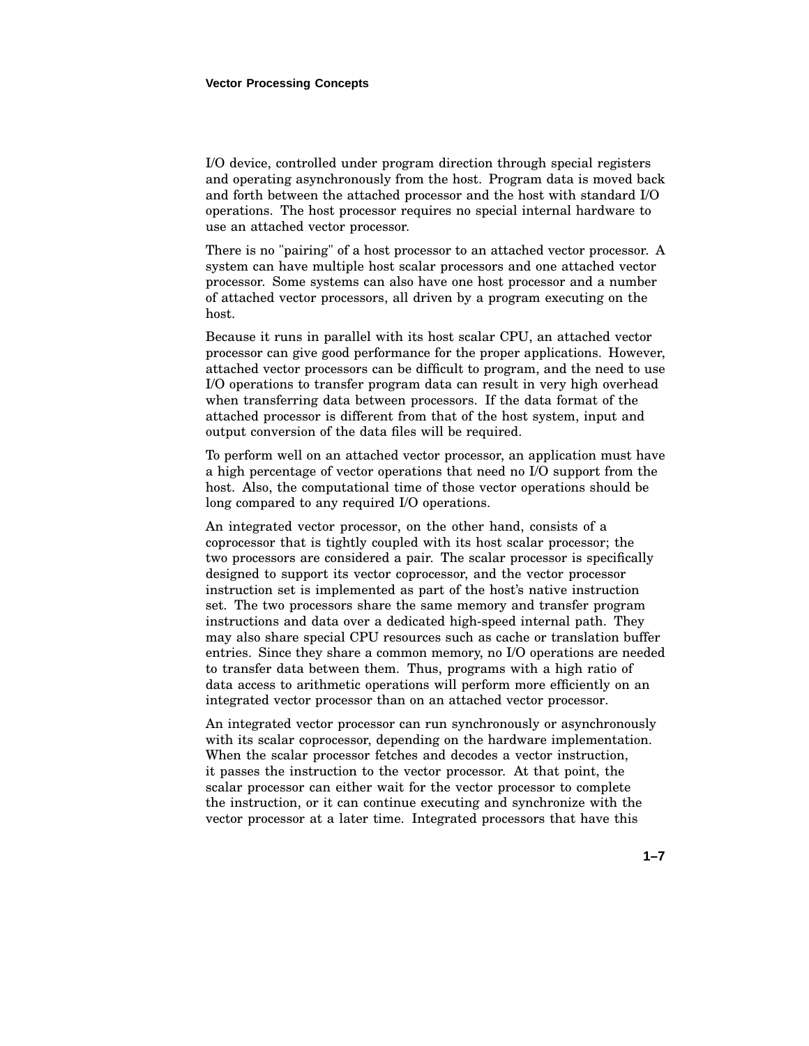I/O device, controlled under program direction through special registers and operating asynchronously from the host. Program data is moved back and forth between the attached processor and the host with standard I/O operations. The host processor requires no special internal hardware to use an attached vector processor.

There is no "pairing" of a host processor to an attached vector processor. A system can have multiple host scalar processors and one attached vector processor. Some systems can also have one host processor and a number of attached vector processors, all driven by a program executing on the host.

Because it runs in parallel with its host scalar CPU, an attached vector processor can give good performance for the proper applications. However, attached vector processors can be difficult to program, and the need to use I/O operations to transfer program data can result in very high overhead when transferring data between processors. If the data format of the attached processor is different from that of the host system, input and output conversion of the data files will be required.

To perform well on an attached vector processor, an application must have a high percentage of vector operations that need no I/O support from the host. Also, the computational time of those vector operations should be long compared to any required I/O operations.

An integrated vector processor, on the other hand, consists of a coprocessor that is tightly coupled with its host scalar processor; the two processors are considered a pair. The scalar processor is specifically designed to support its vector coprocessor, and the vector processor instruction set is implemented as part of the host's native instruction set. The two processors share the same memory and transfer program instructions and data over a dedicated high-speed internal path. They may also share special CPU resources such as cache or translation buffer entries. Since they share a common memory, no I/O operations are needed to transfer data between them. Thus, programs with a high ratio of data access to arithmetic operations will perform more efficiently on an integrated vector processor than on an attached vector processor.

An integrated vector processor can run synchronously or asynchronously with its scalar coprocessor, depending on the hardware implementation. When the scalar processor fetches and decodes a vector instruction, it passes the instruction to the vector processor. At that point, the scalar processor can either wait for the vector processor to complete the instruction, or it can continue executing and synchronize with the vector processor at a later time. Integrated processors that have this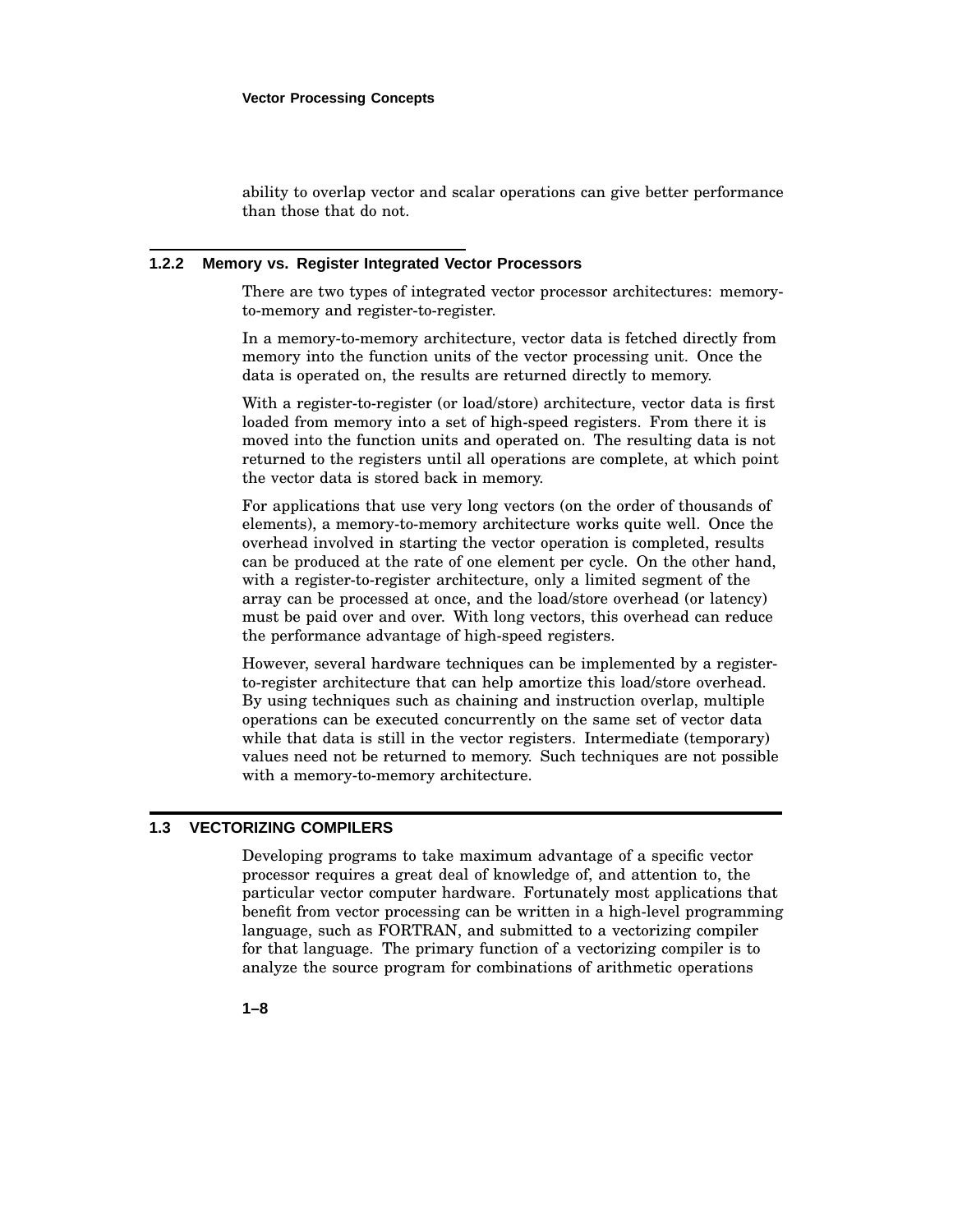ability to overlap vector and scalar operations can give better performance than those that do not.

### 1.2.2 Memory vs. Register Integrated Vector Processors

There are two types of integrated vector processor architectures: memory-to-memory and register-to-register.

In a memory-to-memory architecture, vector data is fetched directly from memory into the function units of the vector processing unit. Once the data is operated on, the results are returned directly to memory.

With a register-to-register (or load/store) architecture, vector data is first loaded from memory into a set of high-speed registers. From there it is moved into the function units and operated on. The resulting data is not returned to the registers until all operations are complete, at which point the vector data is stored back in memory.

For applications that use very long vectors (on the order of thousands of elements), a memory-to-memory architecture works quite well. Once the overhead involved in starting the vector operation is completed, results can be produced at the rate of one element per cycle. On the other hand, with a register-to-register architecture, only a limited segment of the array can be processed at once, and the load/store overhead (or latency) must be paid over and over. With long vectors, this overhead can reduce the performance advantage of high-speed registers.

However, several hardware techniques can be implemented by a register-to-register architecture that can help amortize this load/store overhead. By using techniques such as chaining and instruction overlap, multiple operations can be executed concurrently on the same set of vector data while that data is still in the vector registers. Intermediate (temporary) values need not be returned to memory. Such techniques are not possible with a memory-to-memory architecture.

## 1.3 VECTORIZING COMPILERS

Developing programs to take maximum advantage of a specific vector processor requires a great deal of knowledge of, and attention to, the particular vector computer hardware. Fortunately most applications that benefit from vector processing can be written in a high-level programming language, such as FORTRAN, and submitted to a vectorizing compiler for that language. The primary function of a vectorizing compiler is to analyze the source program for combinations of arithmetic operations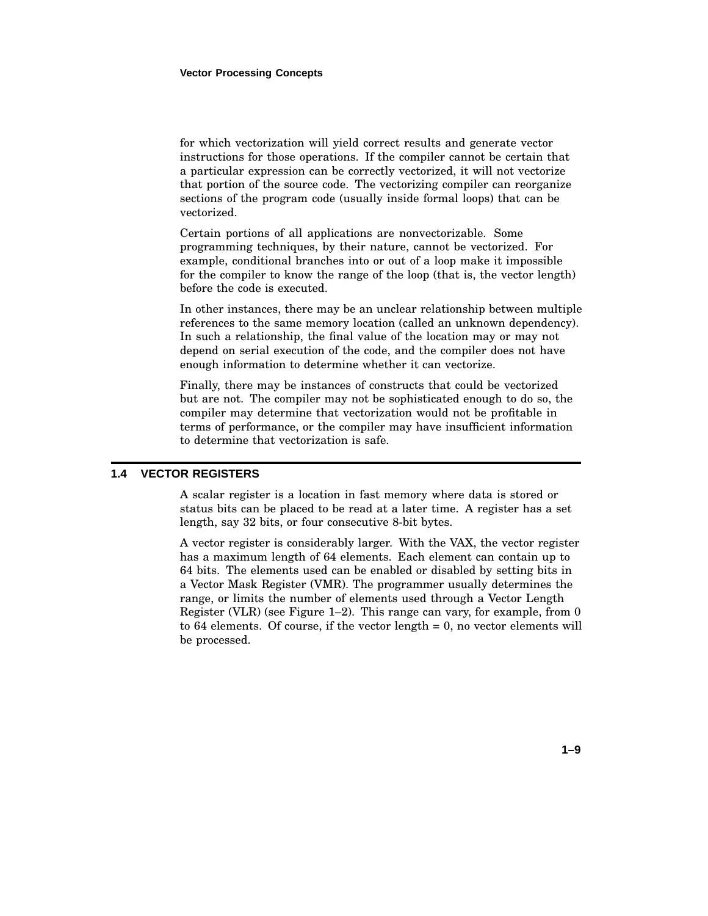for which vectorization will yield correct results and generate vector instructions for those operations. If the compiler cannot be certain that a particular expression can be correctly vectorized, it will not vectorize that portion of the source code. The vectorizing compiler can reorganize sections of the program code (usually inside formal loops) that can be vectorized.

Certain portions of all applications are nonvectorizable. Some programming techniques, by their nature, cannot be vectorized. For example, conditional branches into or out of a loop make it impossible for the compiler to know the range of the loop (that is, the vector length) before the code is executed.

In other instances, there may be an unclear relationship between multiple references to the same memory location (called an unknown dependency). In such a relationship, the final value of the location may or may not depend on serial execution of the code, and the compiler does not have enough information to determine whether it can vectorize.

Finally, there may be instances of constructs that could be vectorized but are not. The compiler may not be sophisticated enough to do so, the compiler may determine that vectorization would not be profitable in terms of performance, or the compiler may have insufficient information to determine that vectorization is safe.

## 1.4 VECTOR REGISTERS

A scalar register is a location in fast memory where data is stored or status bits can be placed to be read at a later time. A register has a set length, say 32 bits, or four consecutive 8-bit bytes.

A vector register is considerably larger. With the VAX, the vector register has a maximum length of 64 elements. Each element can contain up to 64 bits. The elements used can be enabled or disabled by setting bits in a Vector Mask Register (VMR). The programmer usually determines the range, or limits the number of elements used through a Vector Length Register (VLR) (see Figure 1–2). This range can vary, for example, from 0 to 64 elements. Of course, if the vector length = 0, no vector elements will be processed.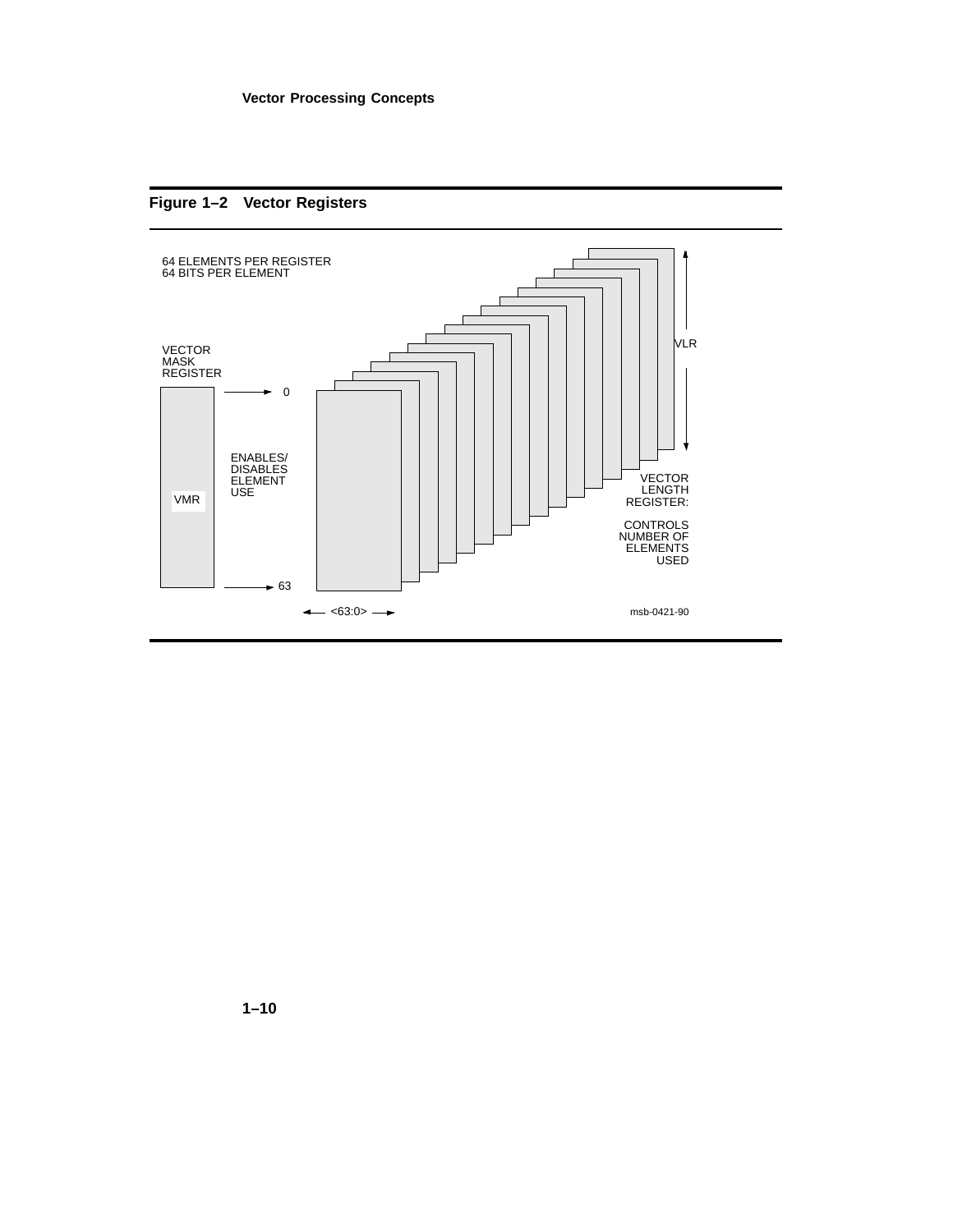**Figure 1–2 Vector Registers**

64 ELEMENTS PER REGISTER
64 BITS PER ELEMENT

VECTOR
MASK
REGISTER

VMR

ENABLES/
DISABLES
ELEMENT
USE

0

63

<63:0>

VLR

VECTOR
LENGTH
REGISTER:

CONTROLS
NUMBER OF
ELEMENTS
USED

msb-0421-90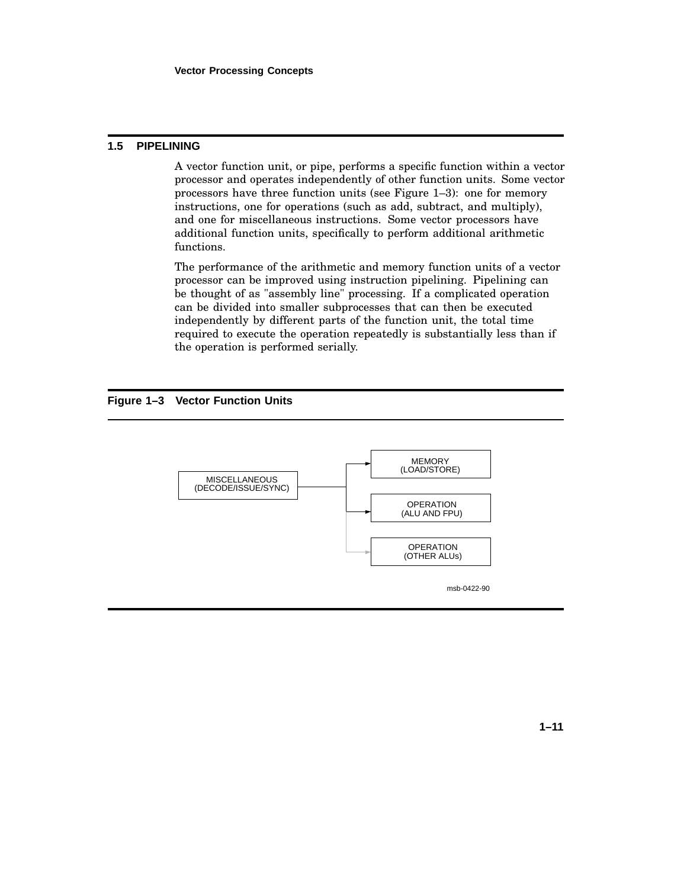## 1.5 PIPELINING

A vector function unit, or pipe, performs a specific function within a vector processor and operates independently of other function units. Some vector processors have three function units (see Figure 1–3): one for memory instructions, one for operations (such as add, subtract, and multiply), and one for miscellaneous instructions. Some vector processors have additional function units, specifically to perform additional arithmetic functions.

The performance of the arithmetic and memory function units of a vector processor can be improved using instruction pipelining. Pipelining can be thought of as "assembly line" processing. If a complicated operation can be divided into smaller subprocesses that can then be executed independently by different parts of the function unit, the total time required to execute the operation repeatedly is substantially less than if the operation is performed serially.

**Figure 1–3 Vector Function Units**

MISCELLANEOUS (DECODE/ISSUE/SYNC)

MEMORY (LOAD/STORE)

OPERATION (ALU AND FPU)

OPERATION (OTHER ALUs)

msb-0422-90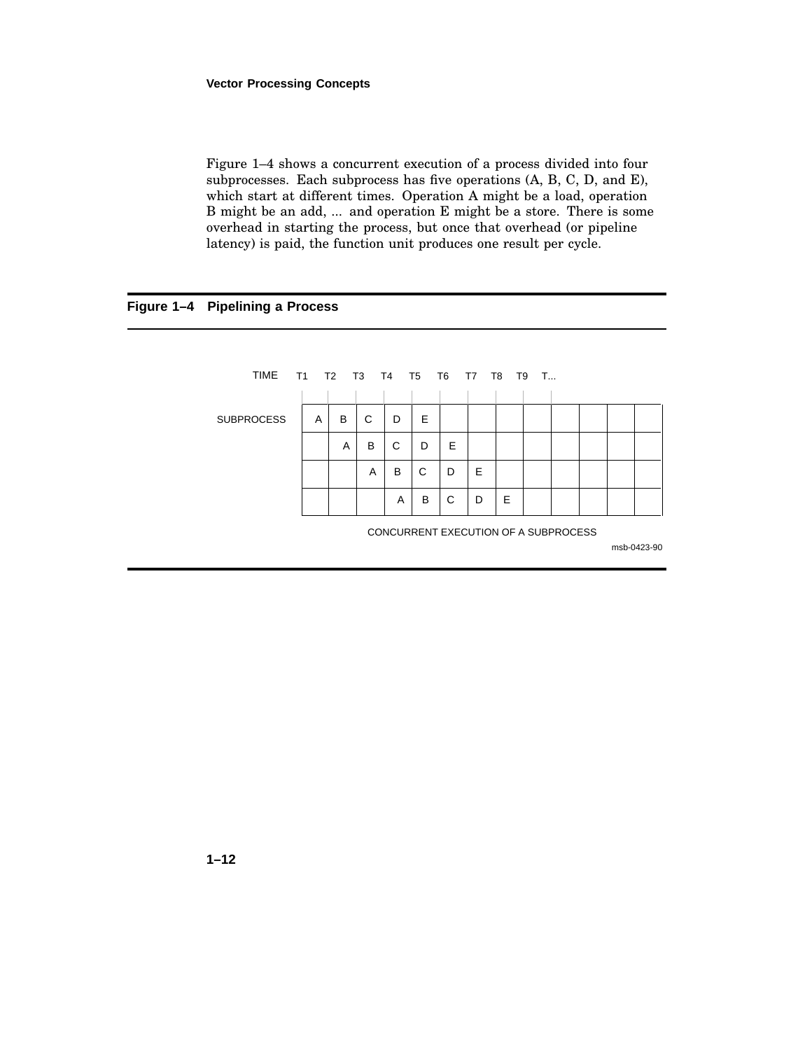Figure 1–4 shows a concurrent execution of a process divided into four subprocesses. Each subprocess has five operations (A, B, C, D, and E), which start at different times. Operation A might be a load, operation B might be an add, ... and operation E might be a store. There is some overhead in starting the process, but once that overhead (or pipeline latency) is paid, the function unit produces one result per cycle.

**Figure 1–4 Pipelining a Process**

| TIME | T1 | T2 | T3 | T4 | T5 | T6 | T7 | T8 | T9 | T... | | | |
|---|---|---|---|---|---|---|---|---|---|---|---|---|---|
| SUBPROCESS | A | B | C | D | E | | | | | | | | |
| | | A | B | C | D | E | | | | | | | |
| | | | A | B | C | D | E | | | | | | |
| | | | | A | B | C | D | E | | | | | |

CONCURRENT EXECUTION OF A SUBPROCESS

msb-0423-90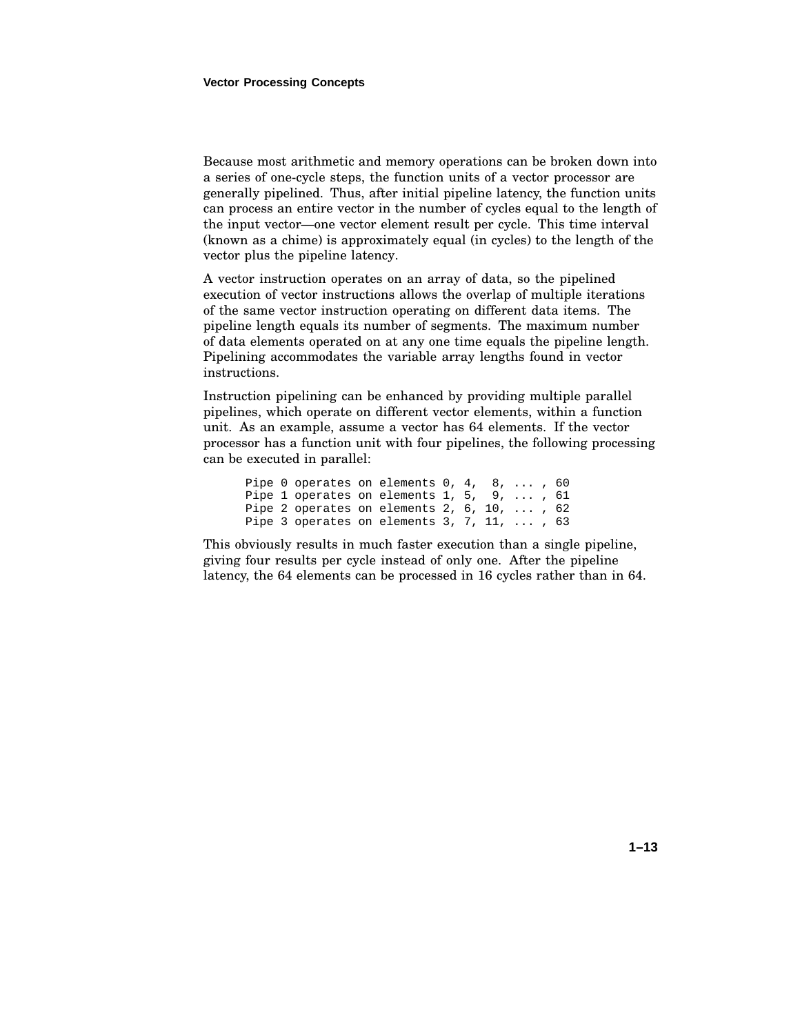Because most arithmetic and memory operations can be broken down into a series of one-cycle steps, the function units of a vector processor are generally pipelined. Thus, after initial pipeline latency, the function units can process an entire vector in the number of cycles equal to the length of the input vector—one vector element result per cycle. This time interval (known as a chime) is approximately equal (in cycles) to the length of the vector plus the pipeline latency.

A vector instruction operates on an array of data, so the pipelined execution of vector instructions allows the overlap of multiple iterations of the same vector instruction operating on different data items. The pipeline length equals its number of segments. The maximum number of data elements operated on at any one time equals the pipeline length. Pipelining accommodates the variable array lengths found in vector instructions.

Instruction pipelining can be enhanced by providing multiple parallel pipelines, which operate on different vector elements, within a function unit. As an example, assume a vector has 64 elements. If the vector processor has a function unit with four pipelines, the following processing can be executed in parallel:

```
Pipe 0 operates on elements 0, 4,  8, ... , 60
Pipe 1 operates on elements 1, 5,  9, ... , 61
Pipe 2 operates on elements 2, 6, 10, ... , 62
Pipe 3 operates on elements 3, 7, 11, ... , 63
```

This obviously results in much faster execution than a single pipeline, giving four results per cycle instead of only one. After the pipeline latency, the 64 elements can be processed in 16 cycles rather than in 64.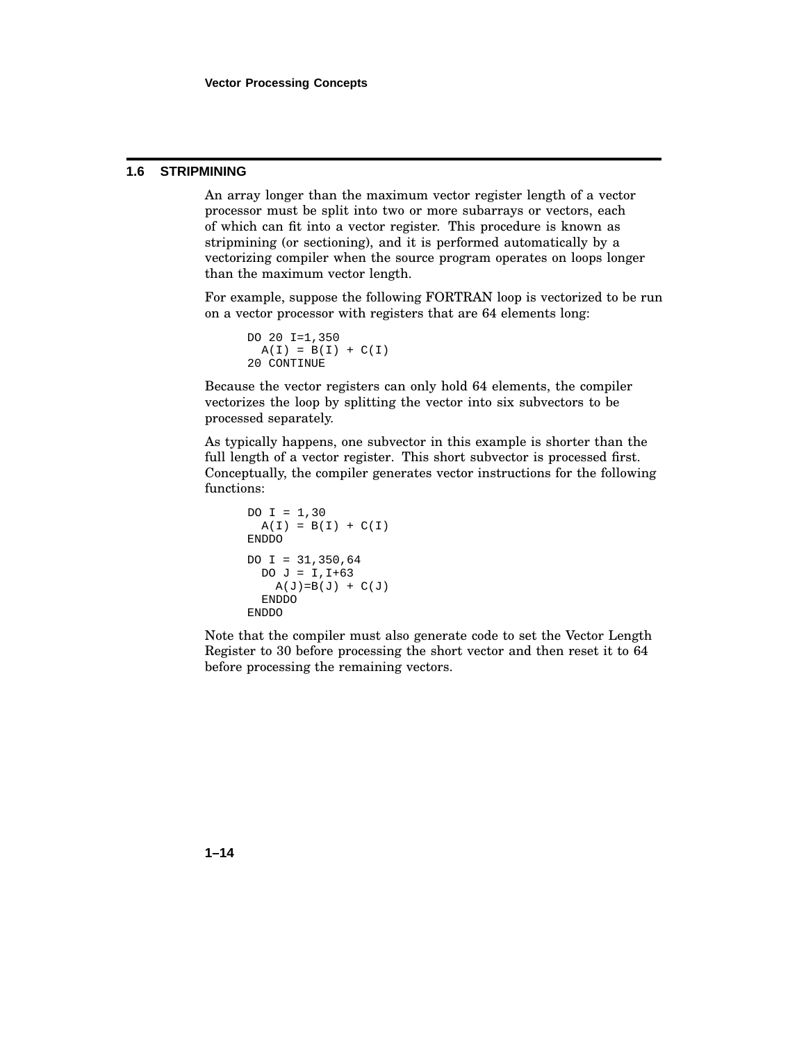## 1.6 STRIPMINING

An array longer than the maximum vector register length of a vector processor must be split into two or more subarrays or vectors, each of which can fit into a vector register. This procedure is known as stripmining (or sectioning), and it is performed automatically by a vectorizing compiler when the source program operates on loops longer than the maximum vector length.

For example, suppose the following FORTRAN loop is vectorized to be run on a vector processor with registers that are 64 elements long:

```
DO 20 I=1,350
  A(I) = B(I) + C(I)
20 CONTINUE
```

Because the vector registers can only hold 64 elements, the compiler vectorizes the loop by splitting the vector into six subvectors to be processed separately.

As typically happens, one subvector in this example is shorter than the full length of a vector register. This short subvector is processed first. Conceptually, the compiler generates vector instructions for the following functions:

```
DO I = 1,30
  A(I) = B(I) + C(I)
ENDDO
DO I = 31,350,64
  DO J = I,I+63
    A(J)=B(J) + C(J)
  ENDDO
ENDDO
```

Note that the compiler must also generate code to set the Vector Length Register to 30 before processing the short vector and then reset it to 64 before processing the remaining vectors.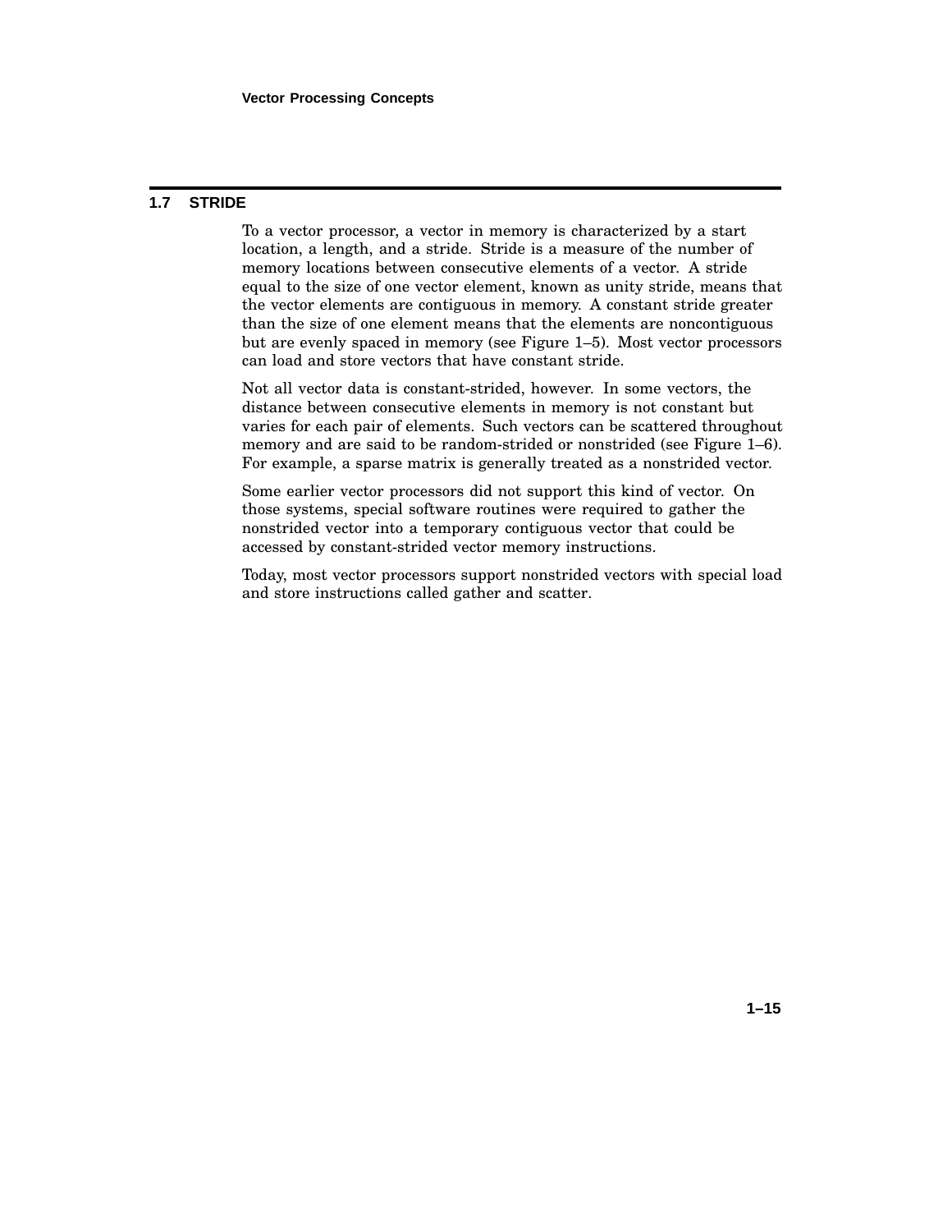## 1.7 STRIDE

To a vector processor, a vector in memory is characterized by a start location, a length, and a stride. Stride is a measure of the number of memory locations between consecutive elements of a vector. A stride equal to the size of one vector element, known as unity stride, means that the vector elements are contiguous in memory. A constant stride greater than the size of one element means that the elements are noncontiguous but are evenly spaced in memory (see Figure 1–5). Most vector processors can load and store vectors that have constant stride.

Not all vector data is constant-strided, however. In some vectors, the distance between consecutive elements in memory is not constant but varies for each pair of elements. Such vectors can be scattered throughout memory and are said to be random-strided or nonstrided (see Figure 1–6). For example, a sparse matrix is generally treated as a nonstrided vector.

Some earlier vector processors did not support this kind of vector. On those systems, special software routines were required to gather the nonstrided vector into a temporary contiguous vector that could be accessed by constant-strided vector memory instructions.

Today, most vector processors support nonstrided vectors with special load and store instructions called gather and scatter.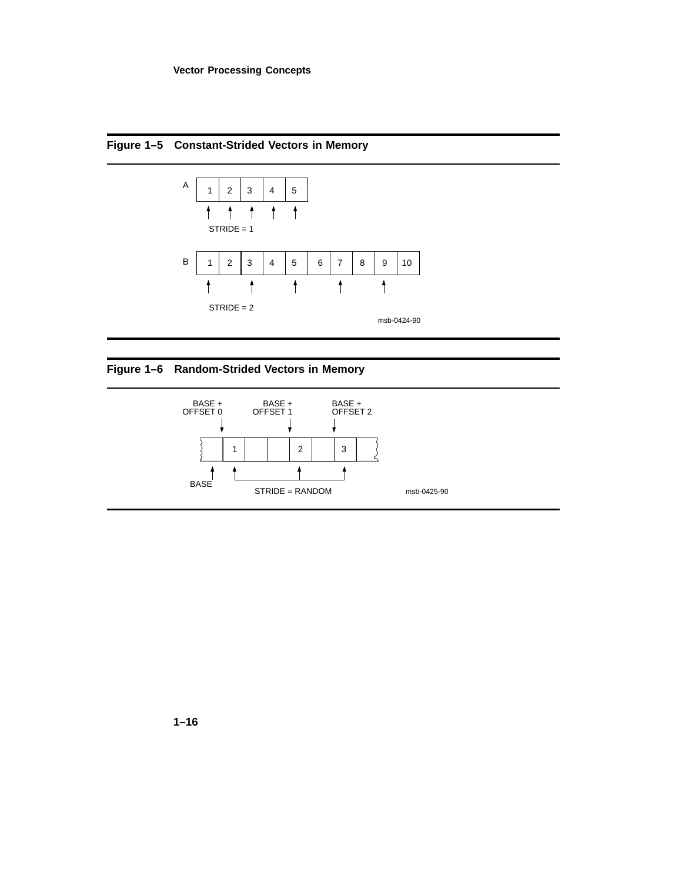**Figure 1–5 Constant-Strided Vectors in Memory**

A

| 1 | 2 | 3 | 4 | 5 |
|---|---|---|---|---|

STRIDE = 1

B

| 1 | 2 | 3 | 4 | 5 | 6 | 7 | 8 | 9 | 10 |
|---|---|---|---|---|---|---|---|---|---|

STRIDE = 2

msb-0424-90

**Figure 1–6 Random-Strided Vectors in Memory**

BASE + OFFSET 0, BASE + OFFSET 1, BASE + OFFSET 2

|   | 1 |   |   | 2 |   | 3 |   |
|---|---|---|---|---|---|---|---|

BASE

STRIDE = RANDOM

msb-0425-90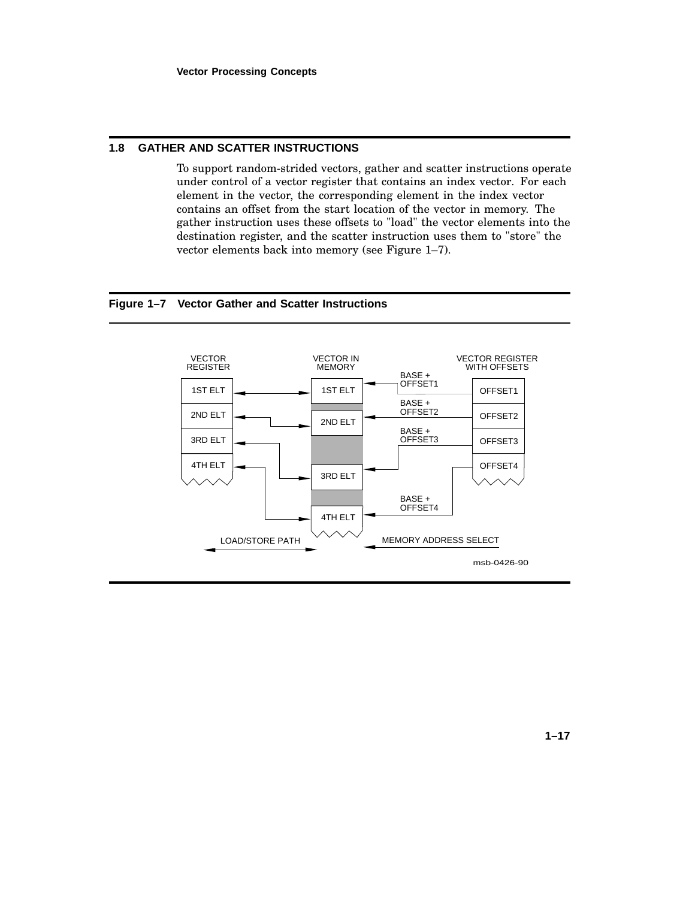## 1.8 GATHER AND SCATTER INSTRUCTIONS

To support random-strided vectors, gather and scatter instructions operate under control of a vector register that contains an index vector. For each element in the vector, the corresponding element in the index vector contains an offset from the start location of the vector in memory. The gather instruction uses these offsets to "load" the vector elements into the destination register, and the scatter instruction uses them to "store" the vector elements back into memory (see Figure 1–7).

**Figure 1–7 Vector Gather and Scatter Instructions**

VECTOR REGISTER | VECTOR IN MEMORY | VECTOR REGISTER WITH OFFSETS

1ST ELT, 2ND ELT, 3RD ELT, 4TH ELT — BASE + OFFSET1, BASE + OFFSET2, BASE + OFFSET3, BASE + OFFSET4 — OFFSET1, OFFSET2, OFFSET3, OFFSET4

LOAD/STORE PATH — MEMORY ADDRESS SELECT

msb-0426-90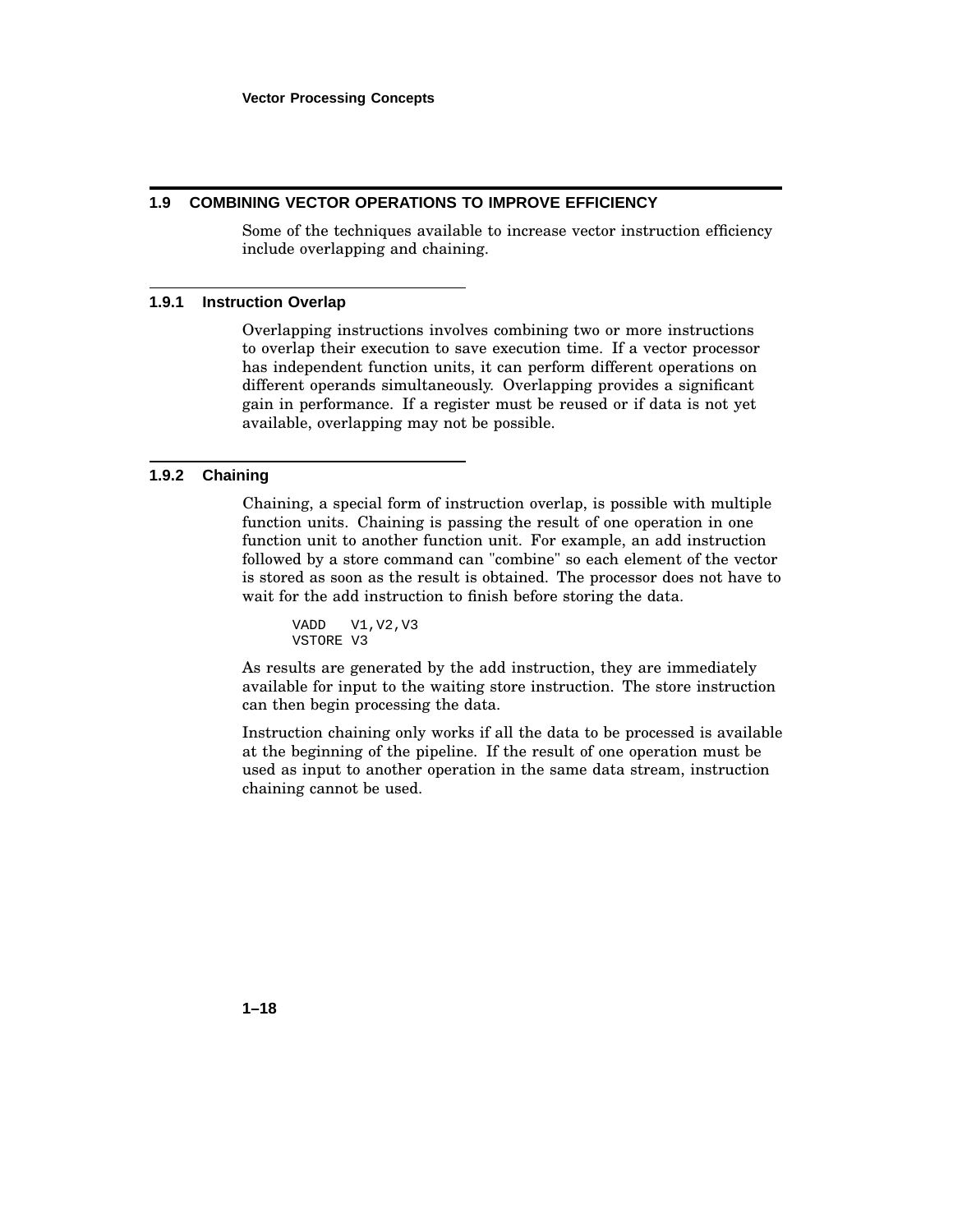## 1.9 COMBINING VECTOR OPERATIONS TO IMPROVE EFFICIENCY

Some of the techniques available to increase vector instruction efficiency include overlapping and chaining.

### 1.9.1 Instruction Overlap

Overlapping instructions involves combining two or more instructions to overlap their execution to save execution time. If a vector processor has independent function units, it can perform different operations on different operands simultaneously. Overlapping provides a significant gain in performance. If a register must be reused or if data is not yet available, overlapping may not be possible.

### 1.9.2 Chaining

Chaining, a special form of instruction overlap, is possible with multiple function units. Chaining is passing the result of one operation in one function unit to another function unit. For example, an add instruction followed by a store command can "combine" so each element of the vector is stored as soon as the result is obtained. The processor does not have to wait for the add instruction to finish before storing the data.

```
VADD   V1,V2,V3
VSTORE V3
```

As results are generated by the add instruction, they are immediately available for input to the waiting store instruction. The store instruction can then begin processing the data.

Instruction chaining only works if all the data to be processed is available at the beginning of the pipeline. If the result of one operation must be used as input to another operation in the same data stream, instruction chaining cannot be used.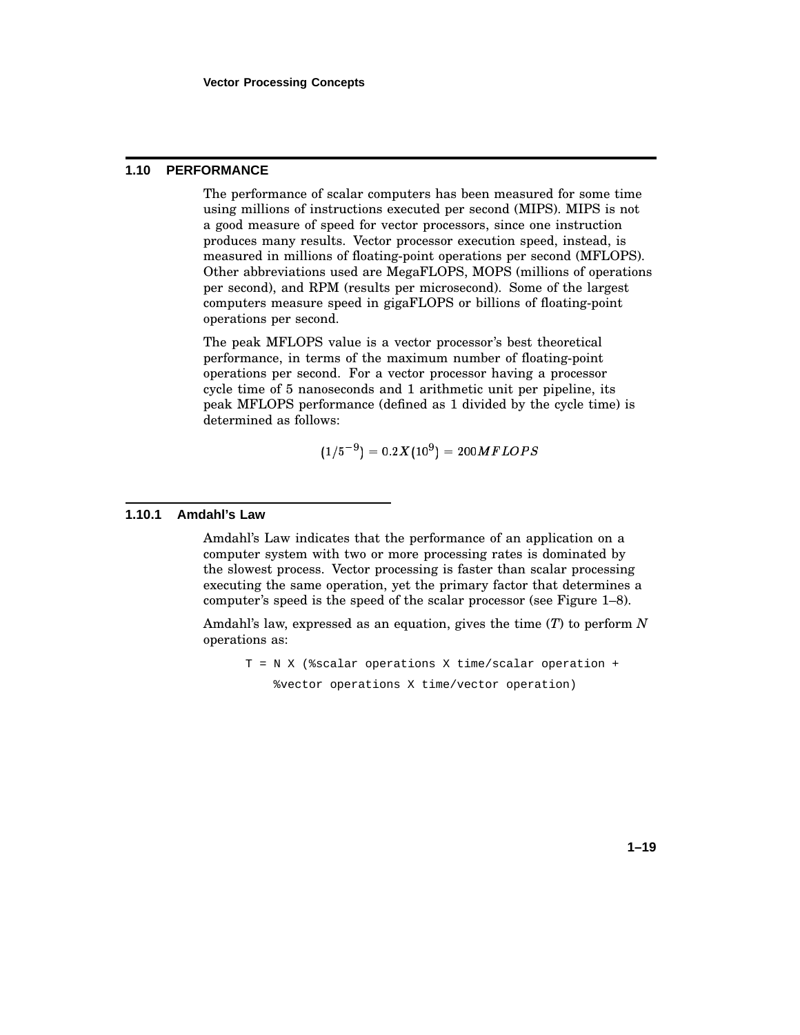## 1.10 PERFORMANCE

The performance of scalar computers has been measured for some time using millions of instructions executed per second (MIPS). MIPS is not a good measure of speed for vector processors, since one instruction produces many results. Vector processor execution speed, instead, is measured in millions of floating-point operations per second (MFLOPS). Other abbreviations used are MegaFLOPS, MOPS (millions of operations per second), and RPM (results per microsecond). Some of the largest computers measure speed in gigaFLOPS or billions of floating-point operations per second.

The peak MFLOPS value is a vector processor's best theoretical performance, in terms of the maximum number of floating-point operations per second. For a vector processor having a processor cycle time of 5 nanoseconds and 1 arithmetic unit per pipeline, its peak MFLOPS performance (defined as 1 divided by the cycle time) is determined as follows:

$$(1/5^{-9}) = 0.2X(10^{9}) = 200MFLOPS$$

### 1.10.1 Amdahl's Law

Amdahl's Law indicates that the performance of an application on a computer system with two or more processing rates is dominated by the slowest process. Vector processing is faster than scalar processing executing the same operation, yet the primary factor that determines a computer's speed is the speed of the scalar processor (see Figure 1–8).

Amdahl's law, expressed as an equation, gives the time ($T$) to perform $N$ operations as:

```
T = N X (%scalar operations X time/scalar operation +
    %vector operations X time/vector operation)
```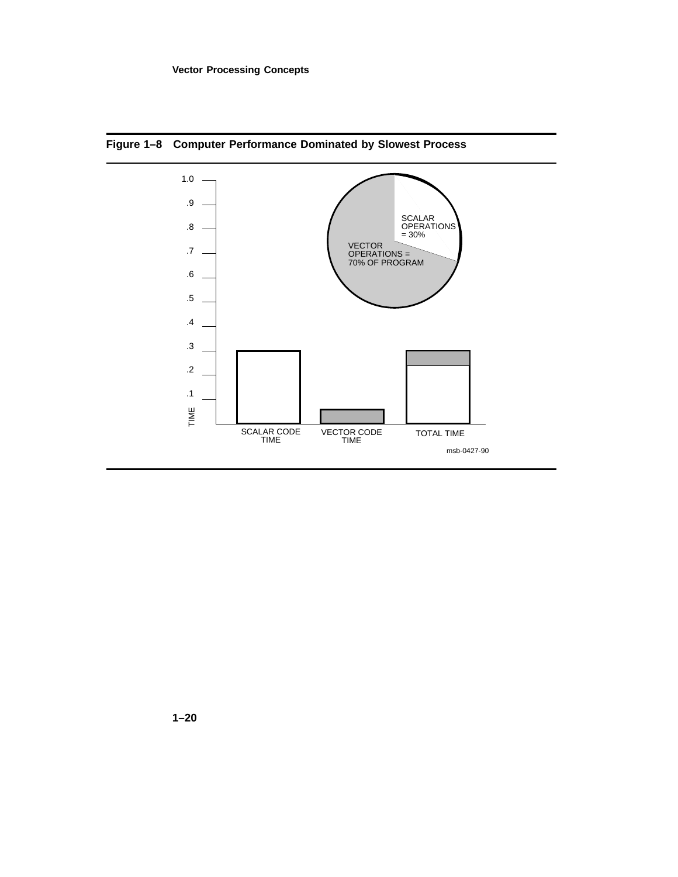**Figure 1–8 Computer Performance Dominated by Slowest Process**

1.0
.9
.8
.7
.6
.5
.4
.3
.2
.1
TIME

SCALAR OPERATIONS = 30%

VECTOR OPERATIONS = 70% OF PROGRAM

SCALAR CODE TIME

VECTOR CODE TIME

TOTAL TIME

msb-0427-90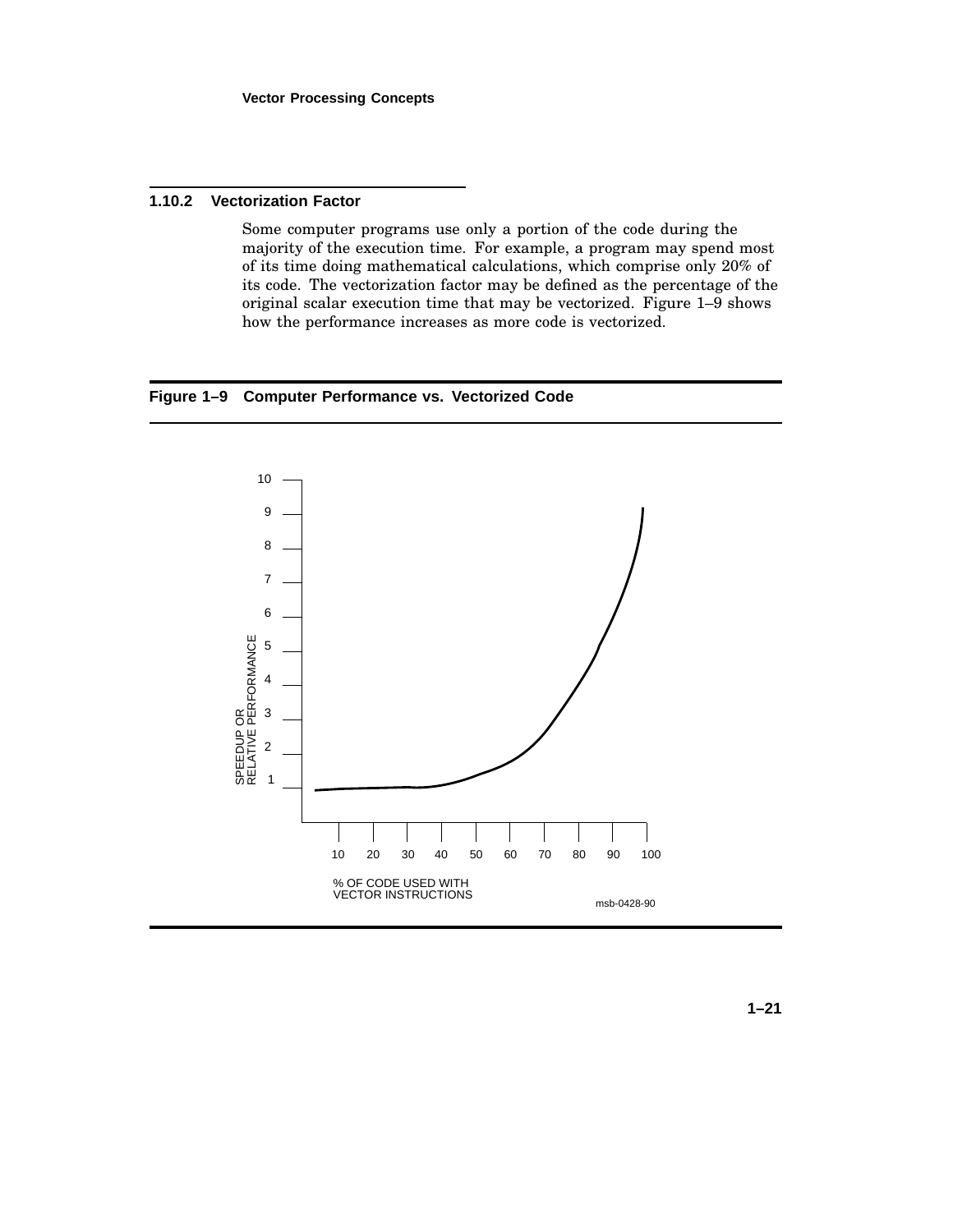### 1.10.2 Vectorization Factor

Some computer programs use only a portion of the code during the majority of the execution time. For example, a program may spend most of its time doing mathematical calculations, which comprise only 20% of its code. The vectorization factor may be defined as the percentage of the original scalar execution time that may be vectorized. Figure 1–9 shows how the performance increases as more code is vectorized.

**Figure 1–9 Computer Performance vs. Vectorized Code**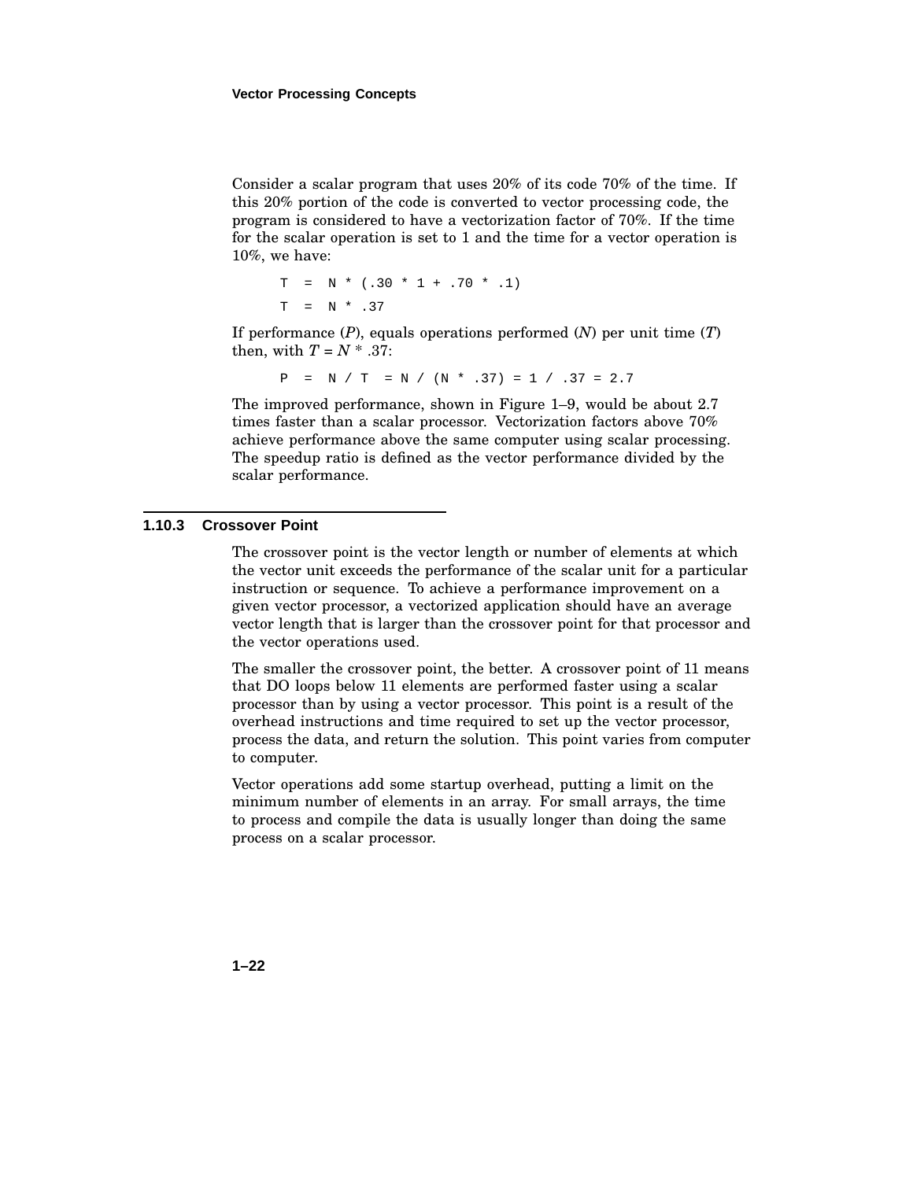Consider a scalar program that uses 20% of its code 70% of the time. If this 20% portion of the code is converted to vector processing code, the program is considered to have a vectorization factor of 70%. If the time for the scalar operation is set to 1 and the time for a vector operation is 10%, we have:

```
T  =  N * (.30 * 1 + .70 * .1)
T  =  N * .37
```

If performance (*P*), equals operations performed (*N*) per unit time (*T*) then, with $T = N * .37$:

```
P  =  N / T  = N / (N * .37) = 1 / .37 = 2.7
```

The improved performance, shown in Figure 1–9, would be about 2.7 times faster than a scalar processor. Vectorization factors above 70% achieve performance above the same computer using scalar processing. The speedup ratio is defined as the vector performance divided by the scalar performance.

### 1.10.3 Crossover Point

The crossover point is the vector length or number of elements at which the vector unit exceeds the performance of the scalar unit for a particular instruction or sequence. To achieve a performance improvement on a given vector processor, a vectorized application should have an average vector length that is larger than the crossover point for that processor and the vector operations used.

The smaller the crossover point, the better. A crossover point of 11 means that DO loops below 11 elements are performed faster using a scalar processor than by using a vector processor. This point is a result of the overhead instructions and time required to set up the vector processor, process the data, and return the solution. This point varies from computer to computer.

Vector operations add some startup overhead, putting a limit on the minimum number of elements in an array. For small arrays, the time to process and compile the data is usually longer than doing the same process on a scalar processor.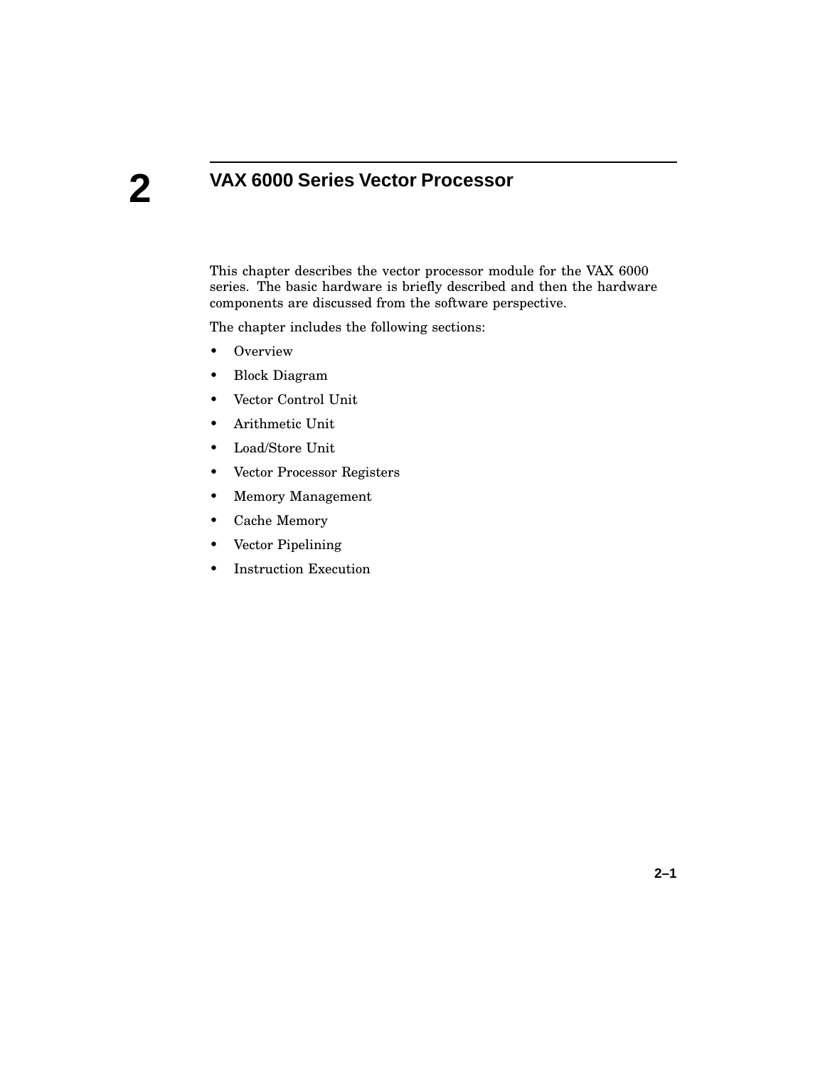# 2 VAX 6000 Series Vector Processor

This chapter describes the vector processor module for the VAX 6000 series. The basic hardware is briefly described and then the hardware components are discussed from the software perspective.

The chapter includes the following sections:

- Overview
- Block Diagram
- Vector Control Unit
- Arithmetic Unit
- Load/Store Unit
- Vector Processor Registers
- Memory Management
- Cache Memory
- Vector Pipelining
- Instruction Execution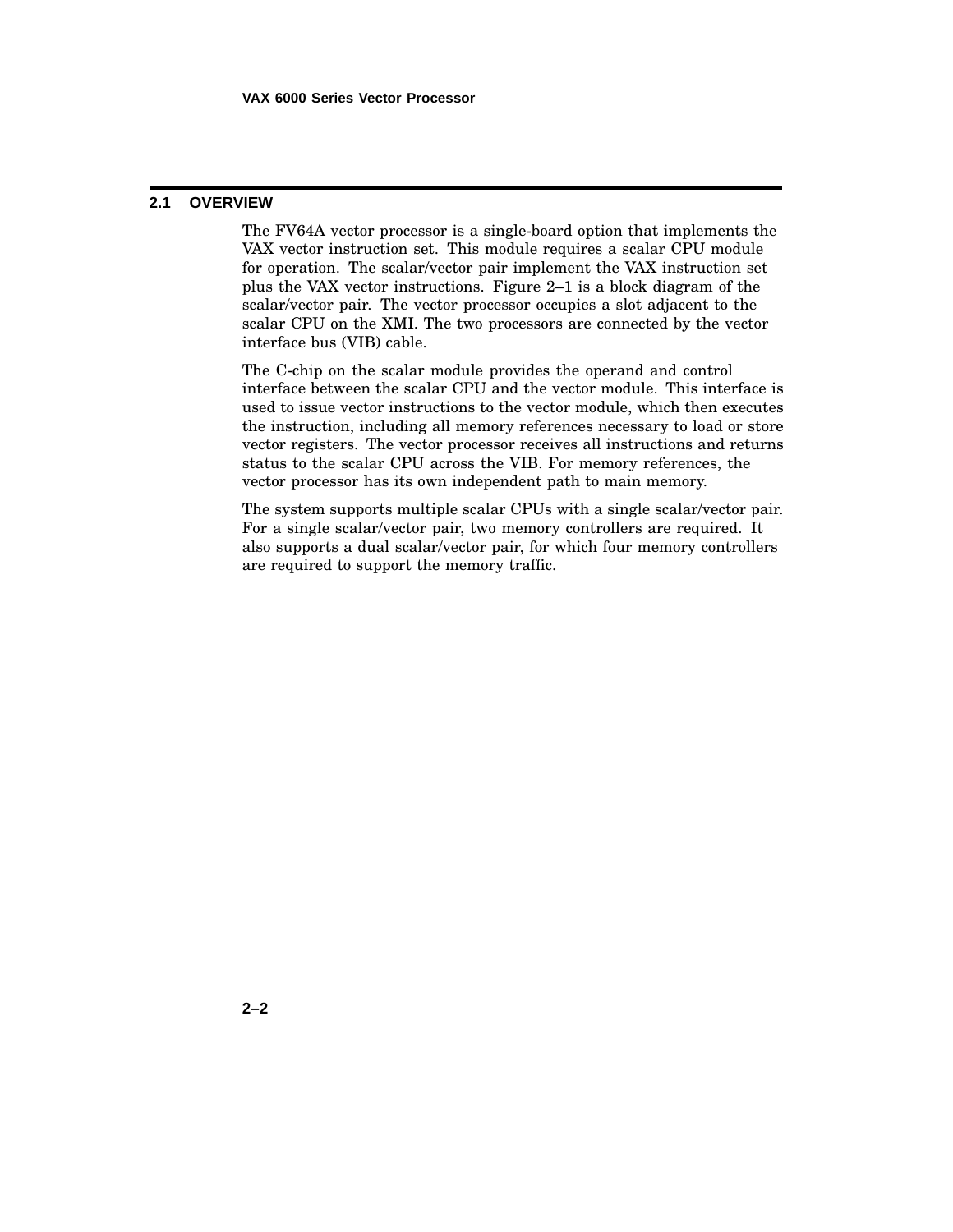## 2.1 OVERVIEW

The FV64A vector processor is a single-board option that implements the VAX vector instruction set. This module requires a scalar CPU module for operation. The scalar/vector pair implement the VAX instruction set plus the VAX vector instructions. Figure 2–1 is a block diagram of the scalar/vector pair. The vector processor occupies a slot adjacent to the scalar CPU on the XMI. The two processors are connected by the vector interface bus (VIB) cable.

The C-chip on the scalar module provides the operand and control interface between the scalar CPU and the vector module. This interface is used to issue vector instructions to the vector module, which then executes the instruction, including all memory references necessary to load or store vector registers. The vector processor receives all instructions and returns status to the scalar CPU across the VIB. For memory references, the vector processor has its own independent path to main memory.

The system supports multiple scalar CPUs with a single scalar/vector pair. For a single scalar/vector pair, two memory controllers are required. It also supports a dual scalar/vector pair, for which four memory controllers are required to support the memory traffic.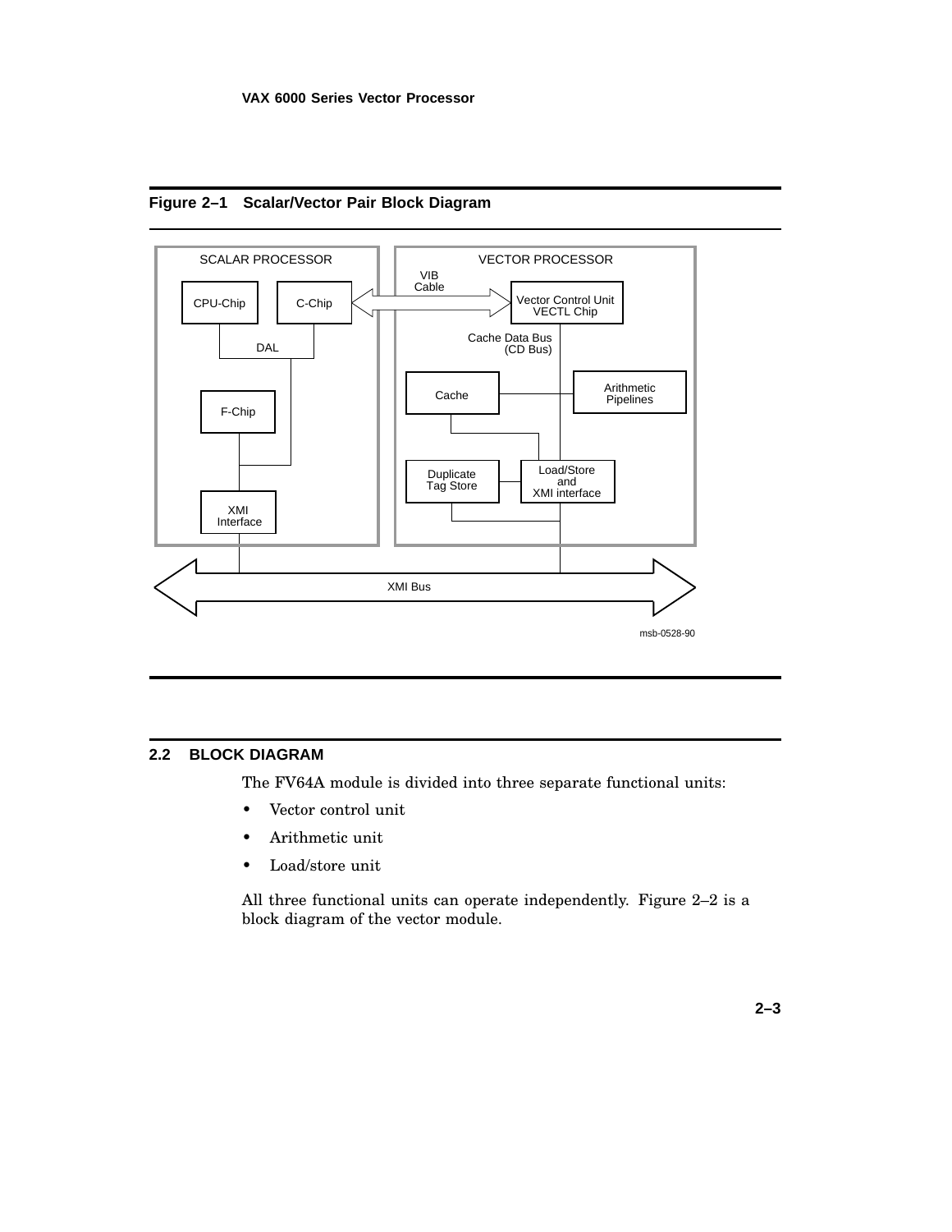**Figure 2–1 Scalar/Vector Pair Block Diagram**

SCALAR PROCESSOR

CPU-Chip

C-Chip

DAL

F-Chip

XMI Interface

VIB Cable

VECTOR PROCESSOR

Vector Control Unit VECTL Chip

Cache Data Bus (CD Bus)

Cache

Arithmetic Pipelines

Duplicate Tag Store

Load/Store and XMI interface

XMI Bus

msb-0528-90

## 2.2 BLOCK DIAGRAM

The FV64A module is divided into three separate functional units:

- Vector control unit
- Arithmetic unit
- Load/store unit

All three functional units can operate independently. Figure 2–2 is a block diagram of the vector module.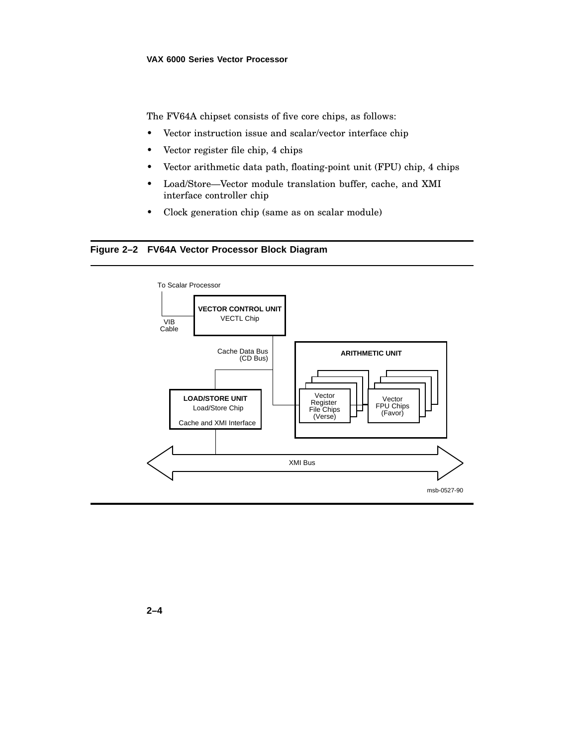The FV64A chipset consists of five core chips, as follows:

- Vector instruction issue and scalar/vector interface chip
- Vector register file chip, 4 chips
- Vector arithmetic data path, floating-point unit (FPU) chip, 4 chips
- Load/Store—Vector module translation buffer, cache, and XMI interface controller chip
- Clock generation chip (same as on scalar module)

**Figure 2–2 FV64A Vector Processor Block Diagram**

To Scalar Processor

VIB Cable

**VECTOR CONTROL UNIT**
VECTL Chip

Cache Data Bus (CD Bus)

**ARITHMETIC UNIT**

Vector Register File Chips (Verse)

Vector FPU Chips (Favor)

**LOAD/STORE UNIT**
Load/Store Chip
Cache and XMI Interface

XMI Bus

msb-0527-90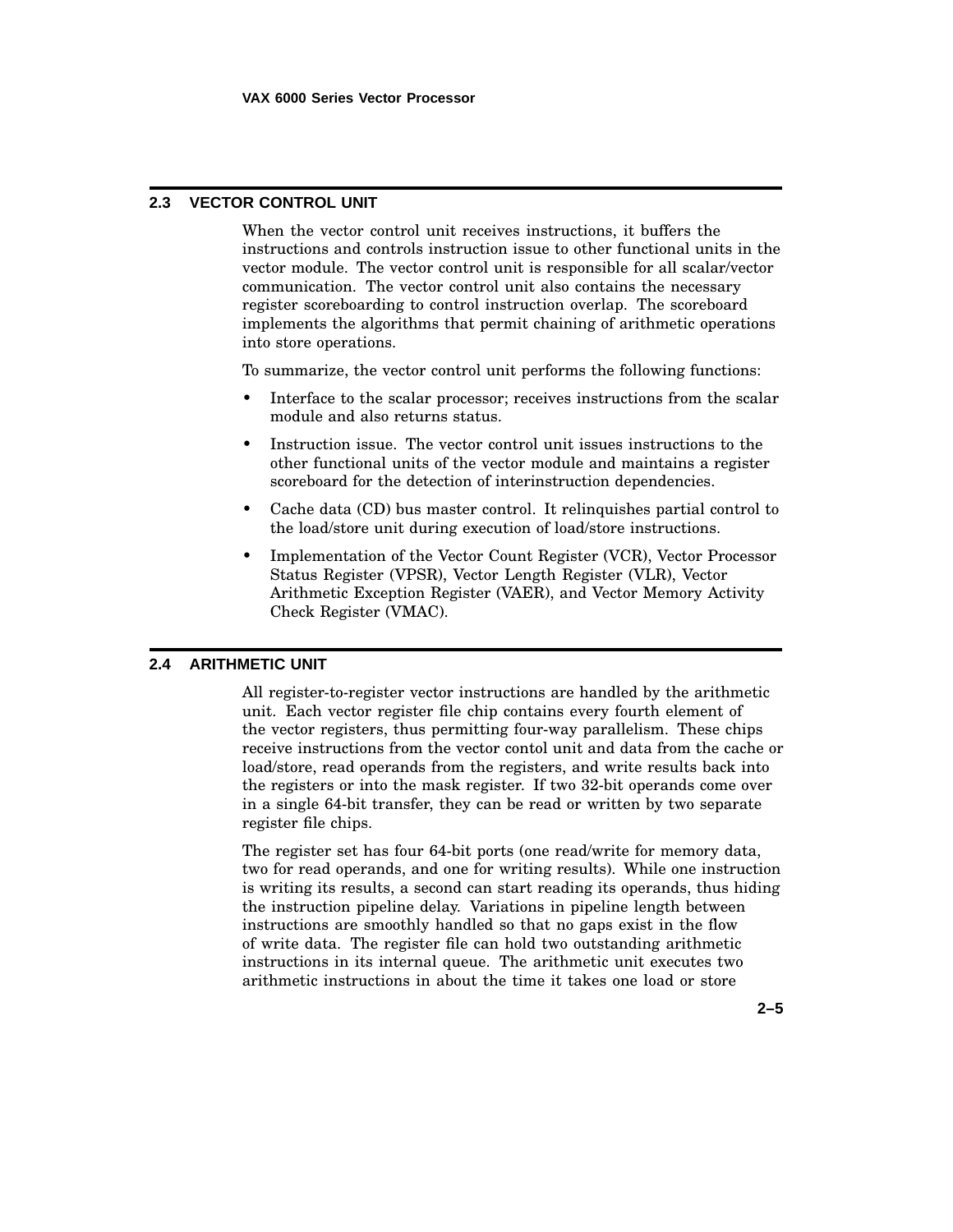## 2.3 VECTOR CONTROL UNIT

When the vector control unit receives instructions, it buffers the instructions and controls instruction issue to other functional units in the vector module. The vector control unit is responsible for all scalar/vector communication. The vector control unit also contains the necessary register scoreboarding to control instruction overlap. The scoreboard implements the algorithms that permit chaining of arithmetic operations into store operations.

To summarize, the vector control unit performs the following functions:

- Interface to the scalar processor; receives instructions from the scalar module and also returns status.
- Instruction issue. The vector control unit issues instructions to the other functional units of the vector module and maintains a register scoreboard for the detection of interinstruction dependencies.
- Cache data (CD) bus master control. It relinquishes partial control to the load/store unit during execution of load/store instructions.
- Implementation of the Vector Count Register (VCR), Vector Processor Status Register (VPSR), Vector Length Register (VLR), Vector Arithmetic Exception Register (VAER), and Vector Memory Activity Check Register (VMAC).

## 2.4 ARITHMETIC UNIT

All register-to-register vector instructions are handled by the arithmetic unit. Each vector register file chip contains every fourth element of the vector registers, thus permitting four-way parallelism. These chips receive instructions from the vector contol unit and data from the cache or load/store, read operands from the registers, and write results back into the registers or into the mask register. If two 32-bit operands come over in a single 64-bit transfer, they can be read or written by two separate register file chips.

The register set has four 64-bit ports (one read/write for memory data, two for read operands, and one for writing results). While one instruction is writing its results, a second can start reading its operands, thus hiding the instruction pipeline delay. Variations in pipeline length between instructions are smoothly handled so that no gaps exist in the flow of write data. The register file can hold two outstanding arithmetic instructions in its internal queue. The arithmetic unit executes two arithmetic instructions in about the time it takes one load or store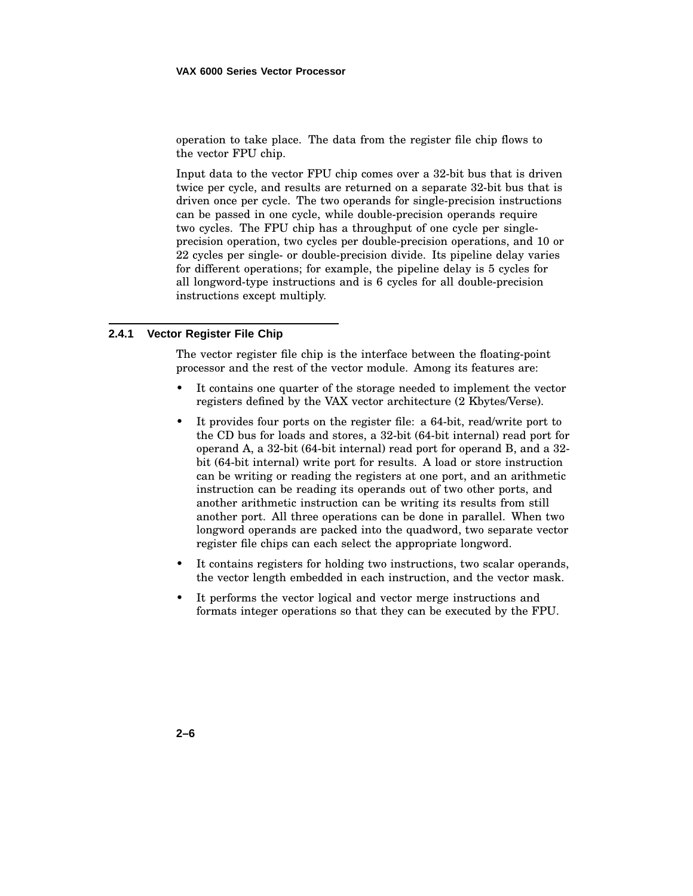operation to take place. The data from the register file chip flows to the vector FPU chip.

Input data to the vector FPU chip comes over a 32-bit bus that is driven twice per cycle, and results are returned on a separate 32-bit bus that is driven once per cycle. The two operands for single-precision instructions can be passed in one cycle, while double-precision operands require two cycles. The FPU chip has a throughput of one cycle per single-precision operation, two cycles per double-precision operations, and 10 or 22 cycles per single- or double-precision divide. Its pipeline delay varies for different operations; for example, the pipeline delay is 5 cycles for all longword-type instructions and is 6 cycles for all double-precision instructions except multiply.

### 2.4.1 Vector Register File Chip

The vector register file chip is the interface between the floating-point processor and the rest of the vector module. Among its features are:

- It contains one quarter of the storage needed to implement the vector registers defined by the VAX vector architecture (2 Kbytes/Verse).
- It provides four ports on the register file: a 64-bit, read/write port to the CD bus for loads and stores, a 32-bit (64-bit internal) read port for operand A, a 32-bit (64-bit internal) read port for operand B, and a 32-bit (64-bit internal) write port for results. A load or store instruction can be writing or reading the registers at one port, and an arithmetic instruction can be reading its operands out of two other ports, and another arithmetic instruction can be writing its results from still another port. All three operations can be done in parallel. When two longword operands are packed into the quadword, two separate vector register file chips can each select the appropriate longword.
- It contains registers for holding two instructions, two scalar operands, the vector length embedded in each instruction, and the vector mask.
- It performs the vector logical and vector merge instructions and formats integer operations so that they can be executed by the FPU.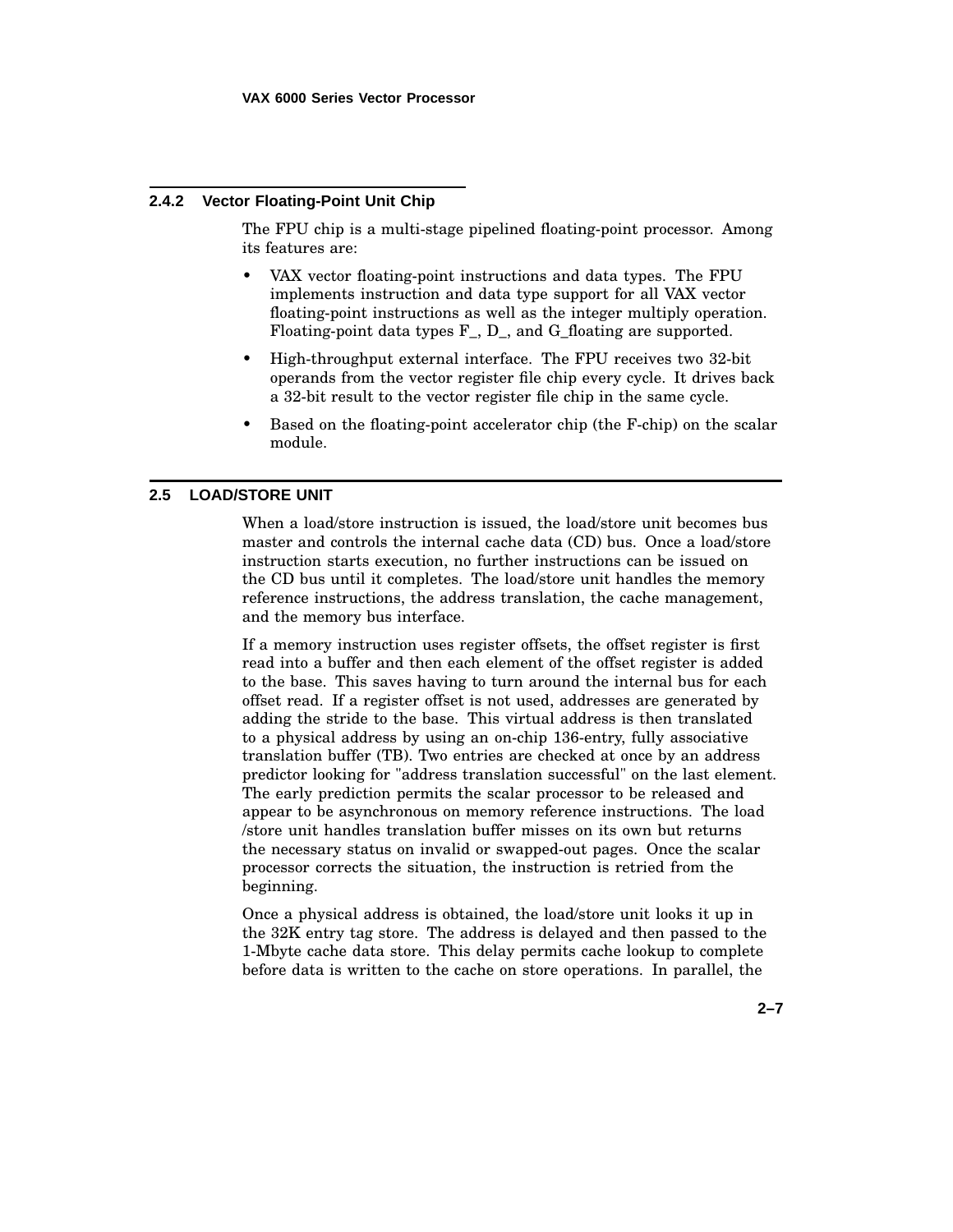### 2.4.2 Vector Floating-Point Unit Chip

The FPU chip is a multi-stage pipelined floating-point processor. Among its features are:

- VAX vector floating-point instructions and data types. The FPU implements instruction and data type support for all VAX vector floating-point instructions as well as the integer multiply operation. Floating-point data types F_, D_, and G_floating are supported.
- High-throughput external interface. The FPU receives two 32-bit operands from the vector register file chip every cycle. It drives back a 32-bit result to the vector register file chip in the same cycle.
- Based on the floating-point accelerator chip (the F-chip) on the scalar module.

## 2.5 LOAD/STORE UNIT

When a load/store instruction is issued, the load/store unit becomes bus master and controls the internal cache data (CD) bus. Once a load/store instruction starts execution, no further instructions can be issued on the CD bus until it completes. The load/store unit handles the memory reference instructions, the address translation, the cache management, and the memory bus interface.

If a memory instruction uses register offsets, the offset register is first read into a buffer and then each element of the offset register is added to the base. This saves having to turn around the internal bus for each offset read. If a register offset is not used, addresses are generated by adding the stride to the base. This virtual address is then translated to a physical address by using an on-chip 136-entry, fully associative translation buffer (TB). Two entries are checked at once by an address predictor looking for "address translation successful" on the last element. The early prediction permits the scalar processor to be released and appear to be asynchronous on memory reference instructions. The load /store unit handles translation buffer misses on its own but returns the necessary status on invalid or swapped-out pages. Once the scalar processor corrects the situation, the instruction is retried from the beginning.

Once a physical address is obtained, the load/store unit looks it up in the 32K entry tag store. The address is delayed and then passed to the 1-Mbyte cache data store. This delay permits cache lookup to complete before data is written to the cache on store operations. In parallel, the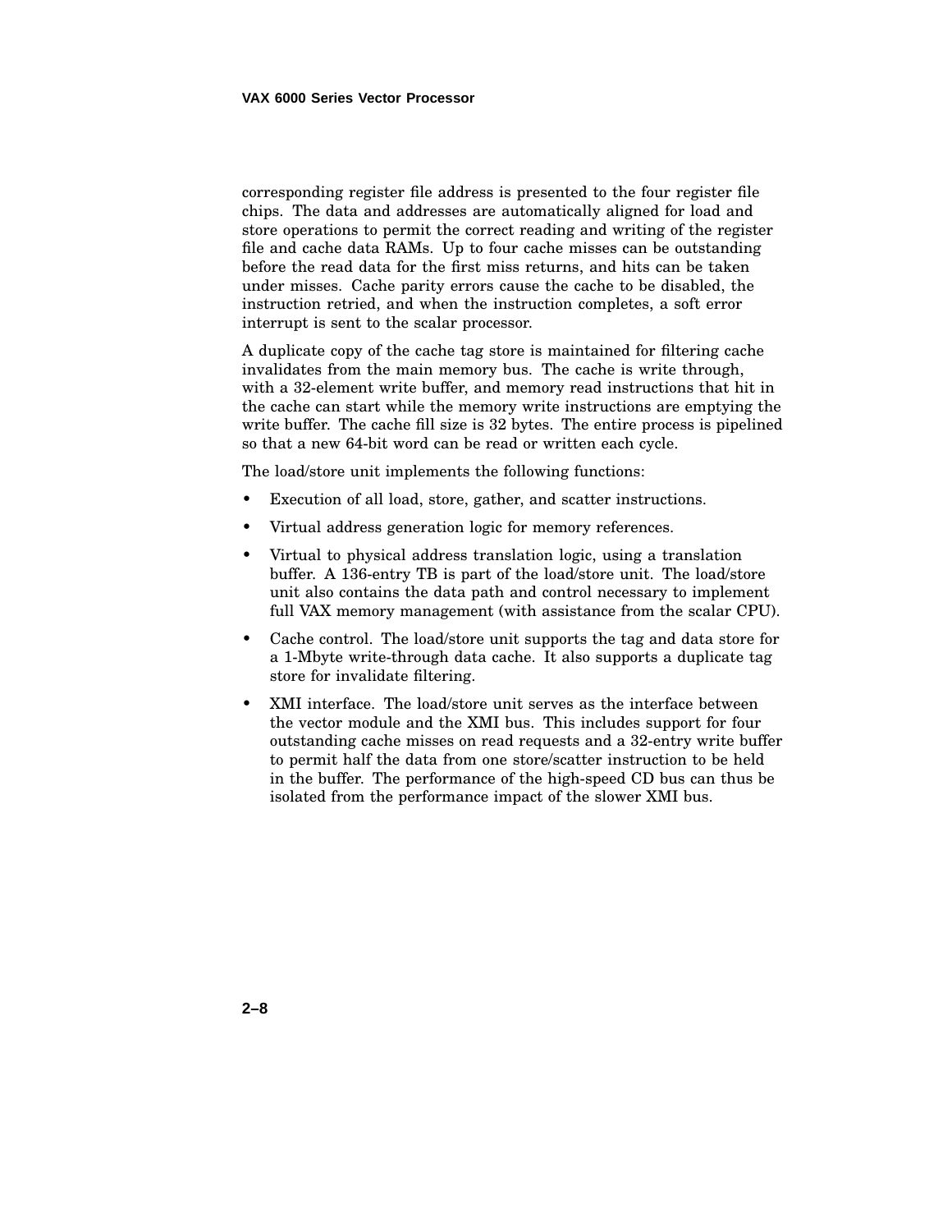corresponding register file address is presented to the four register file chips. The data and addresses are automatically aligned for load and store operations to permit the correct reading and writing of the register file and cache data RAMs. Up to four cache misses can be outstanding before the read data for the first miss returns, and hits can be taken under misses. Cache parity errors cause the cache to be disabled, the instruction retried, and when the instruction completes, a soft error interrupt is sent to the scalar processor.

A duplicate copy of the cache tag store is maintained for filtering cache invalidates from the main memory bus. The cache is write through, with a 32-element write buffer, and memory read instructions that hit in the cache can start while the memory write instructions are emptying the write buffer. The cache fill size is 32 bytes. The entire process is pipelined so that a new 64-bit word can be read or written each cycle.

The load/store unit implements the following functions:

- Execution of all load, store, gather, and scatter instructions.
- Virtual address generation logic for memory references.
- Virtual to physical address translation logic, using a translation buffer. A 136-entry TB is part of the load/store unit. The load/store unit also contains the data path and control necessary to implement full VAX memory management (with assistance from the scalar CPU).
- Cache control. The load/store unit supports the tag and data store for a 1-Mbyte write-through data cache. It also supports a duplicate tag store for invalidate filtering.
- XMI interface. The load/store unit serves as the interface between the vector module and the XMI bus. This includes support for four outstanding cache misses on read requests and a 32-entry write buffer to permit half the data from one store/scatter instruction to be held in the buffer. The performance of the high-speed CD bus can thus be isolated from the performance impact of the slower XMI bus.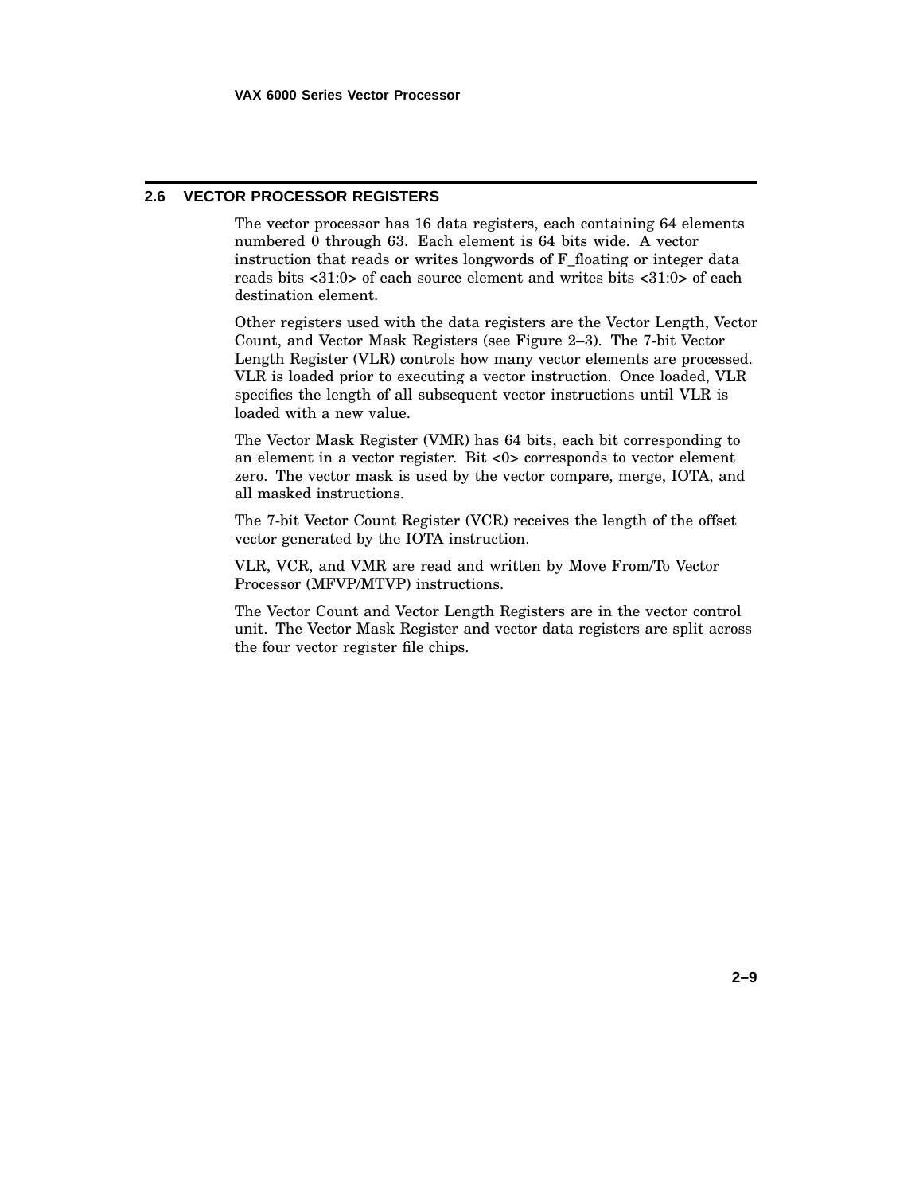## 2.6 VECTOR PROCESSOR REGISTERS

The vector processor has 16 data registers, each containing 64 elements numbered 0 through 63. Each element is 64 bits wide. A vector instruction that reads or writes longwords of F_floating or integer data reads bits <31:0> of each source element and writes bits <31:0> of each destination element.

Other registers used with the data registers are the Vector Length, Vector Count, and Vector Mask Registers (see Figure 2–3). The 7-bit Vector Length Register (VLR) controls how many vector elements are processed. VLR is loaded prior to executing a vector instruction. Once loaded, VLR specifies the length of all subsequent vector instructions until VLR is loaded with a new value.

The Vector Mask Register (VMR) has 64 bits, each bit corresponding to an element in a vector register. Bit <0> corresponds to vector element zero. The vector mask is used by the vector compare, merge, IOTA, and all masked instructions.

The 7-bit Vector Count Register (VCR) receives the length of the offset vector generated by the IOTA instruction.

VLR, VCR, and VMR are read and written by Move From/To Vector Processor (MFVP/MTVP) instructions.

The Vector Count and Vector Length Registers are in the vector control unit. The Vector Mask Register and vector data registers are split across the four vector register file chips.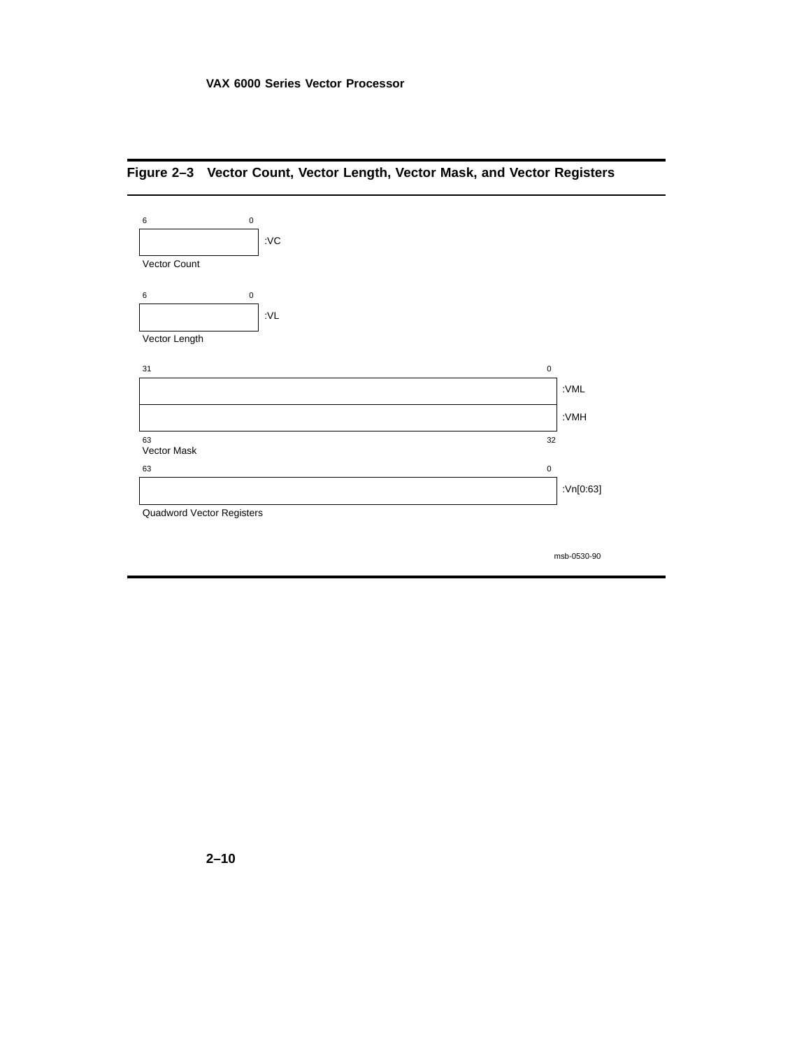**Figure 2–3 Vector Count, Vector Length, Vector Mask, and Vector Registers**

```
6                 0
+-----------------+
|                 | :VC
+-----------------+
Vector Count

6                 0
+-----------------+
|                 | :VL
+-----------------+
Vector Length

31                                                           0
+--------------------------------------------------------------+
|                                                              | :VML
+--------------------------------------------------------------+
|                                                              | :VMH
+--------------------------------------------------------------+
63                                                            32
Vector Mask

63                                                           0
+--------------------------------------------------------------+
|                                                              | :Vn[0:63]
+--------------------------------------------------------------+
Quadword Vector Registers
```

msb-0530-90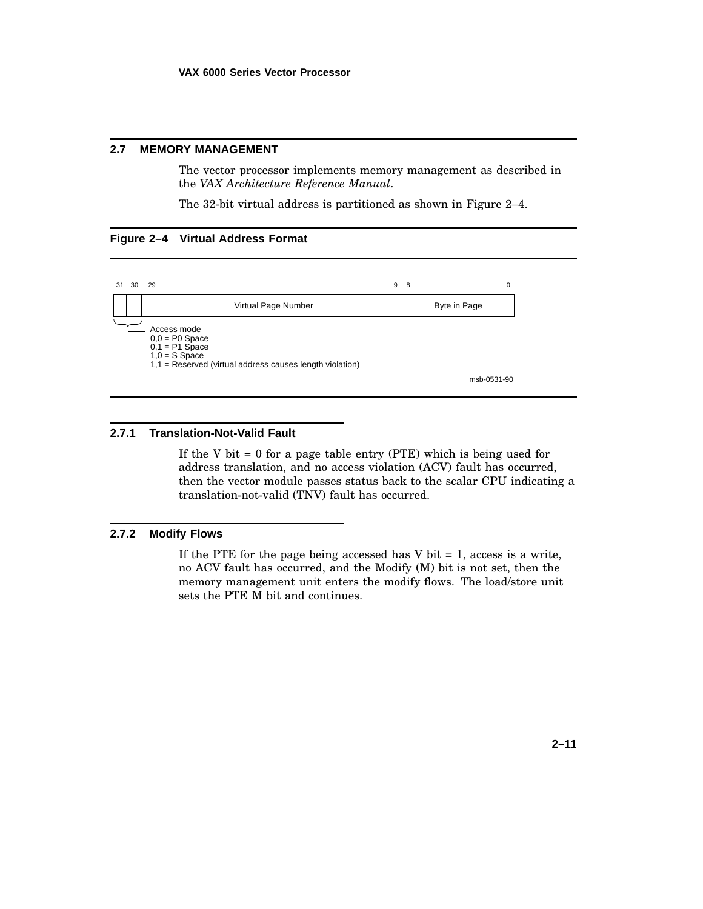## 2.7 MEMORY MANAGEMENT

The vector processor implements memory management as described in the *VAX Architecture Reference Manual*.

The 32-bit virtual address is partitioned as shown in Figure 2–4.

**Figure 2–4 Virtual Address Format**

| 31 | 30 | 29 ... 9 | 8 ... 0 |
|---|---|---|---|
| | | Virtual Page Number | Byte in Page |

Access mode (bits 31:30):
- 0,0 = P0 Space
- 0,1 = P1 Space
- 1,0 = S Space
- 1,1 = Reserved (virtual address causes length violation)

msb-0531-90

### 2.7.1 Translation-Not-Valid Fault

If the V bit = 0 for a page table entry (PTE) which is being used for address translation, and no access violation (ACV) fault has occurred, then the vector module passes status back to the scalar CPU indicating a translation-not-valid (TNV) fault has occurred.

### 2.7.2 Modify Flows

If the PTE for the page being accessed has V bit = 1, access is a write, no ACV fault has occurred, and the Modify (M) bit is not set, then the memory management unit enters the modify flows. The load/store unit sets the PTE M bit and continues.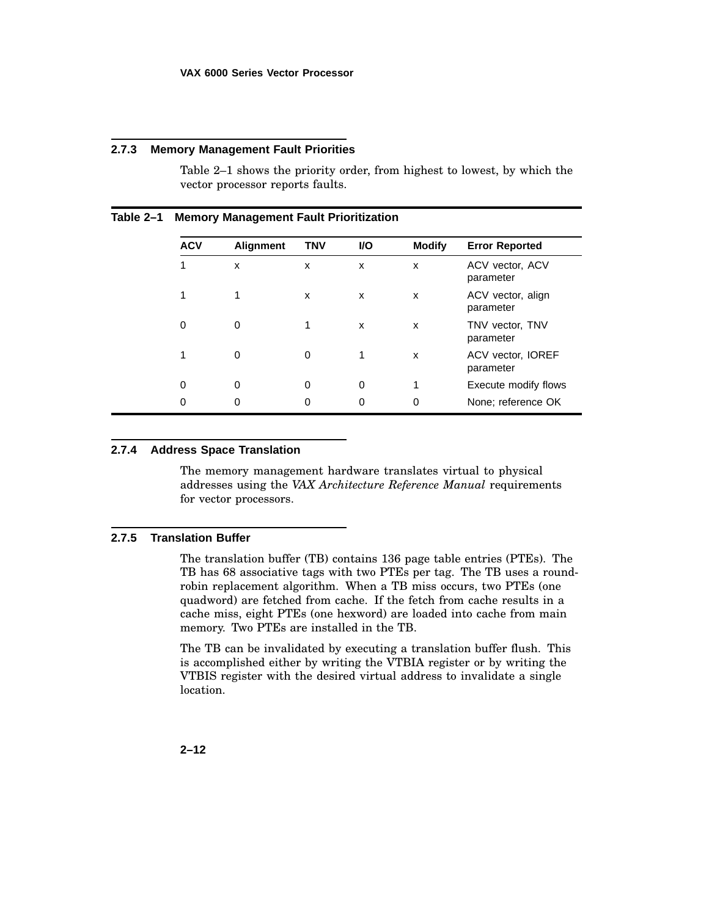### 2.7.3 Memory Management Fault Priorities

Table 2–1 shows the priority order, from highest to lowest, by which the vector processor reports faults.

**Table 2–1 Memory Management Fault Prioritization**

| ACV | Alignment | TNV | I/O | Modify | Error Reported |
|---|---|---|---|---|---|
| 1 | x | x | x | x | ACV vector, ACV parameter |
| 1 | 1 | x | x | x | ACV vector, align parameter |
| 0 | 0 | 1 | x | x | TNV vector, TNV parameter |
| 1 | 0 | 0 | 1 | x | ACV vector, IOREF parameter |
| 0 | 0 | 0 | 0 | 1 | Execute modify flows |
| 0 | 0 | 0 | 0 | 0 | None; reference OK |

### 2.7.4 Address Space Translation

The memory management hardware translates virtual to physical addresses using the *VAX Architecture Reference Manual* requirements for vector processors.

### 2.7.5 Translation Buffer

The translation buffer (TB) contains 136 page table entries (PTEs). The TB has 68 associative tags with two PTEs per tag. The TB uses a round-robin replacement algorithm. When a TB miss occurs, two PTEs (one quadword) are fetched from cache. If the fetch from cache results in a cache miss, eight PTEs (one hexword) are loaded into cache from main memory. Two PTEs are installed in the TB.

The TB can be invalidated by executing a translation buffer flush. This is accomplished either by writing the VTBIA register or by writing the VTBIS register with the desired virtual address to invalidate a single location.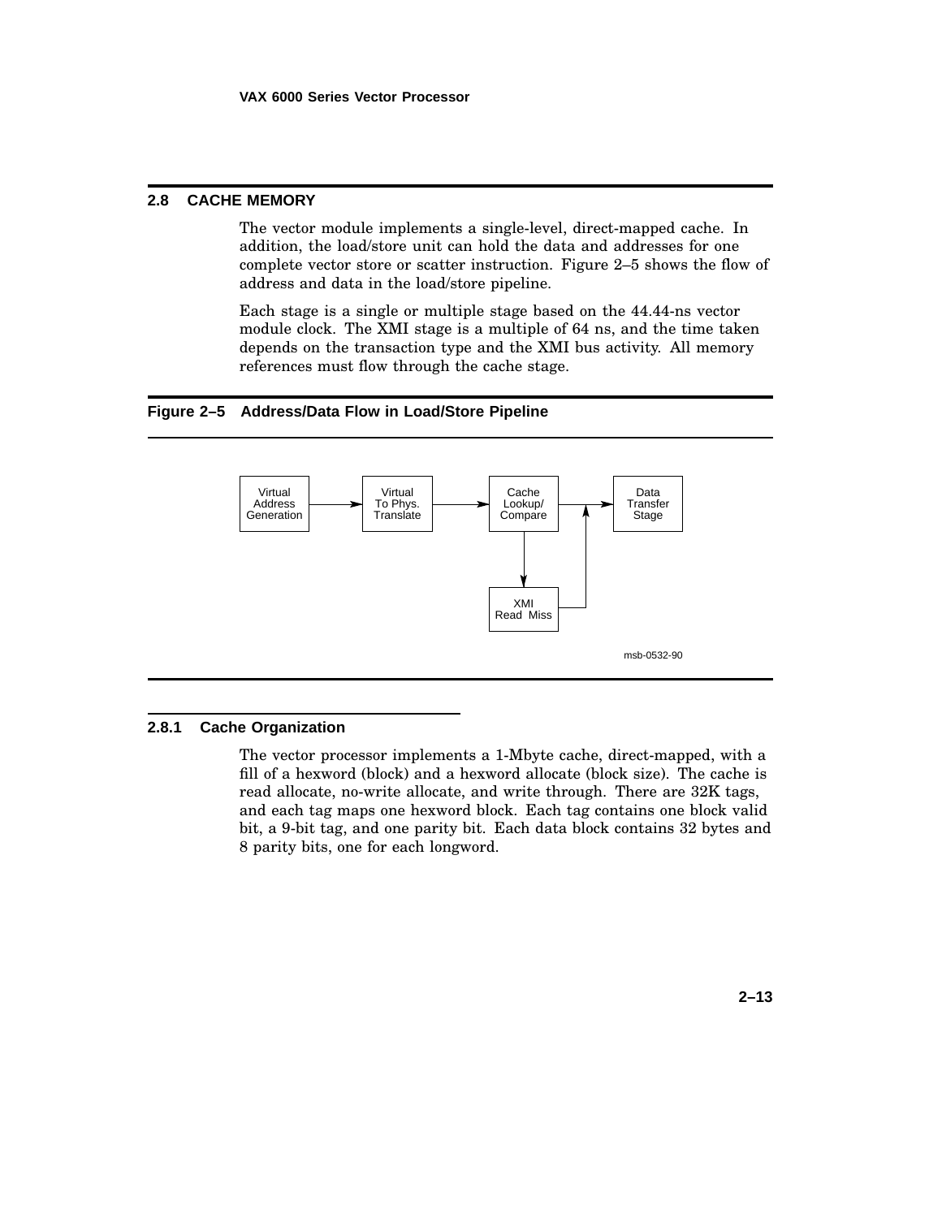## 2.8 CACHE MEMORY

The vector module implements a single-level, direct-mapped cache. In addition, the load/store unit can hold the data and addresses for one complete vector store or scatter instruction. Figure 2–5 shows the flow of address and data in the load/store pipeline.

Each stage is a single or multiple stage based on the 44.44-ns vector module clock. The XMI stage is a multiple of 64 ns, and the time taken depends on the transaction type and the XMI bus activity. All memory references must flow through the cache stage.

**Figure 2–5 Address/Data Flow in Load/Store Pipeline**

### 2.8.1 Cache Organization

The vector processor implements a 1-Mbyte cache, direct-mapped, with a fill of a hexword (block) and a hexword allocate (block size). The cache is read allocate, no-write allocate, and write through. There are 32K tags, and each tag maps one hexword block. Each tag contains one block valid bit, a 9-bit tag, and one parity bit. Each data block contains 32 bytes and 8 parity bits, one for each longword.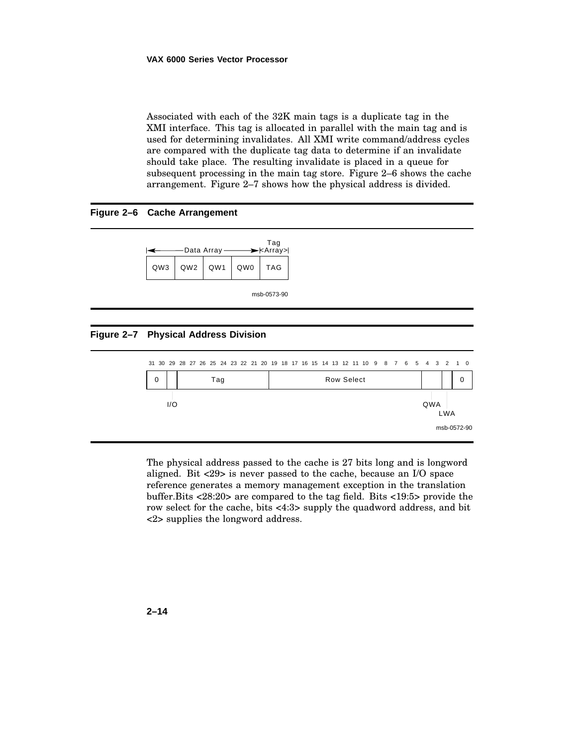Associated with each of the 32K main tags is a duplicate tag in the XMI interface. This tag is allocated in parallel with the main tag and is used for determining invalidates. All XMI write command/address cycles are compared with the duplicate tag data to determine if an invalidate should take place. The resulting invalidate is placed in a queue for subsequent processing in the main tag store. Figure 2–6 shows the cache arrangement. Figure 2–7 shows how the physical address is divided.

**Figure 2–6 Cache Arrangement**

| Data Array | | | | Tag Array |
|---|---|---|---|---|
| QW3 | QW2 | QW1 | QW0 | TAG |

msb-0573-90

**Figure 2–7 Physical Address Division**

| 31 | 30 | 29 | 28:20 | 19:5 | 4:3 | 2 | 1:0 |
|---|---|---|---|---|---|---|---|
| 0 | | | Tag | Row Select | | | 0 |
| | | I/O | | | QWA | LWA | |

msb-0572-90

The physical address passed to the cache is 27 bits long and is longword aligned. Bit <29> is never passed to the cache, because an I/O space reference generates a memory management exception in the translation buffer.Bits <28:20> are compared to the tag field. Bits <19:5> provide the row select for the cache, bits <4:3> supply the quadword address, and bit <2> supplies the longword address.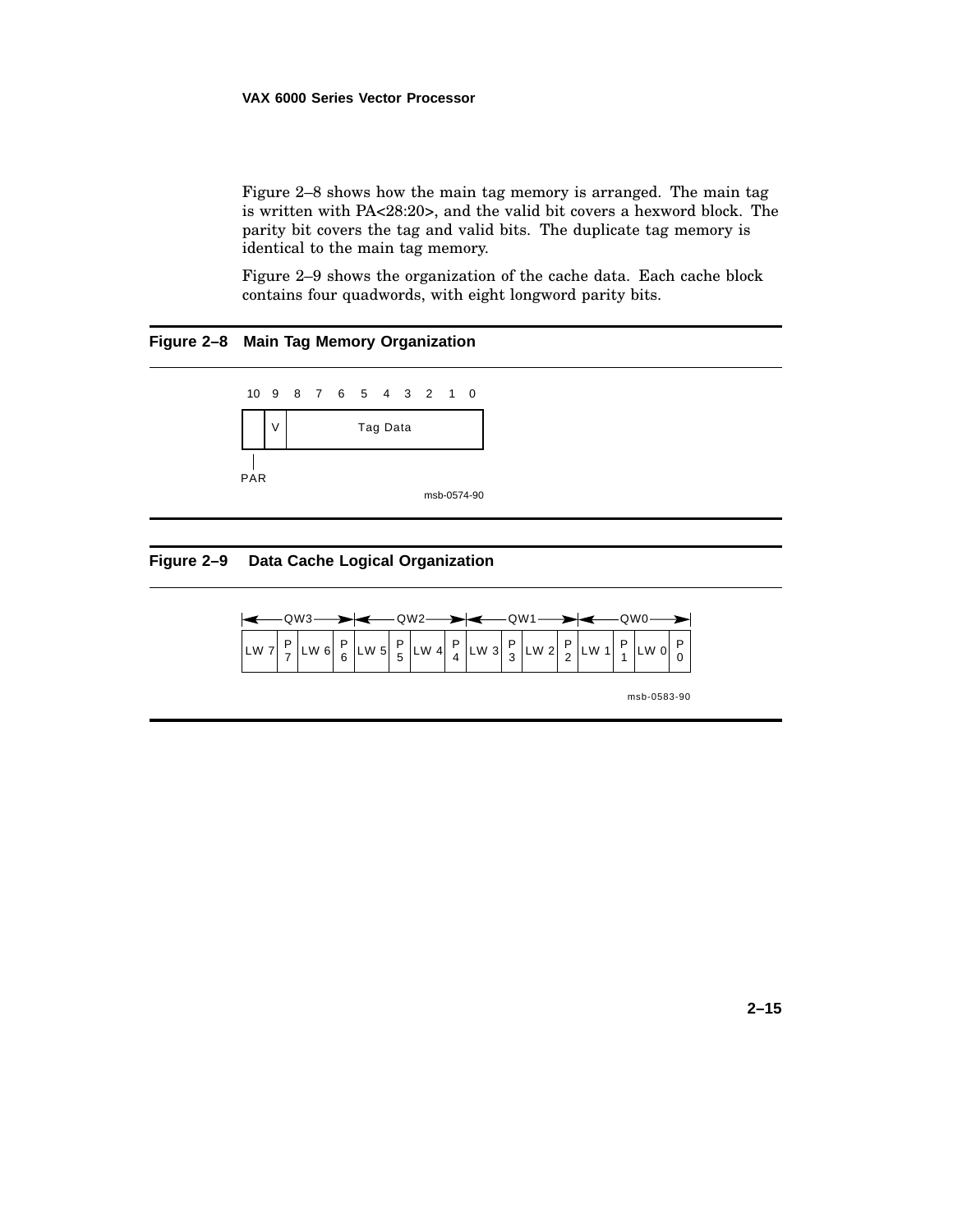Figure 2–8 shows how the main tag memory is arranged. The main tag is written with PA<28:20>, and the valid bit covers a hexword block. The parity bit covers the tag and valid bits. The duplicate tag memory is identical to the main tag memory.

Figure 2–9 shows the organization of the cache data. Each cache block contains four quadwords, with eight longword parity bits.

**Figure 2–8 Main Tag Memory Organization**

| 10 | 9 | 8 | 7 | 6 | 5 | 4 | 3 | 2 | 1 | 0 |
|---|---|---|---|---|---|---|---|---|---|---|
| PAR | V | Tag Data | | | | | | | | |

msb-0574-90

**Figure 2–9 Data Cache Logical Organization**

| QW3 | | | | QW2 | | | | QW1 | | | | QW0 | | | |
|---|---|---|---|---|---|---|---|---|---|---|---|---|---|---|---|
| LW 7 | P 7 | LW 6 | P 6 | LW 5 | P 5 | LW 4 | P 4 | LW 3 | P 3 | LW 2 | P 2 | LW 1 | P 1 | LW 0 | P 0 |

msb-0583-90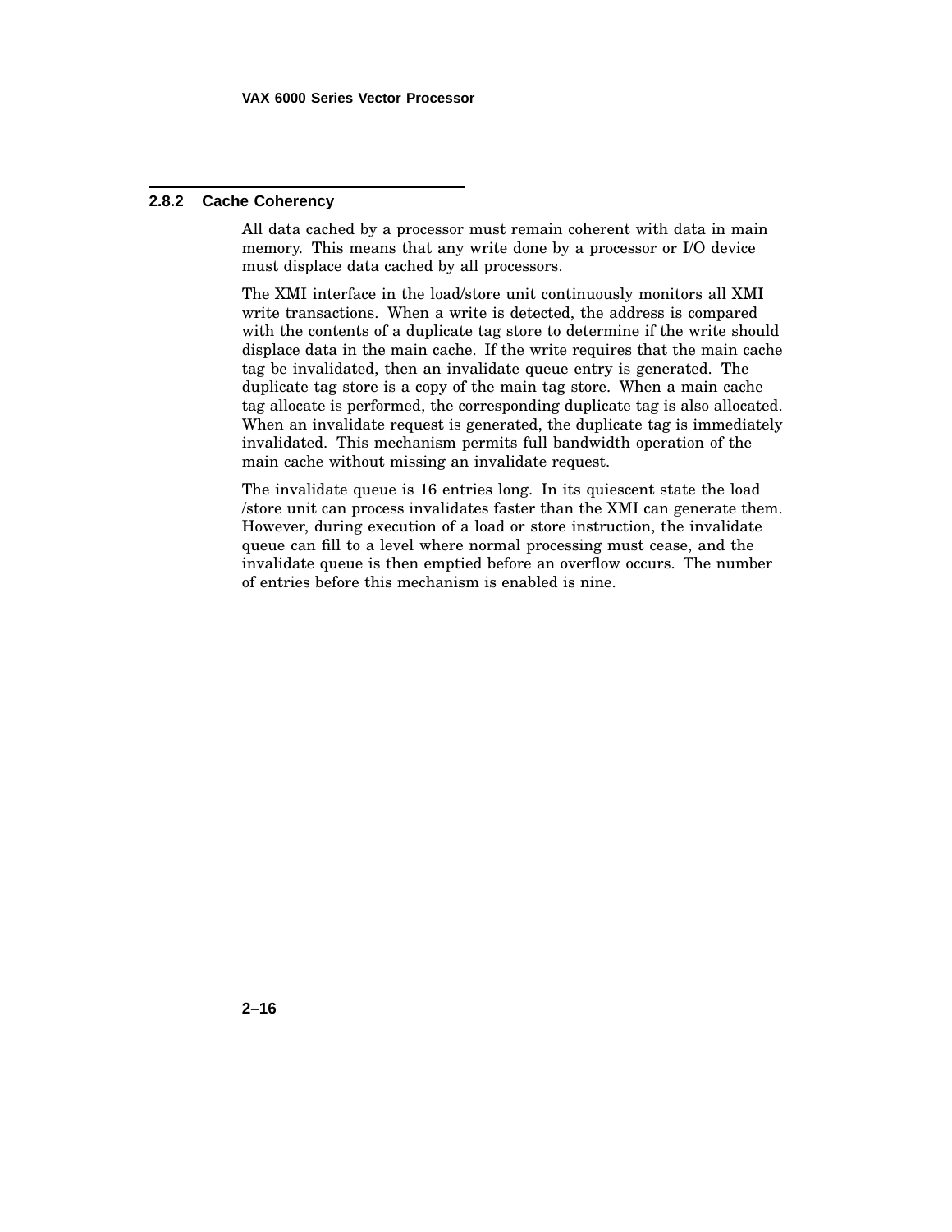### 2.8.2 Cache Coherency

All data cached by a processor must remain coherent with data in main memory. This means that any write done by a processor or I/O device must displace data cached by all processors.

The XMI interface in the load/store unit continuously monitors all XMI write transactions. When a write is detected, the address is compared with the contents of a duplicate tag store to determine if the write should displace data in the main cache. If the write requires that the main cache tag be invalidated, then an invalidate queue entry is generated. The duplicate tag store is a copy of the main tag store. When a main cache tag allocate is performed, the corresponding duplicate tag is also allocated. When an invalidate request is generated, the duplicate tag is immediately invalidated. This mechanism permits full bandwidth operation of the main cache without missing an invalidate request.

The invalidate queue is 16 entries long. In its quiescent state the load /store unit can process invalidates faster than the XMI can generate them. However, during execution of a load or store instruction, the invalidate queue can fill to a level where normal processing must cease, and the invalidate queue is then emptied before an overflow occurs. The number of entries before this mechanism is enabled is nine.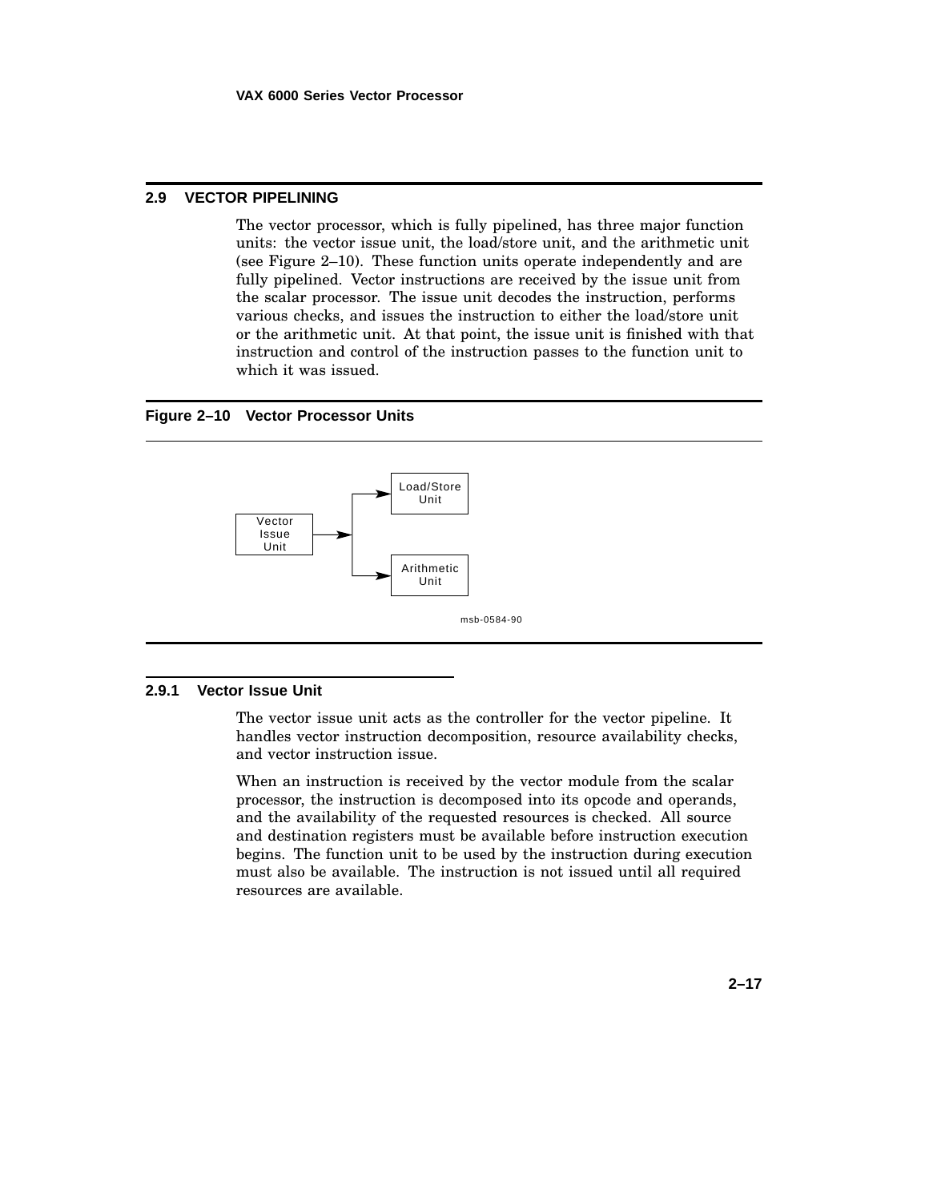## 2.9 VECTOR PIPELINING

The vector processor, which is fully pipelined, has three major function units: the vector issue unit, the load/store unit, and the arithmetic unit (see Figure 2–10). These function units operate independently and are fully pipelined. Vector instructions are received by the issue unit from the scalar processor. The issue unit decodes the instruction, performs various checks, and issues the instruction to either the load/store unit or the arithmetic unit. At that point, the issue unit is finished with that instruction and control of the instruction passes to the function unit to which it was issued.

**Figure 2–10 Vector Processor Units**

Vector Issue Unit → Load/Store Unit

Vector Issue Unit → Arithmetic Unit

msb-0584-90

### 2.9.1 Vector Issue Unit

The vector issue unit acts as the controller for the vector pipeline. It handles vector instruction decomposition, resource availability checks, and vector instruction issue.

When an instruction is received by the vector module from the scalar processor, the instruction is decomposed into its opcode and operands, and the availability of the requested resources is checked. All source and destination registers must be available before instruction execution begins. The function unit to be used by the instruction during execution must also be available. The instruction is not issued until all required resources are available.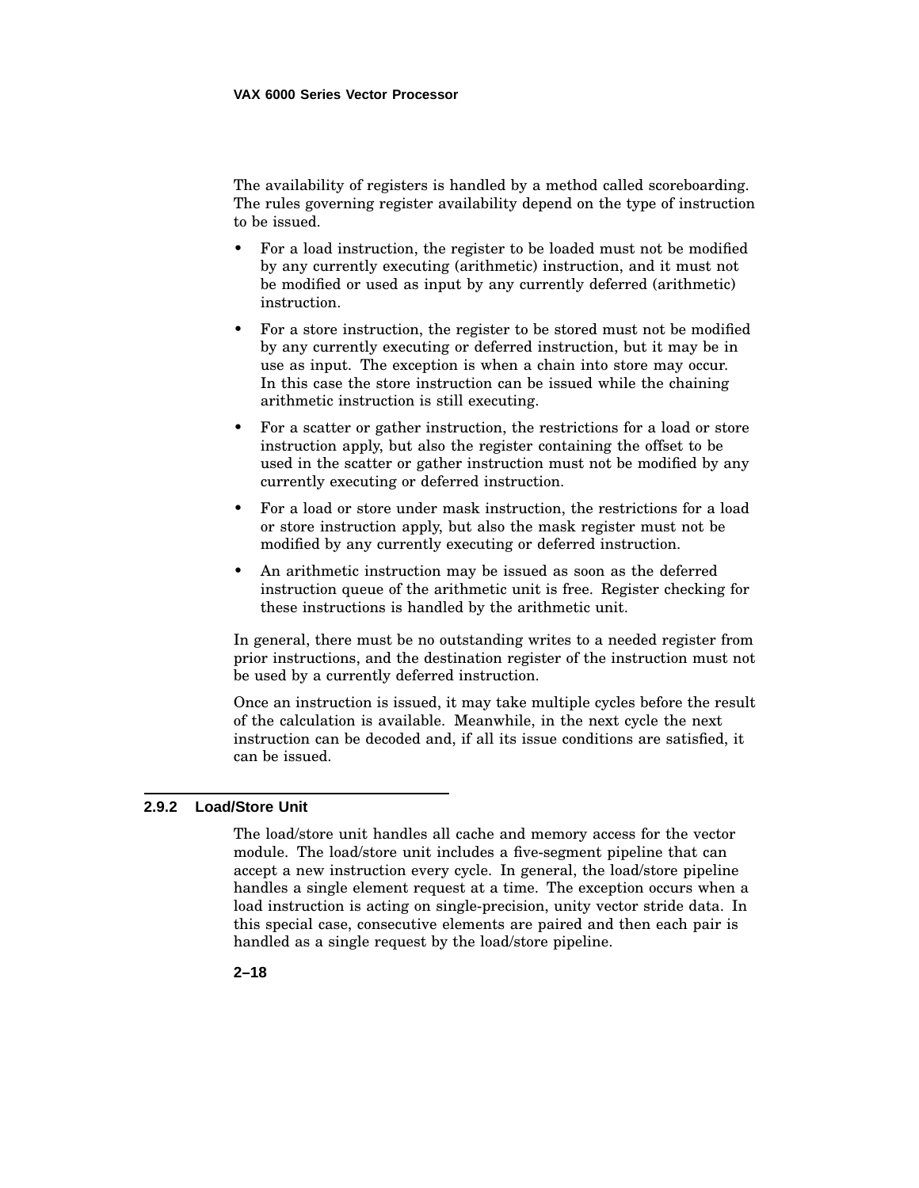The availability of registers is handled by a method called scoreboarding. The rules governing register availability depend on the type of instruction to be issued.

- For a load instruction, the register to be loaded must not be modified by any currently executing (arithmetic) instruction, and it must not be modified or used as input by any currently deferred (arithmetic) instruction.
- For a store instruction, the register to be stored must not be modified by any currently executing or deferred instruction, but it may be in use as input. The exception is when a chain into store may occur. In this case the store instruction can be issued while the chaining arithmetic instruction is still executing.
- For a scatter or gather instruction, the restrictions for a load or store instruction apply, but also the register containing the offset to be used in the scatter or gather instruction must not be modified by any currently executing or deferred instruction.
- For a load or store under mask instruction, the restrictions for a load or store instruction apply, but also the mask register must not be modified by any currently executing or deferred instruction.
- An arithmetic instruction may be issued as soon as the deferred instruction queue of the arithmetic unit is free. Register checking for these instructions is handled by the arithmetic unit.

In general, there must be no outstanding writes to a needed register from prior instructions, and the destination register of the instruction must not be used by a currently deferred instruction.

Once an instruction is issued, it may take multiple cycles before the result of the calculation is available. Meanwhile, in the next cycle the next instruction can be decoded and, if all its issue conditions are satisfied, it can be issued.

### 2.9.2 Load/Store Unit

The load/store unit handles all cache and memory access for the vector module. The load/store unit includes a five-segment pipeline that can accept a new instruction every cycle. In general, the load/store pipeline handles a single element request at a time. The exception occurs when a load instruction is acting on single-precision, unity vector stride data. In this special case, consecutive elements are paired and then each pair is handled as a single request by the load/store pipeline.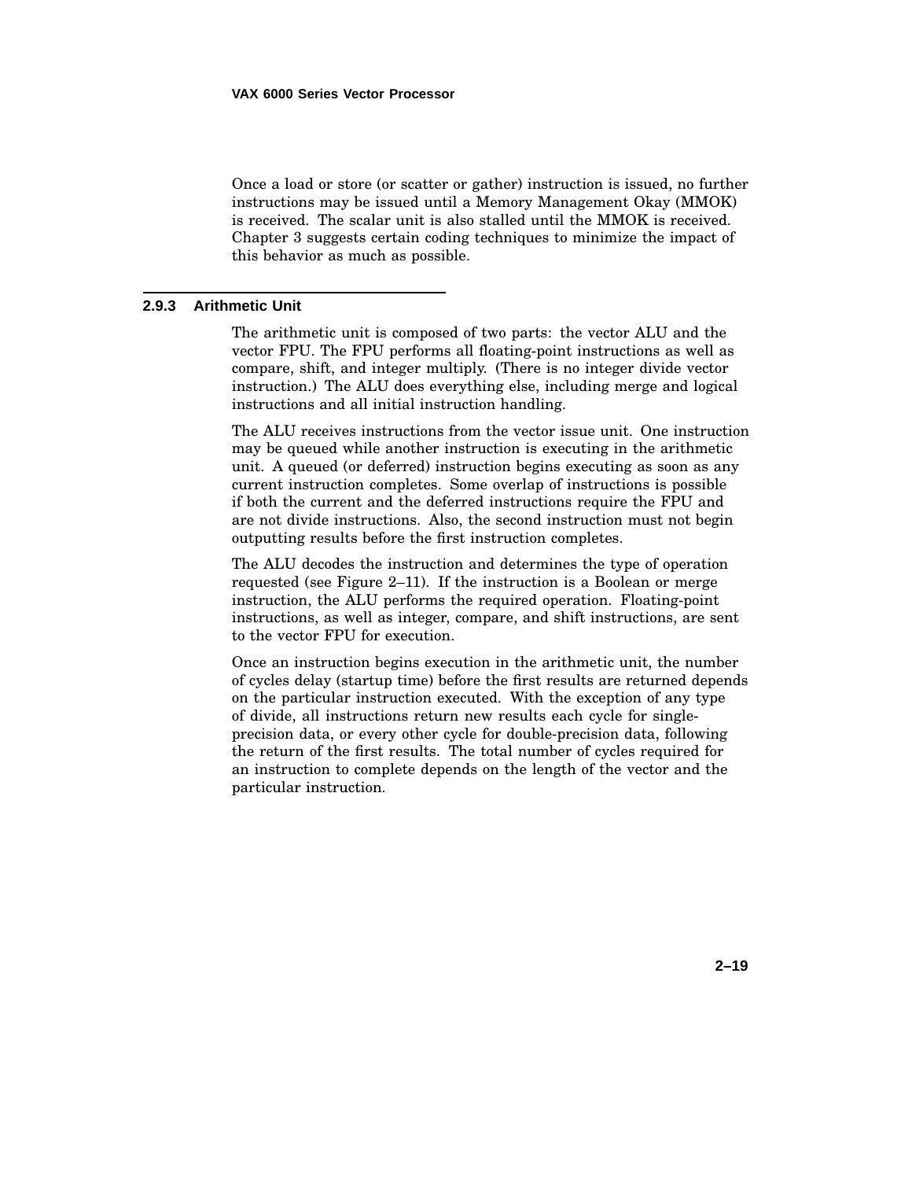Once a load or store (or scatter or gather) instruction is issued, no further instructions may be issued until a Memory Management Okay (MMOK) is received. The scalar unit is also stalled until the MMOK is received. Chapter 3 suggests certain coding techniques to minimize the impact of this behavior as much as possible.

### 2.9.3 Arithmetic Unit

The arithmetic unit is composed of two parts: the vector ALU and the vector FPU. The FPU performs all floating-point instructions as well as compare, shift, and integer multiply. (There is no integer divide vector instruction.) The ALU does everything else, including merge and logical instructions and all initial instruction handling.

The ALU receives instructions from the vector issue unit. One instruction may be queued while another instruction is executing in the arithmetic unit. A queued (or deferred) instruction begins executing as soon as any current instruction completes. Some overlap of instructions is possible if both the current and the deferred instructions require the FPU and are not divide instructions. Also, the second instruction must not begin outputting results before the first instruction completes.

The ALU decodes the instruction and determines the type of operation requested (see Figure 2–11). If the instruction is a Boolean or merge instruction, the ALU performs the required operation. Floating-point instructions, as well as integer, compare, and shift instructions, are sent to the vector FPU for execution.

Once an instruction begins execution in the arithmetic unit, the number of cycles delay (startup time) before the first results are returned depends on the particular instruction executed. With the exception of any type of divide, all instructions return new results each cycle for single-precision data, or every other cycle for double-precision data, following the return of the first results. The total number of cycles required for an instruction to complete depends on the length of the vector and the particular instruction.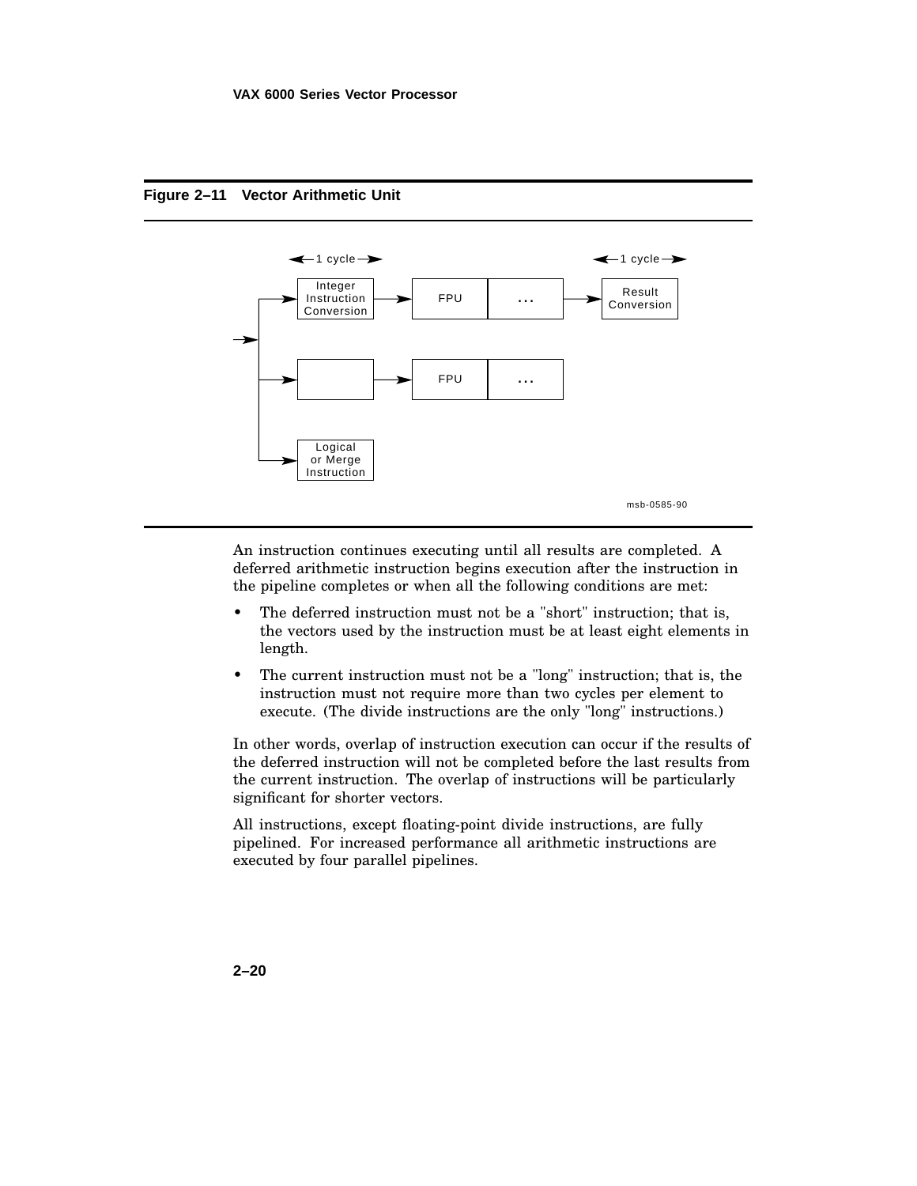**Figure 2–11 Vector Arithmetic Unit**

An instruction continues executing until all results are completed. A deferred arithmetic instruction begins execution after the instruction in the pipeline completes or when all the following conditions are met:

- The deferred instruction must not be a "short" instruction; that is, the vectors used by the instruction must be at least eight elements in length.
- The current instruction must not be a "long" instruction; that is, the instruction must not require more than two cycles per element to execute. (The divide instructions are the only "long" instructions.)

In other words, overlap of instruction execution can occur if the results of the deferred instruction will not be completed before the last results from the current instruction. The overlap of instructions will be particularly significant for shorter vectors.

All instructions, except floating-point divide instructions, are fully pipelined. For increased performance all arithmetic instructions are executed by four parallel pipelines.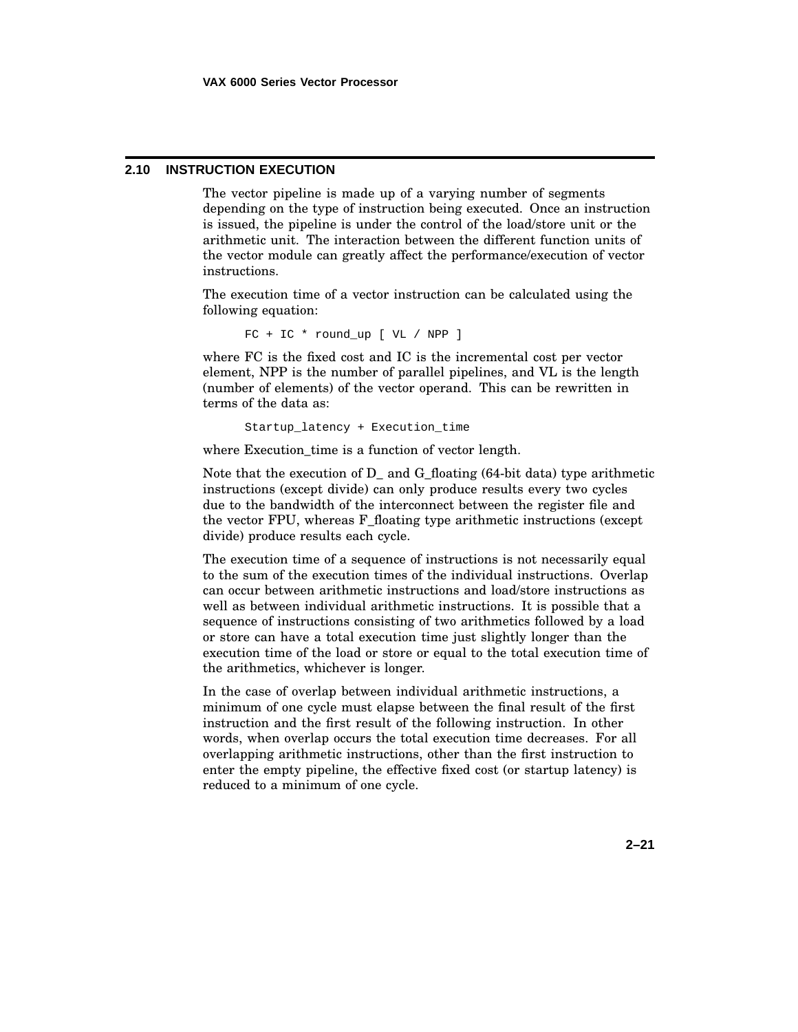## 2.10 INSTRUCTION EXECUTION

The vector pipeline is made up of a varying number of segments depending on the type of instruction being executed. Once an instruction is issued, the pipeline is under the control of the load/store unit or the arithmetic unit. The interaction between the different function units of the vector module can greatly affect the performance/execution of vector instructions.

The execution time of a vector instruction can be calculated using the following equation:

```
FC + IC * round_up [ VL / NPP ]
```

where FC is the fixed cost and IC is the incremental cost per vector element, NPP is the number of parallel pipelines, and VL is the length (number of elements) of the vector operand. This can be rewritten in terms of the data as:

```
Startup_latency + Execution_time
```

where Execution_time is a function of vector length.

Note that the execution of D_ and G_floating (64-bit data) type arithmetic instructions (except divide) can only produce results every two cycles due to the bandwidth of the interconnect between the register file and the vector FPU, whereas F_floating type arithmetic instructions (except divide) produce results each cycle.

The execution time of a sequence of instructions is not necessarily equal to the sum of the execution times of the individual instructions. Overlap can occur between arithmetic instructions and load/store instructions as well as between individual arithmetic instructions. It is possible that a sequence of instructions consisting of two arithmetics followed by a load or store can have a total execution time just slightly longer than the execution time of the load or store or equal to the total execution time of the arithmetics, whichever is longer.

In the case of overlap between individual arithmetic instructions, a minimum of one cycle must elapse between the final result of the first instruction and the first result of the following instruction. In other words, when overlap occurs the total execution time decreases. For all overlapping arithmetic instructions, other than the first instruction to enter the empty pipeline, the effective fixed cost (or startup latency) is reduced to a minimum of one cycle.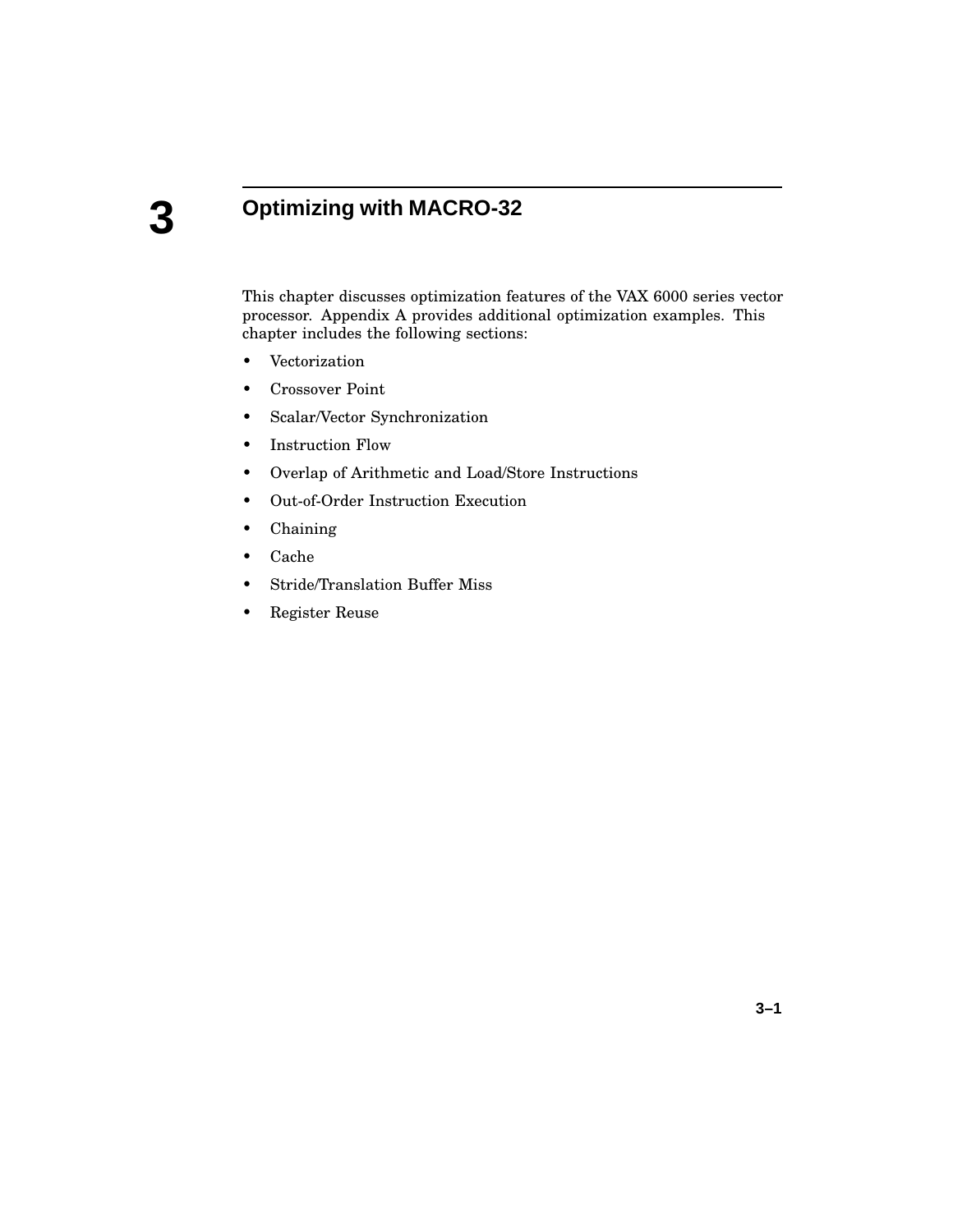# 3 Optimizing with MACRO-32

This chapter discusses optimization features of the VAX 6000 series vector processor. Appendix A provides additional optimization examples. This chapter includes the following sections:

- Vectorization
- Crossover Point
- Scalar/Vector Synchronization
- Instruction Flow
- Overlap of Arithmetic and Load/Store Instructions
- Out-of-Order Instruction Execution
- Chaining
- Cache
- Stride/Translation Buffer Miss
- Register Reuse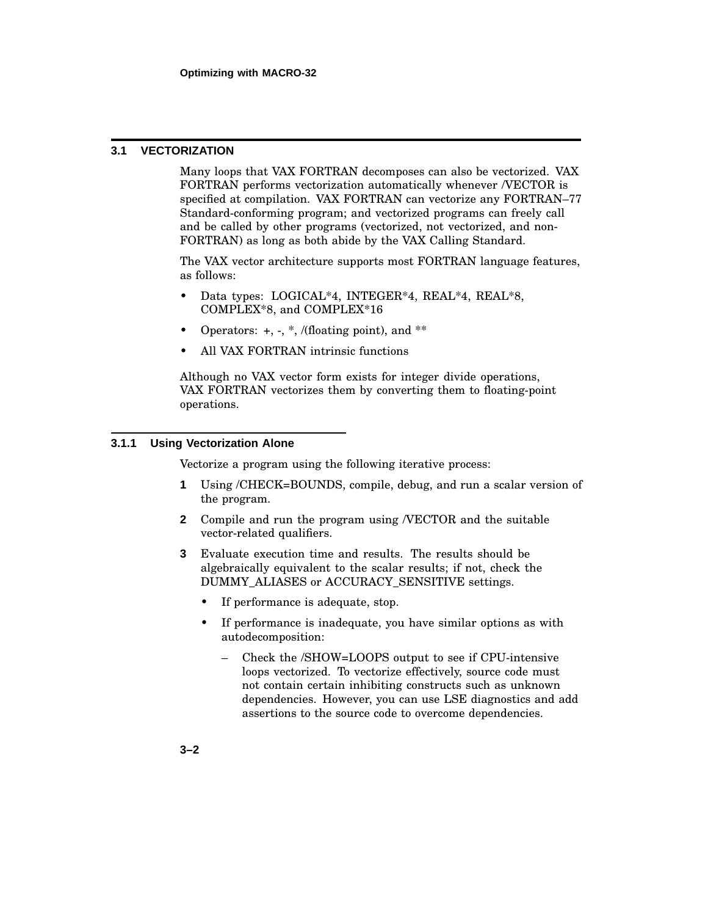## 3.1 VECTORIZATION

Many loops that VAX FORTRAN decomposes can also be vectorized. VAX FORTRAN performs vectorization automatically whenever /VECTOR is specified at compilation. VAX FORTRAN can vectorize any FORTRAN–77 Standard-conforming program; and vectorized programs can freely call and be called by other programs (vectorized, not vectorized, and non-FORTRAN) as long as both abide by the VAX Calling Standard.

The VAX vector architecture supports most FORTRAN language features, as follows:

- Data types: LOGICAL*4, INTEGER*4, REAL*4, REAL*8, COMPLEX*8, and COMPLEX*16
- Operators: +, -, *, /(floating point), and **
- All VAX FORTRAN intrinsic functions

Although no VAX vector form exists for integer divide operations, VAX FORTRAN vectorizes them by converting them to floating-point operations.

### 3.1.1 Using Vectorization Alone

Vectorize a program using the following iterative process:

1. Using /CHECK=BOUNDS, compile, debug, and run a scalar version of the program.
2. Compile and run the program using /VECTOR and the suitable vector-related qualifiers.
3. Evaluate execution time and results. The results should be algebraically equivalent to the scalar results; if not, check the DUMMY_ALIASES or ACCURACY_SENSITIVE settings.
   - If performance is adequate, stop.
   - If performance is inadequate, you have similar options as with autodecomposition:
     – Check the /SHOW=LOOPS output to see if CPU-intensive loops vectorized. To vectorize effectively, source code must not contain certain inhibiting constructs such as unknown dependencies. However, you can use LSE diagnostics and add assertions to the source code to overcome dependencies.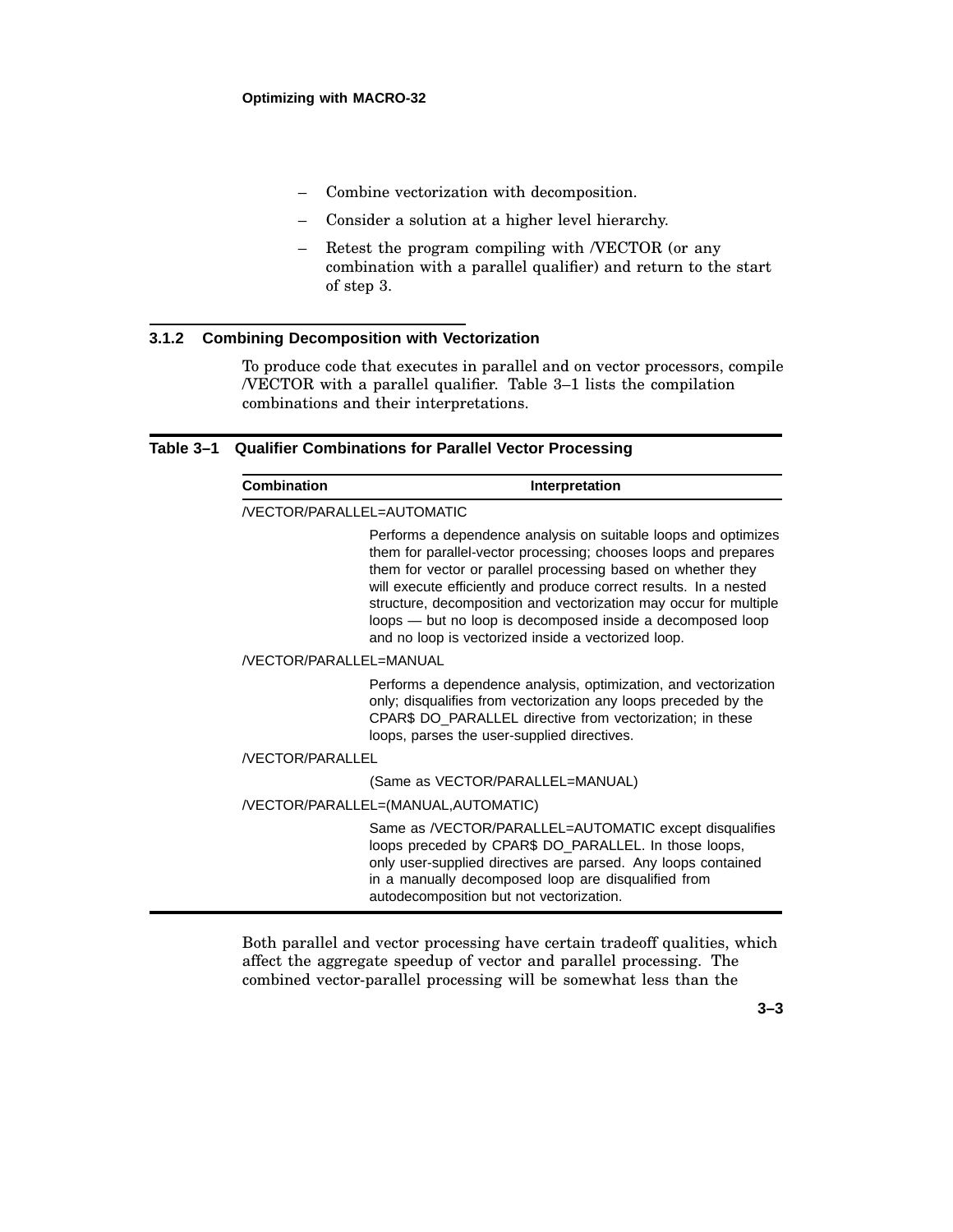- Combine vectorization with decomposition.
- Consider a solution at a higher level hierarchy.
- Retest the program compiling with /VECTOR (or any combination with a parallel qualifier) and return to the start of step 3.

### 3.1.2 Combining Decomposition with Vectorization

To produce code that executes in parallel and on vector processors, compile /VECTOR with a parallel qualifier. Table 3–1 lists the compilation combinations and their interpretations.

**Table 3–1 Qualifier Combinations for Parallel Vector Processing**

| Combination | Interpretation |
|---|---|
| /VECTOR/PARALLEL=AUTOMATIC | Performs a dependence analysis on suitable loops and optimizes them for parallel-vector processing; chooses loops and prepares them for vector or parallel processing based on whether they will execute efficiently and produce correct results. In a nested structure, decomposition and vectorization may occur for multiple loops — but no loop is decomposed inside a decomposed loop and no loop is vectorized inside a vectorized loop. |
| /VECTOR/PARALLEL=MANUAL | Performs a dependence analysis, optimization, and vectorization only; disqualifies from vectorization any loops preceded by the CPAR$ DO_PARALLEL directive from vectorization; in these loops, parses the user-supplied directives. |
| /VECTOR/PARALLEL | (Same as VECTOR/PARALLEL=MANUAL) |
| /VECTOR/PARALLEL=(MANUAL,AUTOMATIC) | Same as /VECTOR/PARALLEL=AUTOMATIC except disqualifies loops preceded by CPAR$ DO_PARALLEL. In those loops, only user-supplied directives are parsed. Any loops contained in a manually decomposed loop are disqualified from autodecomposition but not vectorization. |

Both parallel and vector processing have certain tradeoff qualities, which affect the aggregate speedup of vector and parallel processing. The combined vector-parallel processing will be somewhat less than the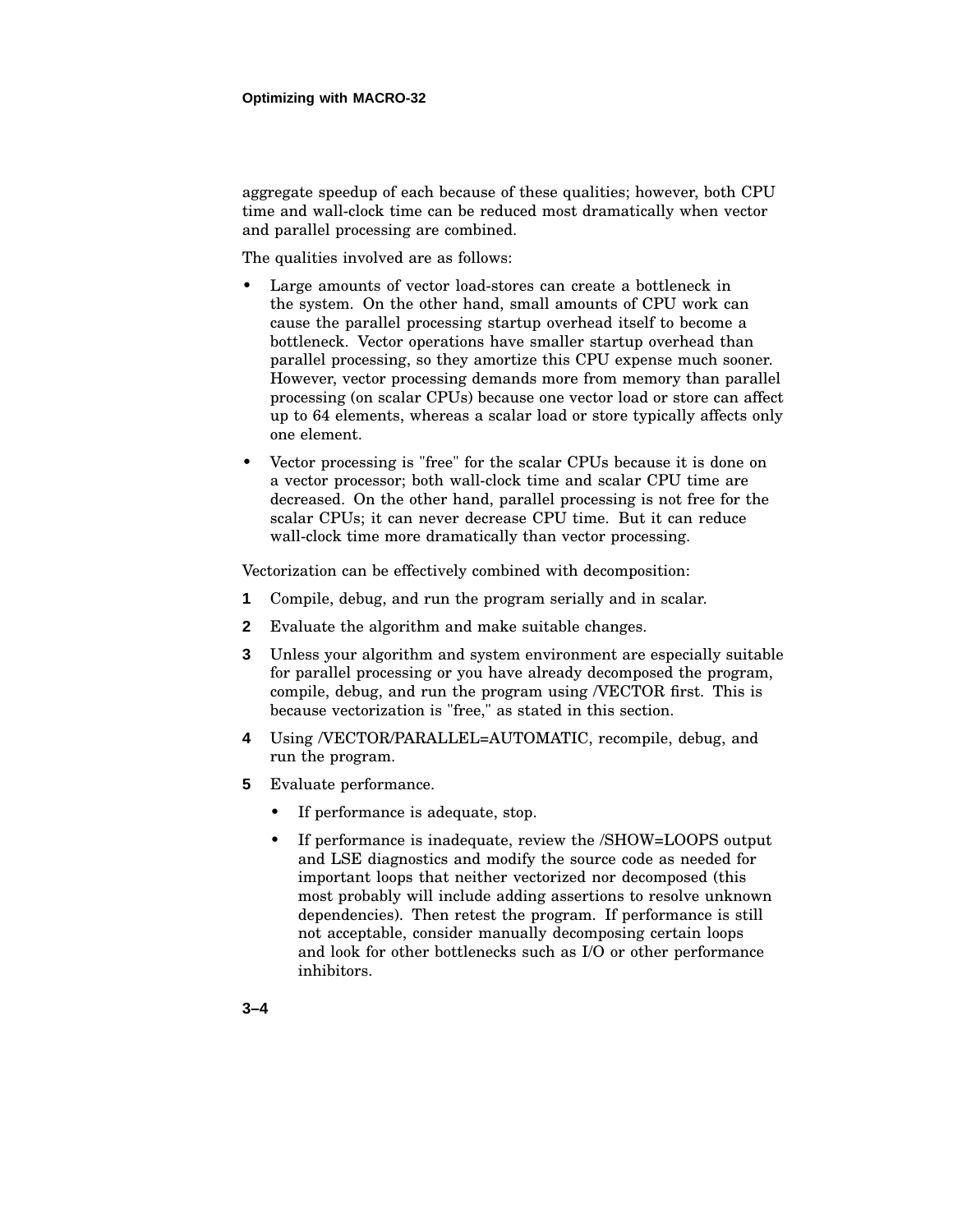aggregate speedup of each because of these qualities; however, both CPU time and wall-clock time can be reduced most dramatically when vector and parallel processing are combined.

The qualities involved are as follows:

- Large amounts of vector load-stores can create a bottleneck in the system. On the other hand, small amounts of CPU work can cause the parallel processing startup overhead itself to become a bottleneck. Vector operations have smaller startup overhead than parallel processing, so they amortize this CPU expense much sooner. However, vector processing demands more from memory than parallel processing (on scalar CPUs) because one vector load or store can affect up to 64 elements, whereas a scalar load or store typically affects only one element.
- Vector processing is "free" for the scalar CPUs because it is done on a vector processor; both wall-clock time and scalar CPU time are decreased. On the other hand, parallel processing is not free for the scalar CPUs; it can never decrease CPU time. But it can reduce wall-clock time more dramatically than vector processing.

Vectorization can be effectively combined with decomposition:

1. Compile, debug, and run the program serially and in scalar.
2. Evaluate the algorithm and make suitable changes.
3. Unless your algorithm and system environment are especially suitable for parallel processing or you have already decomposed the program, compile, debug, and run the program using /VECTOR first. This is because vectorization is "free," as stated in this section.
4. Using /VECTOR/PARALLEL=AUTOMATIC, recompile, debug, and run the program.
5. Evaluate performance.
   - If performance is adequate, stop.
   - If performance is inadequate, review the /SHOW=LOOPS output and LSE diagnostics and modify the source code as needed for important loops that neither vectorized nor decomposed (this most probably will include adding assertions to resolve unknown dependencies). Then retest the program. If performance is still not acceptable, consider manually decomposing certain loops and look for other bottlenecks such as I/O or other performance inhibitors.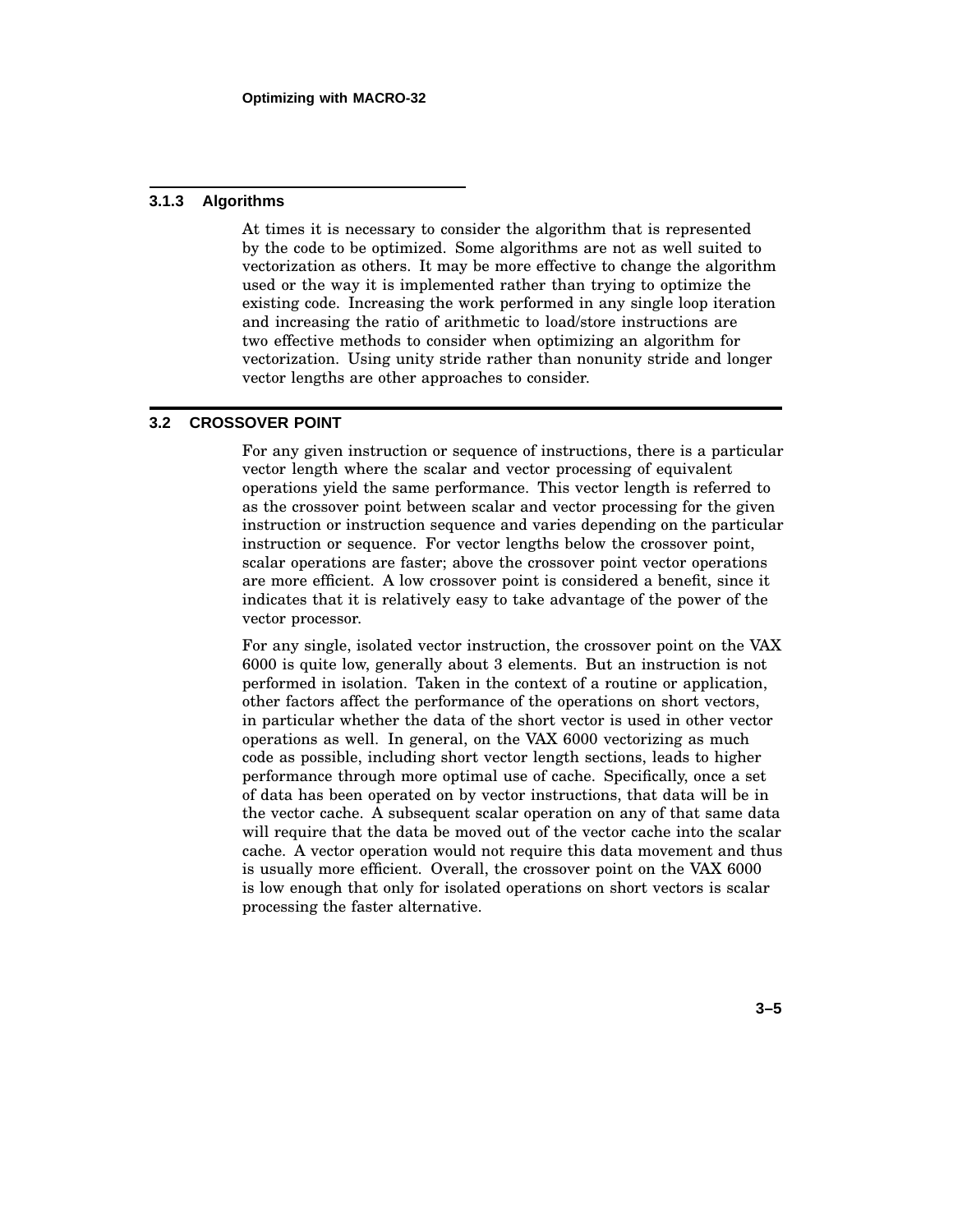### 3.1.3 Algorithms

At times it is necessary to consider the algorithm that is represented by the code to be optimized. Some algorithms are not as well suited to vectorization as others. It may be more effective to change the algorithm used or the way it is implemented rather than trying to optimize the existing code. Increasing the work performed in any single loop iteration and increasing the ratio of arithmetic to load/store instructions are two effective methods to consider when optimizing an algorithm for vectorization. Using unity stride rather than nonunity stride and longer vector lengths are other approaches to consider.

## 3.2 CROSSOVER POINT

For any given instruction or sequence of instructions, there is a particular vector length where the scalar and vector processing of equivalent operations yield the same performance. This vector length is referred to as the crossover point between scalar and vector processing for the given instruction or instruction sequence and varies depending on the particular instruction or sequence. For vector lengths below the crossover point, scalar operations are faster; above the crossover point vector operations are more efficient. A low crossover point is considered a benefit, since it indicates that it is relatively easy to take advantage of the power of the vector processor.

For any single, isolated vector instruction, the crossover point on the VAX 6000 is quite low, generally about 3 elements. But an instruction is not performed in isolation. Taken in the context of a routine or application, other factors affect the performance of the operations on short vectors, in particular whether the data of the short vector is used in other vector operations as well. In general, on the VAX 6000 vectorizing as much code as possible, including short vector length sections, leads to higher performance through more optimal use of cache. Specifically, once a set of data has been operated on by vector instructions, that data will be in the vector cache. A subsequent scalar operation on any of that same data will require that the data be moved out of the vector cache into the scalar cache. A vector operation would not require this data movement and thus is usually more efficient. Overall, the crossover point on the VAX 6000 is low enough that only for isolated operations on short vectors is scalar processing the faster alternative.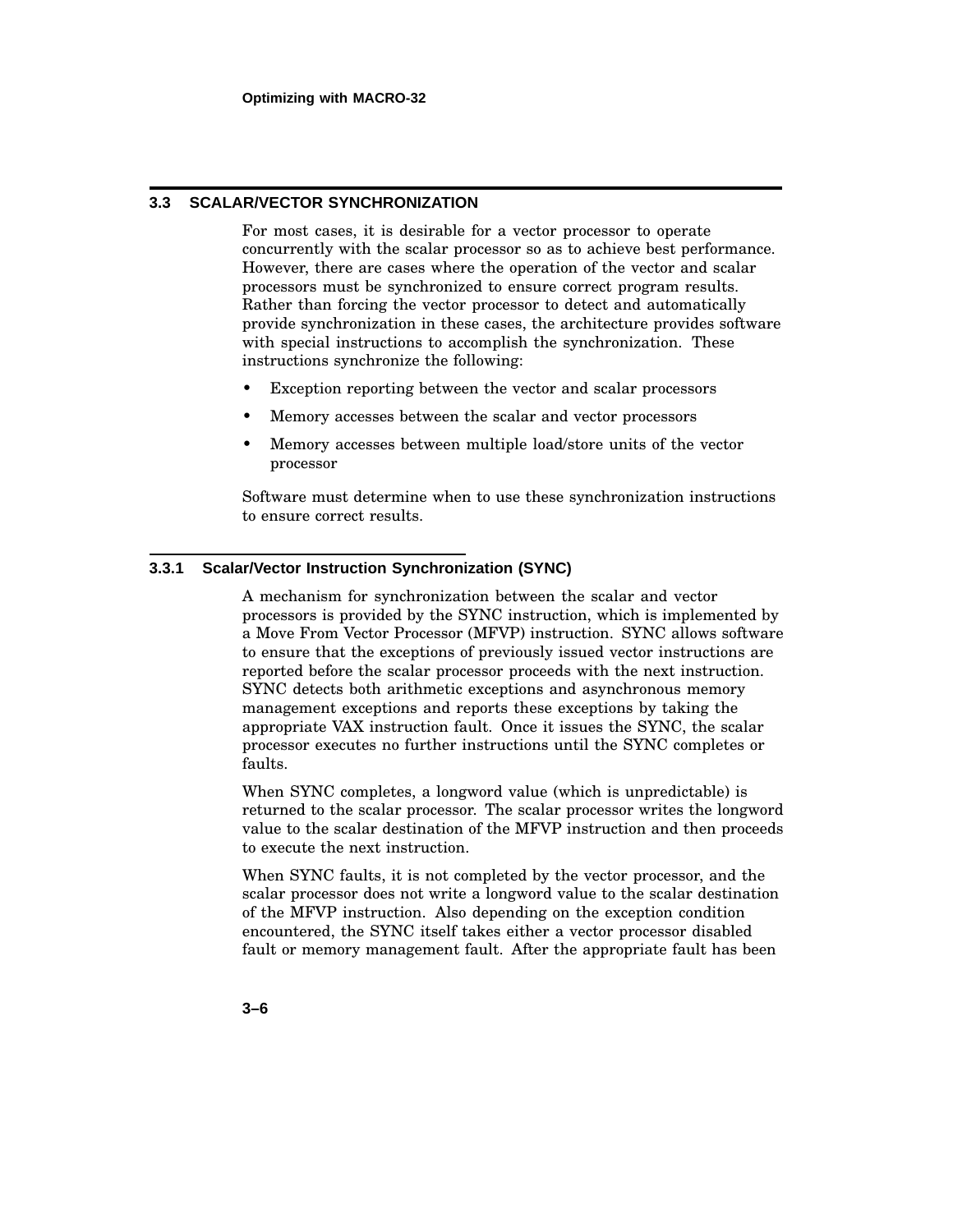## 3.3 SCALAR/VECTOR SYNCHRONIZATION

For most cases, it is desirable for a vector processor to operate concurrently with the scalar processor so as to achieve best performance. However, there are cases where the operation of the vector and scalar processors must be synchronized to ensure correct program results. Rather than forcing the vector processor to detect and automatically provide synchronization in these cases, the architecture provides software with special instructions to accomplish the synchronization. These instructions synchronize the following:

- Exception reporting between the vector and scalar processors
- Memory accesses between the scalar and vector processors
- Memory accesses between multiple load/store units of the vector processor

Software must determine when to use these synchronization instructions to ensure correct results.

### 3.3.1 Scalar/Vector Instruction Synchronization (SYNC)

A mechanism for synchronization between the scalar and vector processors is provided by the SYNC instruction, which is implemented by a Move From Vector Processor (MFVP) instruction. SYNC allows software to ensure that the exceptions of previously issued vector instructions are reported before the scalar processor proceeds with the next instruction. SYNC detects both arithmetic exceptions and asynchronous memory management exceptions and reports these exceptions by taking the appropriate VAX instruction fault. Once it issues the SYNC, the scalar processor executes no further instructions until the SYNC completes or faults.

When SYNC completes, a longword value (which is unpredictable) is returned to the scalar processor. The scalar processor writes the longword value to the scalar destination of the MFVP instruction and then proceeds to execute the next instruction.

When SYNC faults, it is not completed by the vector processor, and the scalar processor does not write a longword value to the scalar destination of the MFVP instruction. Also depending on the exception condition encountered, the SYNC itself takes either a vector processor disabled fault or memory management fault. After the appropriate fault has been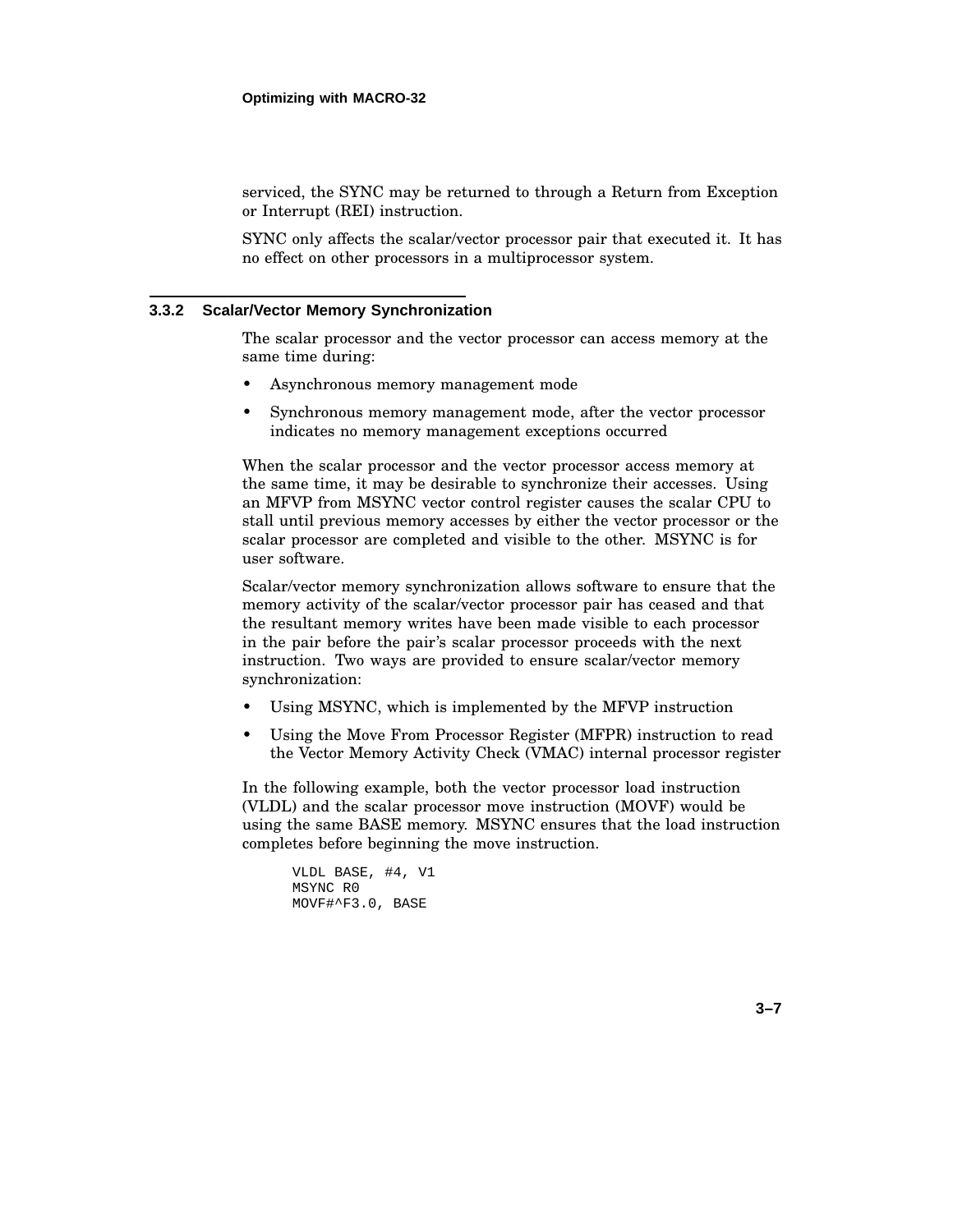serviced, the SYNC may be returned to through a Return from Exception or Interrupt (REI) instruction.

SYNC only affects the scalar/vector processor pair that executed it. It has no effect on other processors in a multiprocessor system.

### 3.3.2 Scalar/Vector Memory Synchronization

The scalar processor and the vector processor can access memory at the same time during:

- Asynchronous memory management mode
- Synchronous memory management mode, after the vector processor indicates no memory management exceptions occurred

When the scalar processor and the vector processor access memory at the same time, it may be desirable to synchronize their accesses. Using an MFVP from MSYNC vector control register causes the scalar CPU to stall until previous memory accesses by either the vector processor or the scalar processor are completed and visible to the other. MSYNC is for user software.

Scalar/vector memory synchronization allows software to ensure that the memory activity of the scalar/vector processor pair has ceased and that the resultant memory writes have been made visible to each processor in the pair before the pair's scalar processor proceeds with the next instruction. Two ways are provided to ensure scalar/vector memory synchronization:

- Using MSYNC, which is implemented by the MFVP instruction
- Using the Move From Processor Register (MFPR) instruction to read the Vector Memory Activity Check (VMAC) internal processor register

In the following example, both the vector processor load instruction (VLDL) and the scalar processor move instruction (MOVF) would be using the same BASE memory. MSYNC ensures that the load instruction completes before beginning the move instruction.

```
VLDL BASE, #4, V1
MSYNC R0
MOVF#^F3.0, BASE
```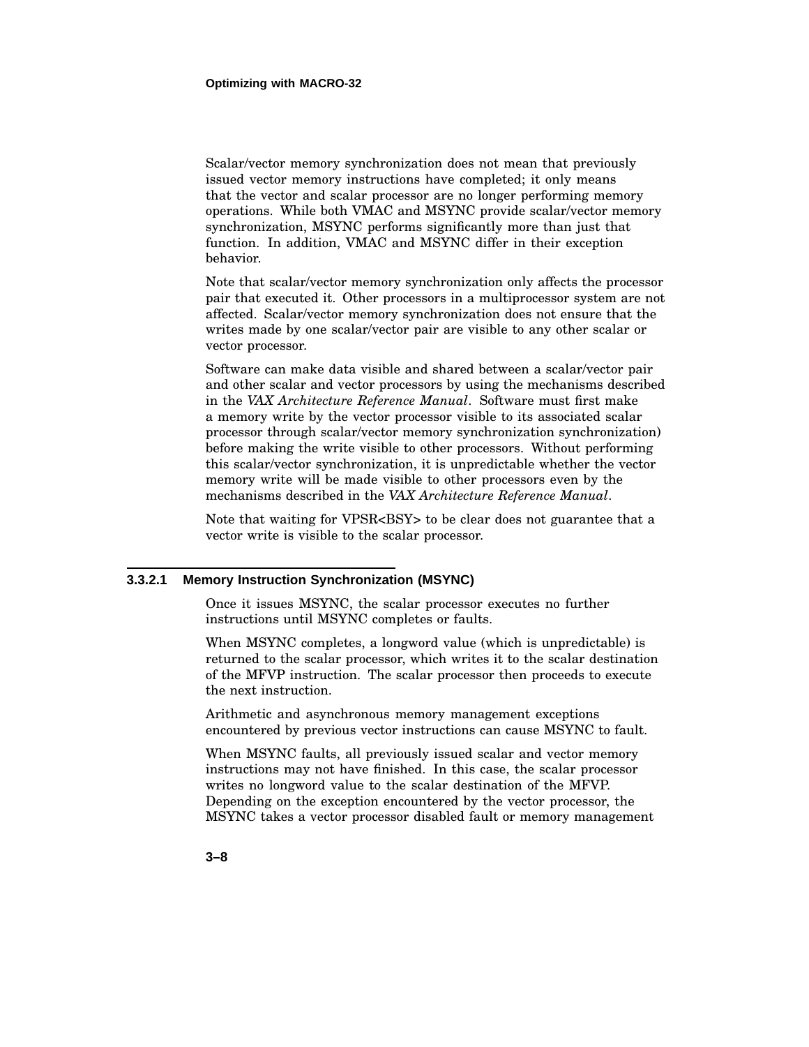Scalar/vector memory synchronization does not mean that previously issued vector memory instructions have completed; it only means that the vector and scalar processor are no longer performing memory operations. While both VMAC and MSYNC provide scalar/vector memory synchronization, MSYNC performs significantly more than just that function. In addition, VMAC and MSYNC differ in their exception behavior.

Note that scalar/vector memory synchronization only affects the processor pair that executed it. Other processors in a multiprocessor system are not affected. Scalar/vector memory synchronization does not ensure that the writes made by one scalar/vector pair are visible to any other scalar or vector processor.

Software can make data visible and shared between a scalar/vector pair and other scalar and vector processors by using the mechanisms described in the *VAX Architecture Reference Manual*. Software must first make a memory write by the vector processor visible to its associated scalar processor through scalar/vector memory synchronization synchronization) before making the write visible to other processors. Without performing this scalar/vector synchronization, it is unpredictable whether the vector memory write will be made visible to other processors even by the mechanisms described in the *VAX Architecture Reference Manual*.

Note that waiting for VPSR<BSY> to be clear does not guarantee that a vector write is visible to the scalar processor.

#### 3.3.2.1 Memory Instruction Synchronization (MSYNC)

Once it issues MSYNC, the scalar processor executes no further instructions until MSYNC completes or faults.

When MSYNC completes, a longword value (which is unpredictable) is returned to the scalar processor, which writes it to the scalar destination of the MFVP instruction. The scalar processor then proceeds to execute the next instruction.

Arithmetic and asynchronous memory management exceptions encountered by previous vector instructions can cause MSYNC to fault.

When MSYNC faults, all previously issued scalar and vector memory instructions may not have finished. In this case, the scalar processor writes no longword value to the scalar destination of the MFVP. Depending on the exception encountered by the vector processor, the MSYNC takes a vector processor disabled fault or memory management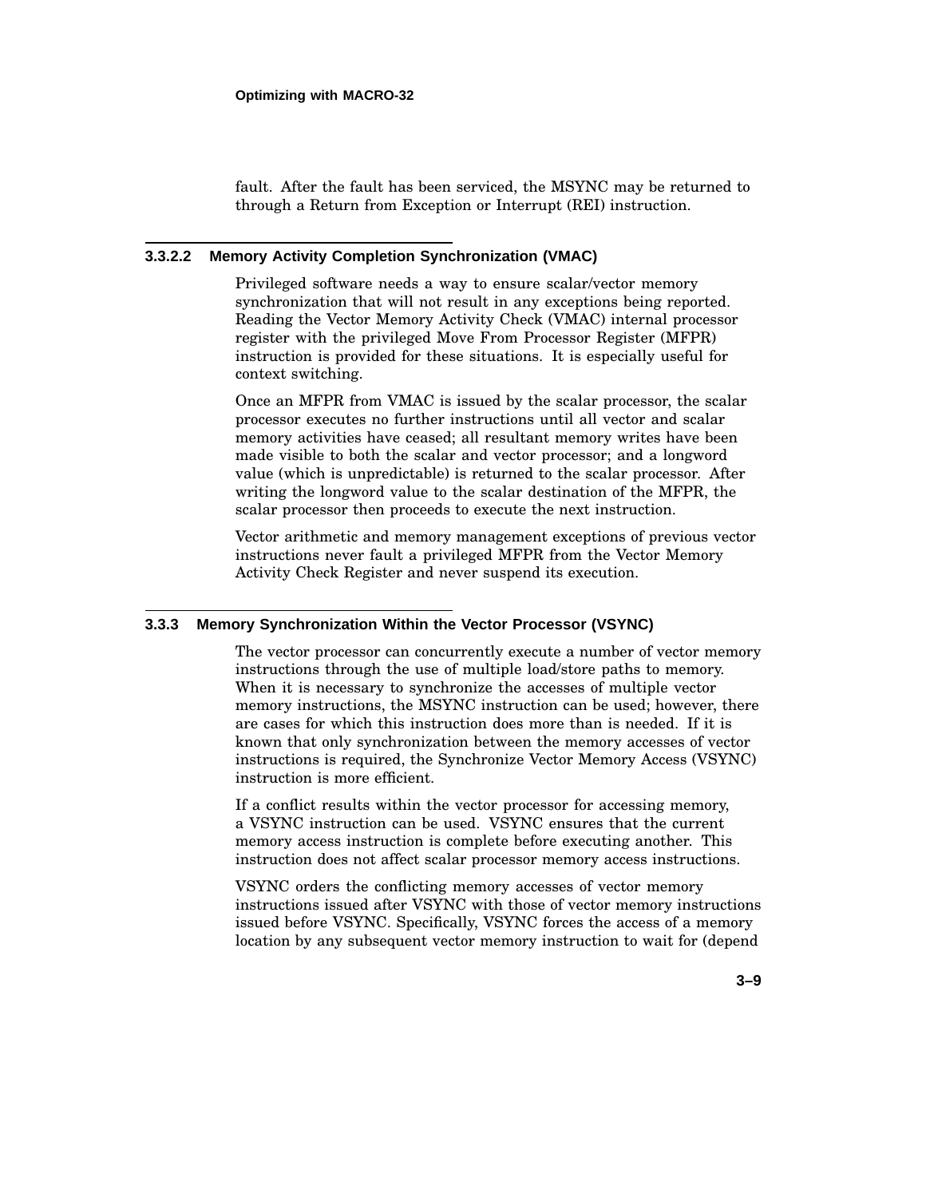fault. After the fault has been serviced, the MSYNC may be returned to through a Return from Exception or Interrupt (REI) instruction.

#### 3.3.2.2 Memory Activity Completion Synchronization (VMAC)

Privileged software needs a way to ensure scalar/vector memory synchronization that will not result in any exceptions being reported. Reading the Vector Memory Activity Check (VMAC) internal processor register with the privileged Move From Processor Register (MFPR) instruction is provided for these situations. It is especially useful for context switching.

Once an MFPR from VMAC is issued by the scalar processor, the scalar processor executes no further instructions until all vector and scalar memory activities have ceased; all resultant memory writes have been made visible to both the scalar and vector processor; and a longword value (which is unpredictable) is returned to the scalar processor. After writing the longword value to the scalar destination of the MFPR, the scalar processor then proceeds to execute the next instruction.

Vector arithmetic and memory management exceptions of previous vector instructions never fault a privileged MFPR from the Vector Memory Activity Check Register and never suspend its execution.

### 3.3.3 Memory Synchronization Within the Vector Processor (VSYNC)

The vector processor can concurrently execute a number of vector memory instructions through the use of multiple load/store paths to memory. When it is necessary to synchronize the accesses of multiple vector memory instructions, the MSYNC instruction can be used; however, there are cases for which this instruction does more than is needed. If it is known that only synchronization between the memory accesses of vector instructions is required, the Synchronize Vector Memory Access (VSYNC) instruction is more efficient.

If a conflict results within the vector processor for accessing memory, a VSYNC instruction can be used. VSYNC ensures that the current memory access instruction is complete before executing another. This instruction does not affect scalar processor memory access instructions.

VSYNC orders the conflicting memory accesses of vector memory instructions issued after VSYNC with those of vector memory instructions issued before VSYNC. Specifically, VSYNC forces the access of a memory location by any subsequent vector memory instruction to wait for (depend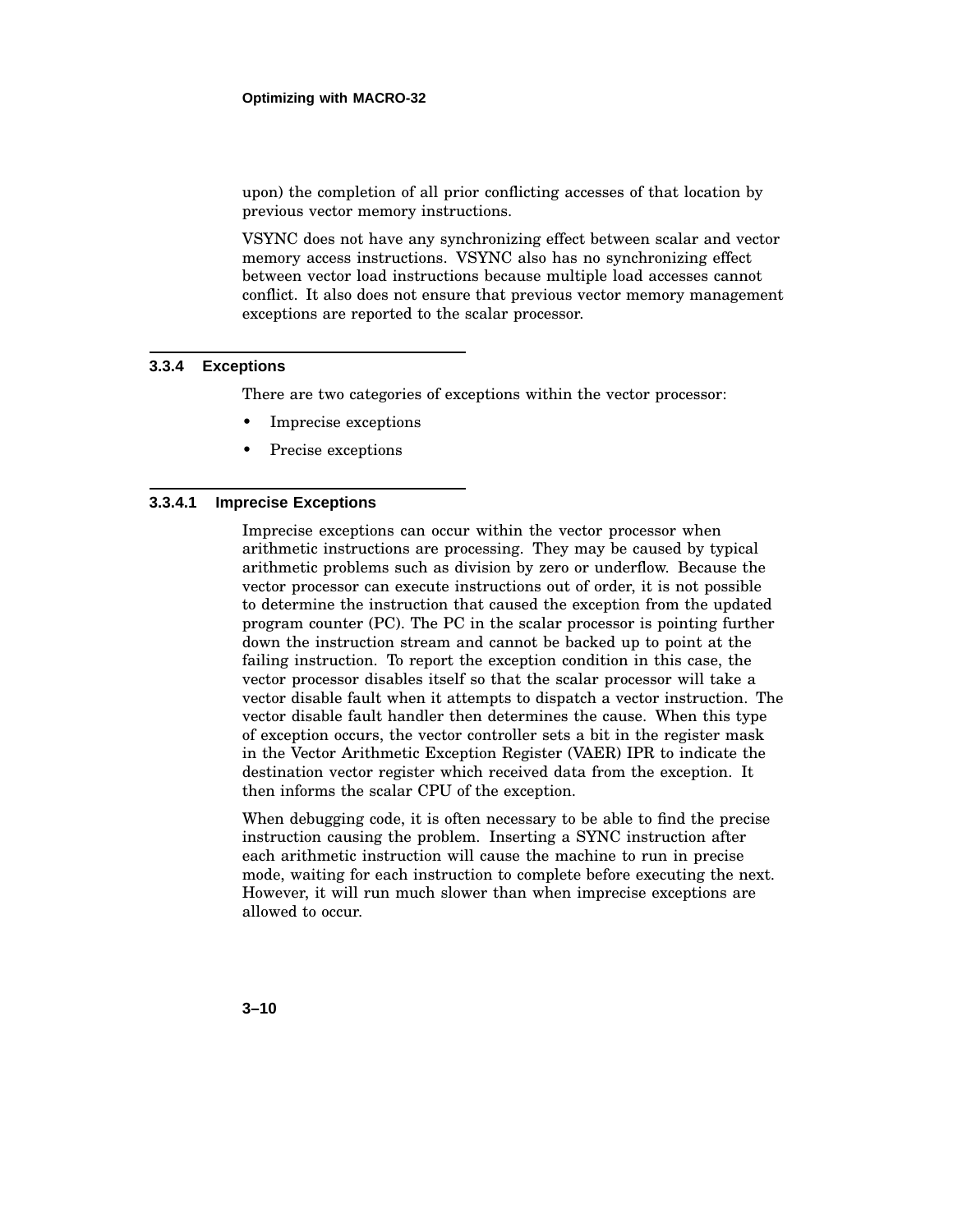upon) the completion of all prior conflicting accesses of that location by previous vector memory instructions.

VSYNC does not have any synchronizing effect between scalar and vector memory access instructions. VSYNC also has no synchronizing effect between vector load instructions because multiple load accesses cannot conflict. It also does not ensure that previous vector memory management exceptions are reported to the scalar processor.

### 3.3.4 Exceptions

There are two categories of exceptions within the vector processor:

- Imprecise exceptions
- Precise exceptions

#### 3.3.4.1 Imprecise Exceptions

Imprecise exceptions can occur within the vector processor when arithmetic instructions are processing. They may be caused by typical arithmetic problems such as division by zero or underflow. Because the vector processor can execute instructions out of order, it is not possible to determine the instruction that caused the exception from the updated program counter (PC). The PC in the scalar processor is pointing further down the instruction stream and cannot be backed up to point at the failing instruction. To report the exception condition in this case, the vector processor disables itself so that the scalar processor will take a vector disable fault when it attempts to dispatch a vector instruction. The vector disable fault handler then determines the cause. When this type of exception occurs, the vector controller sets a bit in the register mask in the Vector Arithmetic Exception Register (VAER) IPR to indicate the destination vector register which received data from the exception. It then informs the scalar CPU of the exception.

When debugging code, it is often necessary to be able to find the precise instruction causing the problem. Inserting a SYNC instruction after each arithmetic instruction will cause the machine to run in precise mode, waiting for each instruction to complete before executing the next. However, it will run much slower than when imprecise exceptions are allowed to occur.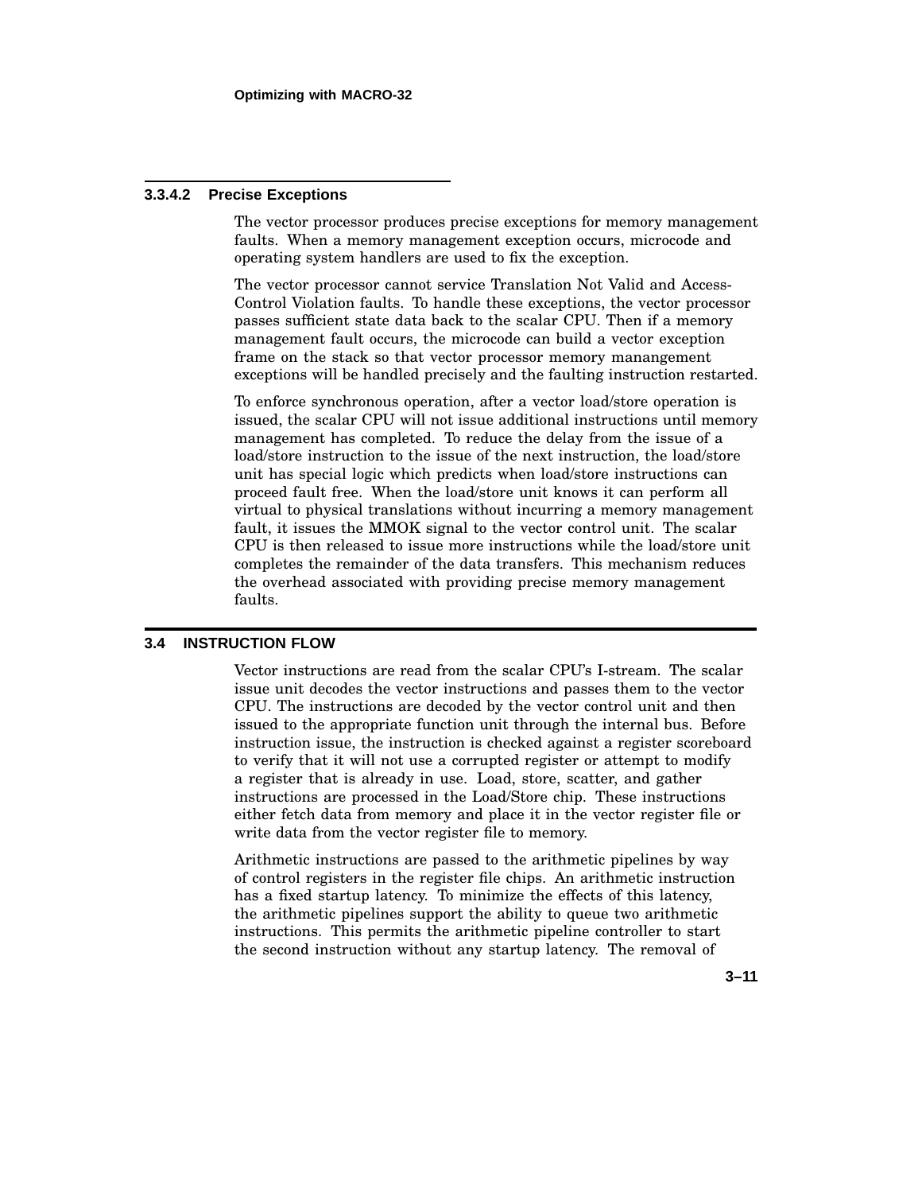#### 3.3.4.2 Precise Exceptions

The vector processor produces precise exceptions for memory management faults. When a memory management exception occurs, microcode and operating system handlers are used to fix the exception.

The vector processor cannot service Translation Not Valid and Access-Control Violation faults. To handle these exceptions, the vector processor passes sufficient state data back to the scalar CPU. Then if a memory management fault occurs, the microcode can build a vector exception frame on the stack so that vector processor memory manangement exceptions will be handled precisely and the faulting instruction restarted.

To enforce synchronous operation, after a vector load/store operation is issued, the scalar CPU will not issue additional instructions until memory management has completed. To reduce the delay from the issue of a load/store instruction to the issue of the next instruction, the load/store unit has special logic which predicts when load/store instructions can proceed fault free. When the load/store unit knows it can perform all virtual to physical translations without incurring a memory management fault, it issues the MMOK signal to the vector control unit. The scalar CPU is then released to issue more instructions while the load/store unit completes the remainder of the data transfers. This mechanism reduces the overhead associated with providing precise memory management faults.

## 3.4 INSTRUCTION FLOW

Vector instructions are read from the scalar CPU's I-stream. The scalar issue unit decodes the vector instructions and passes them to the vector CPU. The instructions are decoded by the vector control unit and then issued to the appropriate function unit through the internal bus. Before instruction issue, the instruction is checked against a register scoreboard to verify that it will not use a corrupted register or attempt to modify a register that is already in use. Load, store, scatter, and gather instructions are processed in the Load/Store chip. These instructions either fetch data from memory and place it in the vector register file or write data from the vector register file to memory.

Arithmetic instructions are passed to the arithmetic pipelines by way of control registers in the register file chips. An arithmetic instruction has a fixed startup latency. To minimize the effects of this latency, the arithmetic pipelines support the ability to queue two arithmetic instructions. This permits the arithmetic pipeline controller to start the second instruction without any startup latency. The removal of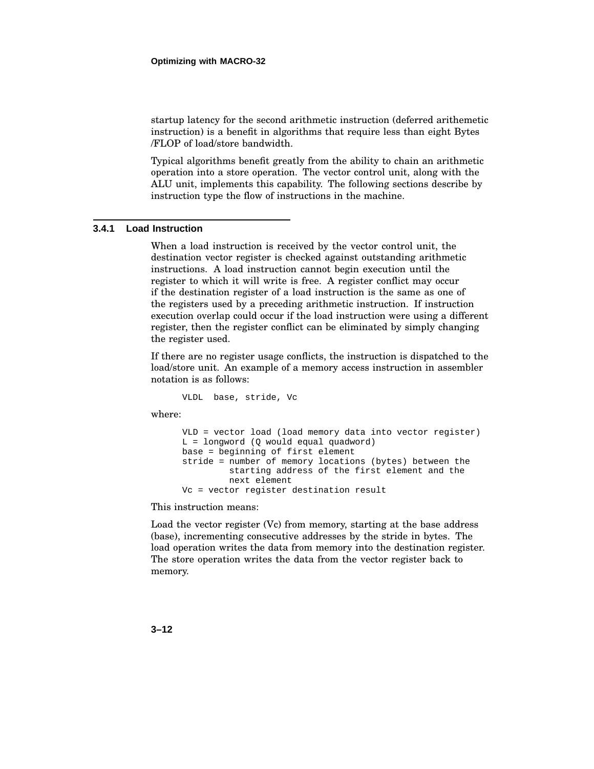startup latency for the second arithmetic instruction (deferred arithemetic instruction) is a benefit in algorithms that require less than eight Bytes /FLOP of load/store bandwidth.

Typical algorithms benefit greatly from the ability to chain an arithmetic operation into a store operation. The vector control unit, along with the ALU unit, implements this capability. The following sections describe by instruction type the flow of instructions in the machine.

### 3.4.1 Load Instruction

When a load instruction is received by the vector control unit, the destination vector register is checked against outstanding arithmetic instructions. A load instruction cannot begin execution until the register to which it will write is free. A register conflict may occur if the destination register of a load instruction is the same as one of the registers used by a preceding arithmetic instruction. If instruction execution overlap could occur if the load instruction were using a different register, then the register conflict can be eliminated by simply changing the register used.

If there are no register usage conflicts, the instruction is dispatched to the load/store unit. An example of a memory access instruction in assembler notation is as follows:

```
VLDL  base, stride, Vc
```

where:

```
VLD = vector load (load memory data into vector register)
L = longword (Q would equal quadword)
base = beginning of first element
stride = number of memory locations (bytes) between the
         starting address of the first element and the
         next element
Vc = vector register destination result
```

This instruction means:

Load the vector register (Vc) from memory, starting at the base address (base), incrementing consecutive addresses by the stride in bytes. The load operation writes the data from memory into the destination register. The store operation writes the data from the vector register back to memory.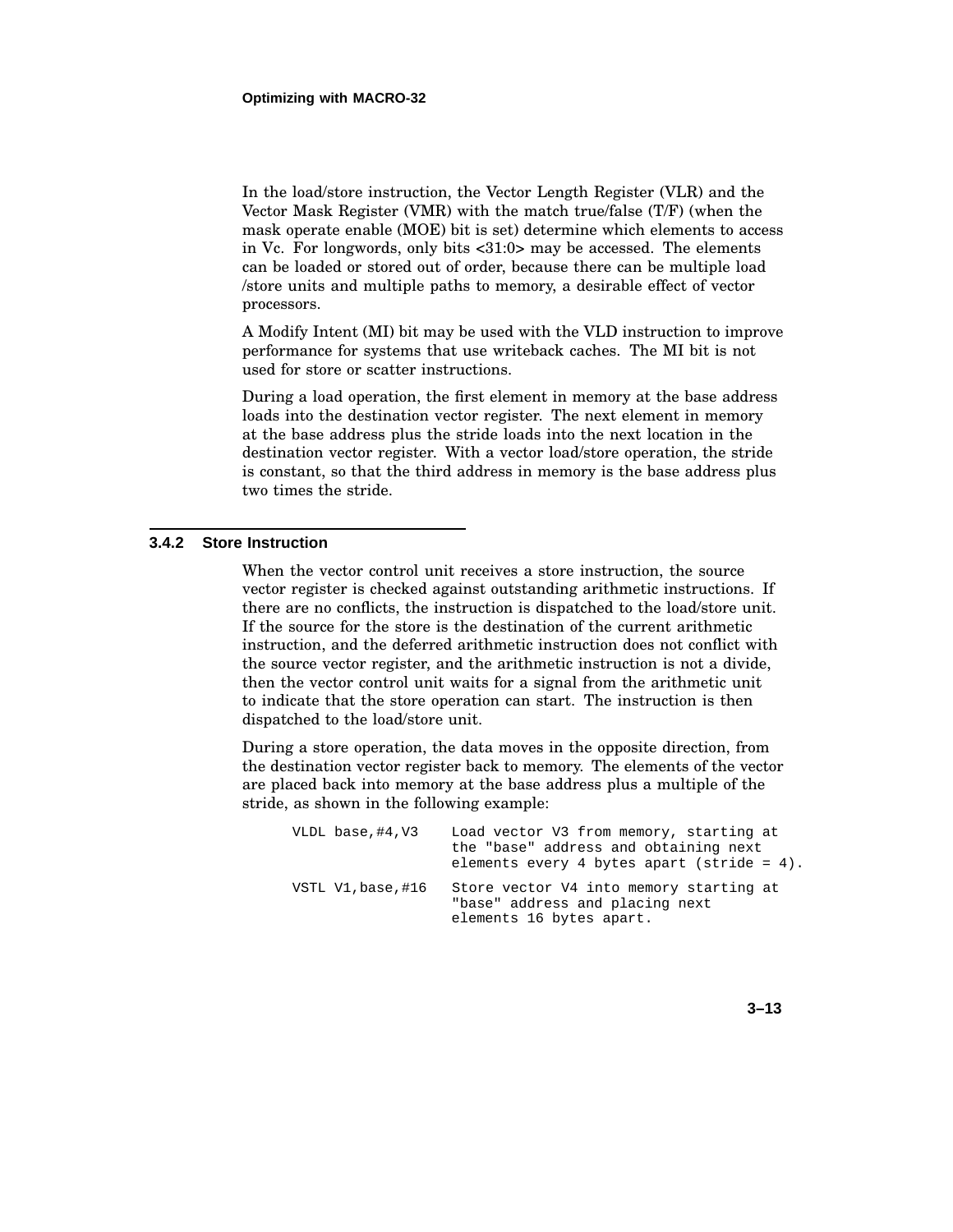In the load/store instruction, the Vector Length Register (VLR) and the Vector Mask Register (VMR) with the match true/false (T/F) (when the mask operate enable (MOE) bit is set) determine which elements to access in Vc. For longwords, only bits <31:0> may be accessed. The elements can be loaded or stored out of order, because there can be multiple load /store units and multiple paths to memory, a desirable effect of vector processors.

A Modify Intent (MI) bit may be used with the VLD instruction to improve performance for systems that use writeback caches. The MI bit is not used for store or scatter instructions.

During a load operation, the first element in memory at the base address loads into the destination vector register. The next element in memory at the base address plus the stride loads into the next location in the destination vector register. With a vector load/store operation, the stride is constant, so that the third address in memory is the base address plus two times the stride.

### 3.4.2 Store Instruction

When the vector control unit receives a store instruction, the source vector register is checked against outstanding arithmetic instructions. If there are no conflicts, the instruction is dispatched to the load/store unit. If the source for the store is the destination of the current arithmetic instruction, and the deferred arithmetic instruction does not conflict with the source vector register, and the arithmetic instruction is not a divide, then the vector control unit waits for a signal from the arithmetic unit to indicate that the store operation can start. The instruction is then dispatched to the load/store unit.

During a store operation, the data moves in the opposite direction, from the destination vector register back to memory. The elements of the vector are placed back into memory at the base address plus a multiple of the stride, as shown in the following example:

```
VLDL base,#4,V3     Load vector V3 from memory, starting at
                    the "base" address and obtaining next
                    elements every 4 bytes apart (stride = 4).

VSTL V1,base,#16    Store vector V4 into memory starting at
                    "base" address and placing next
                    elements 16 bytes apart.
```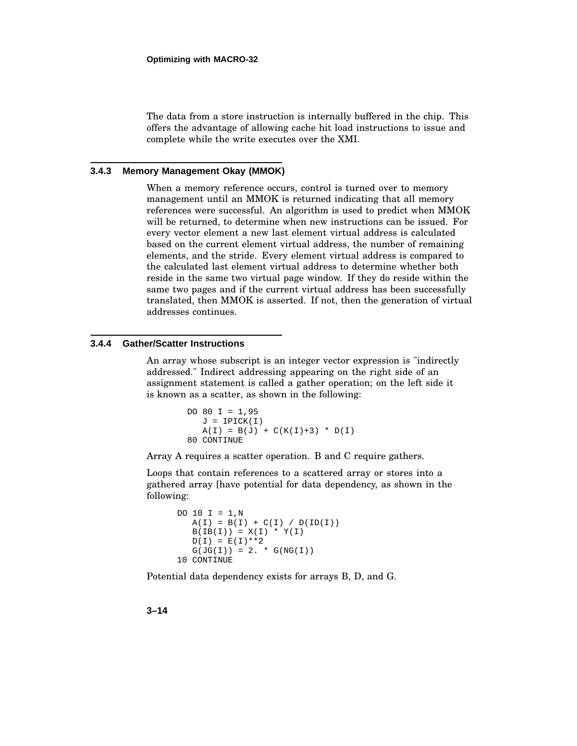The data from a store instruction is internally buffered in the chip. This offers the advantage of allowing cache hit load instructions to issue and complete while the write executes over the XMI.

### 3.4.3 Memory Management Okay (MMOK)

When a memory reference occurs, control is turned over to memory management until an MMOK is returned indicating that all memory references were successful. An algorithm is used to predict when MMOK will be returned, to determine when new instructions can be issued. For every vector element a new last element virtual address is calculated based on the current element virtual address, the number of remaining elements, and the stride. Every element virtual address is compared to the calculated last element virtual address to determine whether both reside in the same two virtual page window. If they do reside within the same two pages and if the current virtual address has been successfully translated, then MMOK is asserted. If not, then the generation of virtual addresses continues.

### 3.4.4 Gather/Scatter Instructions

An array whose subscript is an integer vector expression is "indirectly addressed." Indirect addressing appearing on the right side of an assignment statement is called a gather operation; on the left side it is known as a scatter, as shown in the following:

```
    DO 80 I = 1,95
       J = IPICK(I)
       A(I) = B(J) + C(K(I)+3) * D(I)
    80 CONTINUE
```

Array A requires a scatter operation. B and C require gathers.

Loops that contain references to a scattered array or stores into a gathered array [have potential for data dependency, as shown in the following:

```
    DO 10 I = 1,N
       A(I) = B(I) + C(I) / D(ID(I))
       B(IB(I)) = X(I) * Y(I)
       D(I) = E(I)**2
       G(JG(I)) = 2. * G(NG(I))
    10 CONTINUE
```

Potential data dependency exists for arrays B, D, and G.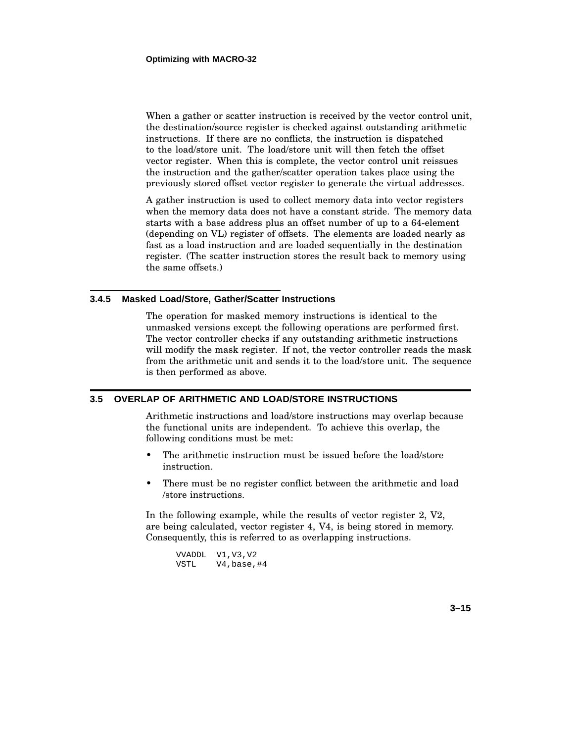When a gather or scatter instruction is received by the vector control unit, the destination/source register is checked against outstanding arithmetic instructions. If there are no conflicts, the instruction is dispatched to the load/store unit. The load/store unit will then fetch the offset vector register. When this is complete, the vector control unit reissues the instruction and the gather/scatter operation takes place using the previously stored offset vector register to generate the virtual addresses.

A gather instruction is used to collect memory data into vector registers when the memory data does not have a constant stride. The memory data starts with a base address plus an offset number of up to a 64-element (depending on VL) register of offsets. The elements are loaded nearly as fast as a load instruction and are loaded sequentially in the destination register. (The scatter instruction stores the result back to memory using the same offsets.)

### 3.4.5 Masked Load/Store, Gather/Scatter Instructions

The operation for masked memory instructions is identical to the unmasked versions except the following operations are performed first. The vector controller checks if any outstanding arithmetic instructions will modify the mask register. If not, the vector controller reads the mask from the arithmetic unit and sends it to the load/store unit. The sequence is then performed as above.

## 3.5 OVERLAP OF ARITHMETIC AND LOAD/STORE INSTRUCTIONS

Arithmetic instructions and load/store instructions may overlap because the functional units are independent. To achieve this overlap, the following conditions must be met:

- The arithmetic instruction must be issued before the load/store instruction.
- There must be no register conflict between the arithmetic and load /store instructions.

In the following example, while the results of vector register 2, V2, are being calculated, vector register 4, V4, is being stored in memory. Consequently, this is referred to as overlapping instructions.

```
VVADDL  V1,V3,V2
VSTL    V4,base,#4
```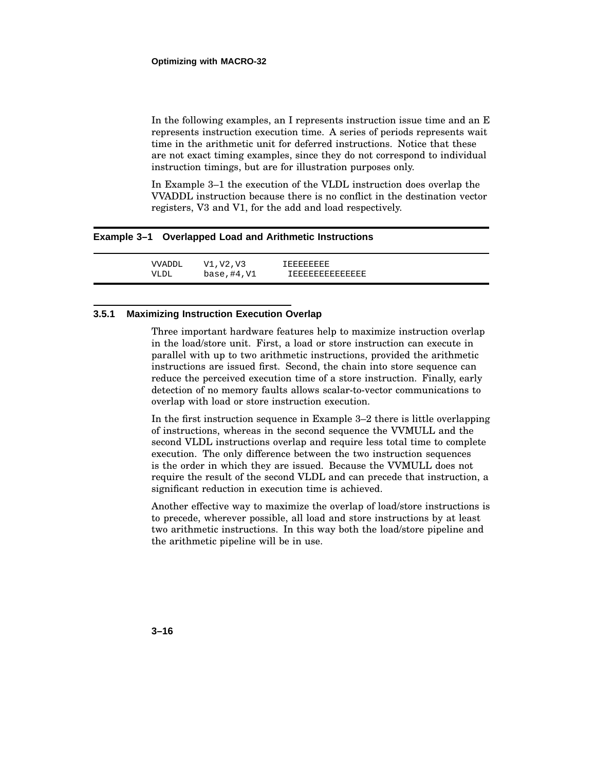In the following examples, an I represents instruction issue time and an E represents instruction execution time. A series of periods represents wait time in the arithmetic unit for deferred instructions. Notice that these are not exact timing examples, since they do not correspond to individual instruction timings, but are for illustration purposes only.

In Example 3–1 the execution of the VLDL instruction does overlap the VVADDL instruction because there is no conflict in the destination vector registers, V3 and V1, for the add and load respectively.

**Example 3–1 Overlapped Load and Arithmetic Instructions**

```
VVADDL    V1,V2,V3       IEEEEEEEE
VLDL      base,#4,V1      IEEEEEEEEEEEEE
```

### 3.5.1 Maximizing Instruction Execution Overlap

Three important hardware features help to maximize instruction overlap in the load/store unit. First, a load or store instruction can execute in parallel with up to two arithmetic instructions, provided the arithmetic instructions are issued first. Second, the chain into store sequence can reduce the perceived execution time of a store instruction. Finally, early detection of no memory faults allows scalar-to-vector communications to overlap with load or store instruction execution.

In the first instruction sequence in Example 3–2 there is little overlapping of instructions, whereas in the second sequence the VVMULL and the second VLDL instructions overlap and require less total time to complete execution. The only difference between the two instruction sequences is the order in which they are issued. Because the VVMULL does not require the result of the second VLDL and can precede that instruction, a significant reduction in execution time is achieved.

Another effective way to maximize the overlap of load/store instructions is to precede, wherever possible, all load and store instructions by at least two arithmetic instructions. In this way both the load/store pipeline and the arithmetic pipeline will be in use.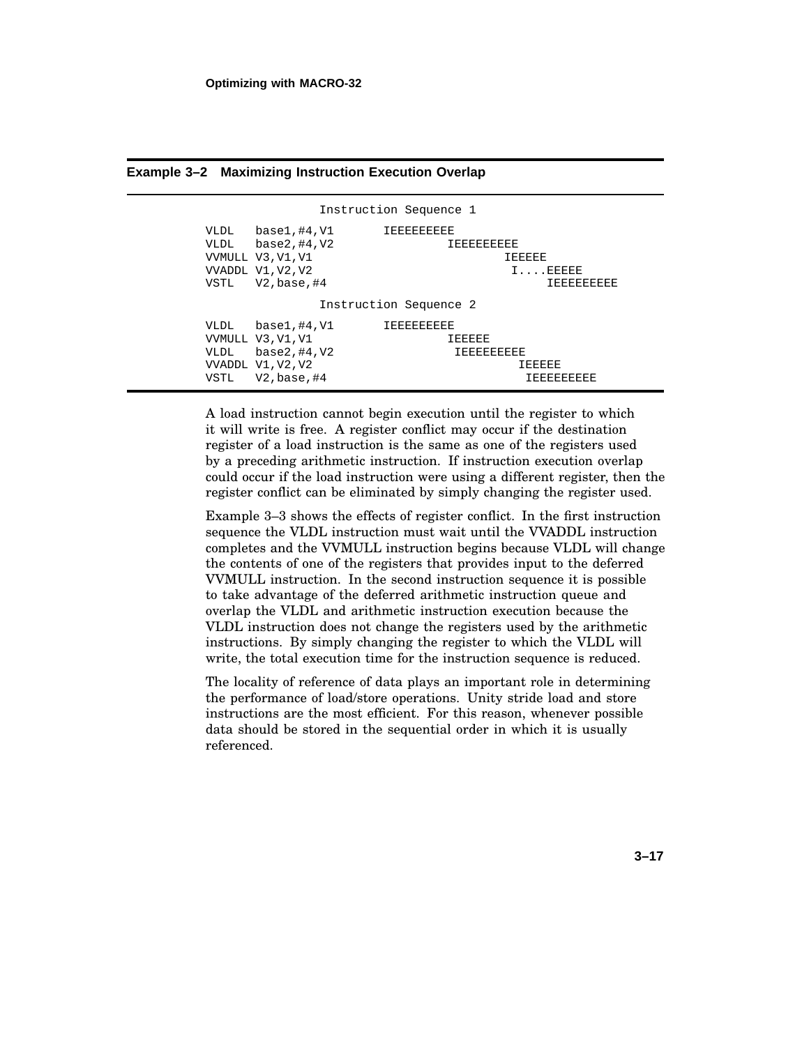**Example 3–2 Maximizing Instruction Execution Overlap**

```
                 Instruction Sequence 1

VLDL   base1,#4,V1       IEEEEEEEEE
VLDL   base2,#4,V2                IEEEEEEEEE
VVMULL V3,V1,V1                           IEEEEE
VVADDL V1,V2,V2                            I....EEEEE
VSTL   V2,base,#4                               IEEEEEEEEE

                 Instruction Sequence 2

VLDL   base1,#4,V1       IEEEEEEEEE
VVMULL V3,V1,V1                   IEEEEE
VLDL   base2,#4,V2                 IEEEEEEEEE
VVADDL V1,V2,V2                            IEEEEE
VSTL   V2,base,#4                            IEEEEEEEEE
```

A load instruction cannot begin execution until the register to which it will write is free. A register conflict may occur if the destination register of a load instruction is the same as one of the registers used by a preceding arithmetic instruction. If instruction execution overlap could occur if the load instruction were using a different register, then the register conflict can be eliminated by simply changing the register used.

Example 3–3 shows the effects of register conflict. In the first instruction sequence the VLDL instruction must wait until the VVADDL instruction completes and the VVMULL instruction begins because VLDL will change the contents of one of the registers that provides input to the deferred VVMULL instruction. In the second instruction sequence it is possible to take advantage of the deferred arithmetic instruction queue and overlap the VLDL and arithmetic instruction execution because the VLDL instruction does not change the registers used by the arithmetic instructions. By simply changing the register to which the VLDL will write, the total execution time for the instruction sequence is reduced.

The locality of reference of data plays an important role in determining the performance of load/store operations. Unity stride load and store instructions are the most efficient. For this reason, whenever possible data should be stored in the sequential order in which it is usually referenced.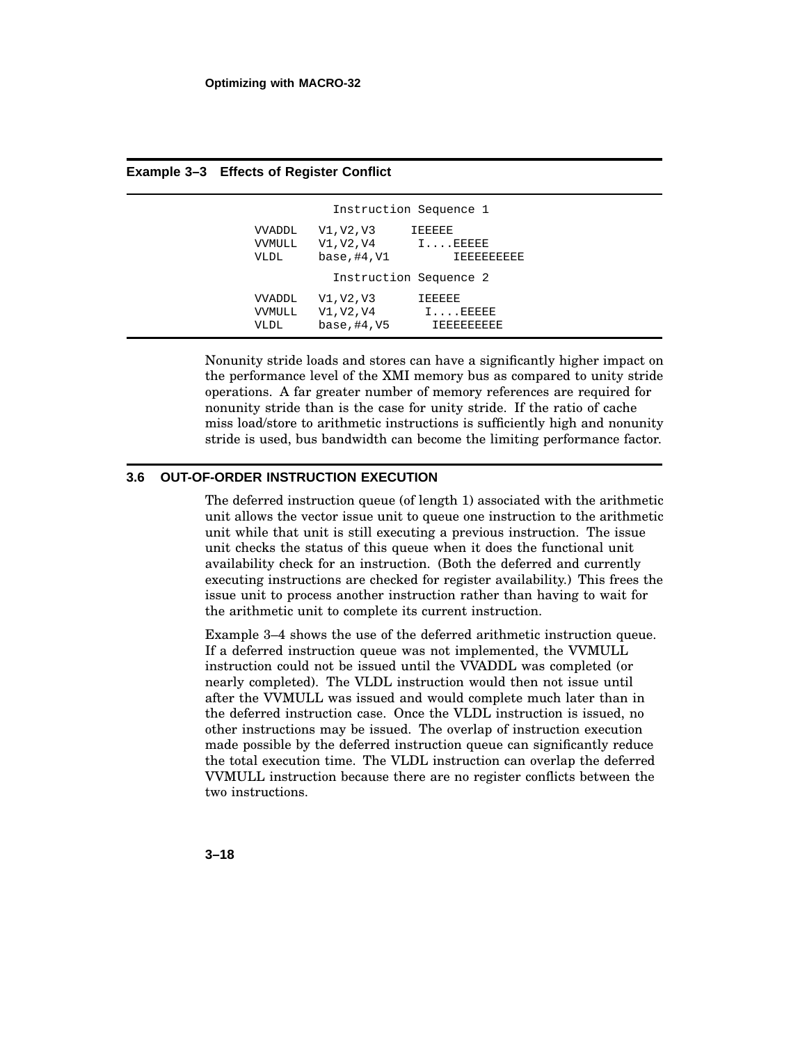**Example 3–3 Effects of Register Conflict**

```
                  Instruction Sequence 1

VVADDL   V1,V2,V3      IEEEEE
VVMULL   V1,V2,V4       I....EEEEE
VLDL     base,#4,V1          IEEEEEEEEE

                  Instruction Sequence 2

VVADDL   V1,V2,V3       IEEEEE
VVMULL   V1,V2,V4        I....EEEEE
VLDL     base,#4,V5       IEEEEEEEEE
```

Nonunity stride loads and stores can have a significantly higher impact on the performance level of the XMI memory bus as compared to unity stride operations. A far greater number of memory references are required for nonunity stride than is the case for unity stride. If the ratio of cache miss load/store to arithmetic instructions is sufficiently high and nonunity stride is used, bus bandwidth can become the limiting performance factor.

## 3.6 OUT-OF-ORDER INSTRUCTION EXECUTION

The deferred instruction queue (of length 1) associated with the arithmetic unit allows the vector issue unit to queue one instruction to the arithmetic unit while that unit is still executing a previous instruction. The issue unit checks the status of this queue when it does the functional unit availability check for an instruction. (Both the deferred and currently executing instructions are checked for register availability.) This frees the issue unit to process another instruction rather than having to wait for the arithmetic unit to complete its current instruction.

Example 3–4 shows the use of the deferred arithmetic instruction queue. If a deferred instruction queue was not implemented, the VVMULL instruction could not be issued until the VVADDL was completed (or nearly completed). The VLDL instruction would then not issue until after the VVMULL was issued and would complete much later than in the deferred instruction case. Once the VLDL instruction is issued, no other instructions may be issued. The overlap of instruction execution made possible by the deferred instruction queue can significantly reduce the total execution time. The VLDL instruction can overlap the deferred VVMULL instruction because there are no register conflicts between the two instructions.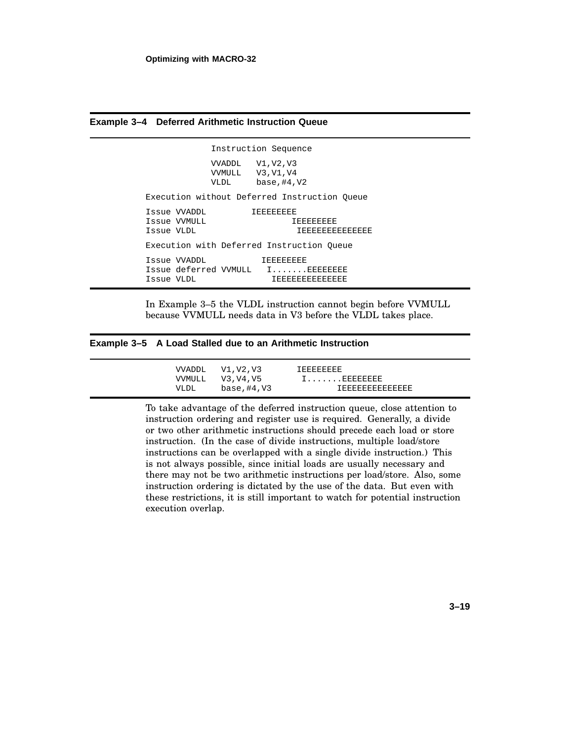**Example 3–4 Deferred Arithmetic Instruction Queue**

```
              Instruction Sequence

              VVADDL   V1,V2,V3
              VVMULL   V3,V1,V4
              VLDL     base,#4,V2

Execution without Deferred Instruction Queue

Issue VVADDL        IEEEEEEEE
Issue VVMULL                IEEEEEEEE
Issue VLDL                   IEEEEEEEEEEEEE

Execution with Deferred Instruction Queue

Issue VVADDL          IEEEEEEEE
Issue deferred VVMULL  I.......EEEEEEEE
Issue VLDL              IEEEEEEEEEEEEE
```

In Example 3–5 the VLDL instruction cannot begin before VVMULL because VVMULL needs data in V3 before the VLDL takes place.

**Example 3–5 A Load Stalled due to an Arithmetic Instruction**

```
      VVADDL   V1,V2,V3        IEEEEEEEE
      VVMULL   V3,V4,V5         I.......EEEEEEEE
      VLDL     base,#4,V3              IEEEEEEEEEEEEE
```

To take advantage of the deferred instruction queue, close attention to instruction ordering and register use is required. Generally, a divide or two other arithmetic instructions should precede each load or store instruction. (In the case of divide instructions, multiple load/store instructions can be overlapped with a single divide instruction.) This is not always possible, since initial loads are usually necessary and there may not be two arithmetic instructions per load/store. Also, some instruction ordering is dictated by the use of the data. But even with these restrictions, it is still important to watch for potential instruction execution overlap.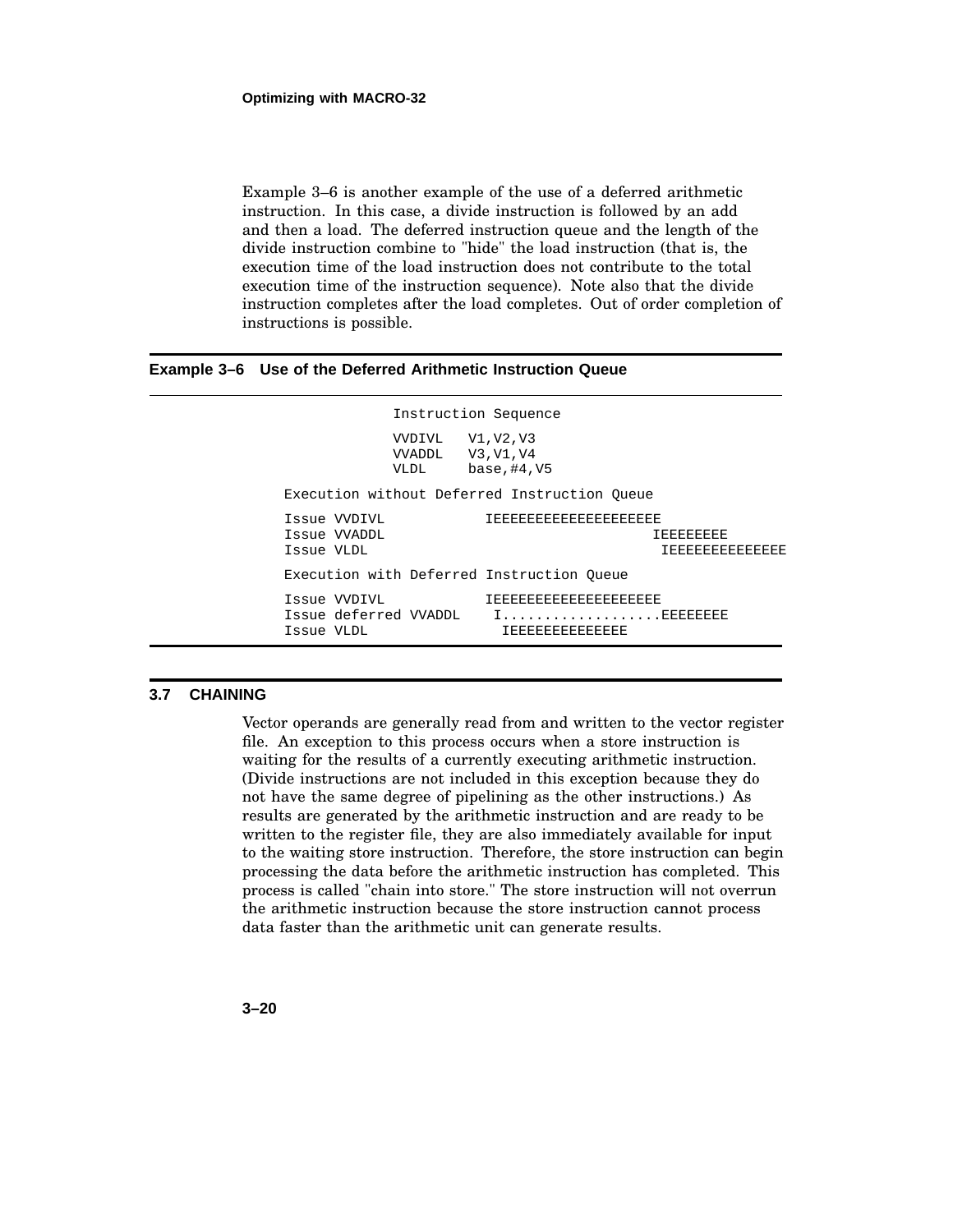Example 3–6 is another example of the use of a deferred arithmetic instruction. In this case, a divide instruction is followed by an add and then a load. The deferred instruction queue and the length of the divide instruction combine to "hide" the load instruction (that is, the execution time of the load instruction does not contribute to the total execution time of the instruction sequence). Note also that the divide instruction completes after the load completes. Out of order completion of instructions is possible.

**Example 3–6 Use of the Deferred Arithmetic Instruction Queue**

```
                  Instruction Sequence

                  VVDIVL   V1,V2,V3
                  VVADDL   V3,V1,V4
                  VLDL     base,#4,V5

      Execution without Deferred Instruction Queue

      Issue VVDIVL           IEEEEEEEEEEEEEEEEEEE
      Issue VVADDL                                IEEEEEEEE
      Issue VLDL                                   IEEEEEEEEEEEEE

      Execution with Deferred Instruction Queue

      Issue VVDIVL           IEEEEEEEEEEEEEEEEEEE
      Issue deferred VVADDL   I..................EEEEEEEE
      Issue VLDL               IEEEEEEEEEEEEE
```

## 3.7 CHAINING

Vector operands are generally read from and written to the vector register file. An exception to this process occurs when a store instruction is waiting for the results of a currently executing arithmetic instruction. (Divide instructions are not included in this exception because they do not have the same degree of pipelining as the other instructions.) As results are generated by the arithmetic instruction and are ready to be written to the register file, they are also immediately available for input to the waiting store instruction. Therefore, the store instruction can begin processing the data before the arithmetic instruction has completed. This process is called "chain into store." The store instruction will not overrun the arithmetic instruction because the store instruction cannot process data faster than the arithmetic unit can generate results.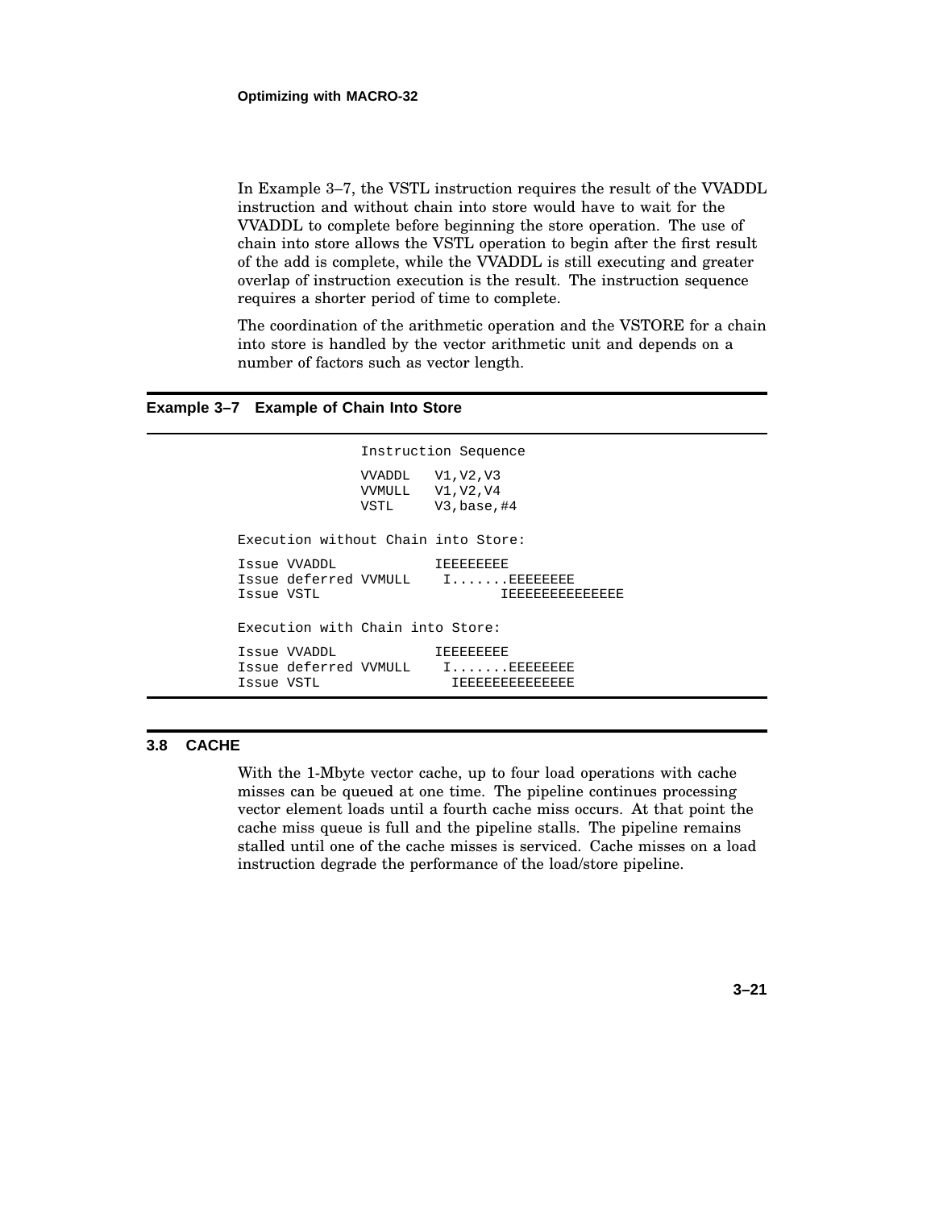In Example 3–7, the VSTL instruction requires the result of the VVADDL instruction and without chain into store would have to wait for the VVADDL to complete before beginning the store operation. The use of chain into store allows the VSTL operation to begin after the first result of the add is complete, while the VVADDL is still executing and greater overlap of instruction execution is the result. The instruction sequence requires a shorter period of time to complete.

The coordination of the arithmetic operation and the VSTORE for a chain into store is handled by the vector arithmetic unit and depends on a number of factors such as vector length.

**Example 3–7 Example of Chain Into Store**

```
                 Instruction Sequence

                 VVADDL   V1,V2,V3
                 VVMULL   V1,V2,V4
                 VSTL     V3,base,#4

Execution without Chain into Store:

Issue VVADDL            IEEEEEEEE
Issue deferred VVMULL    I.......EEEEEEEE
Issue VSTL                      IEEEEEEEEEEEEEE

Execution with Chain into Store:

Issue VVADDL            IEEEEEEEE
Issue deferred VVMULL    I.......EEEEEEEE
Issue VSTL                IEEEEEEEEEEEEEE
```

## 3.8 CACHE

With the 1-Mbyte vector cache, up to four load operations with cache misses can be queued at one time. The pipeline continues processing vector element loads until a fourth cache miss occurs. At that point the cache miss queue is full and the pipeline stalls. The pipeline remains stalled until one of the cache misses is serviced. Cache misses on a load instruction degrade the performance of the load/store pipeline.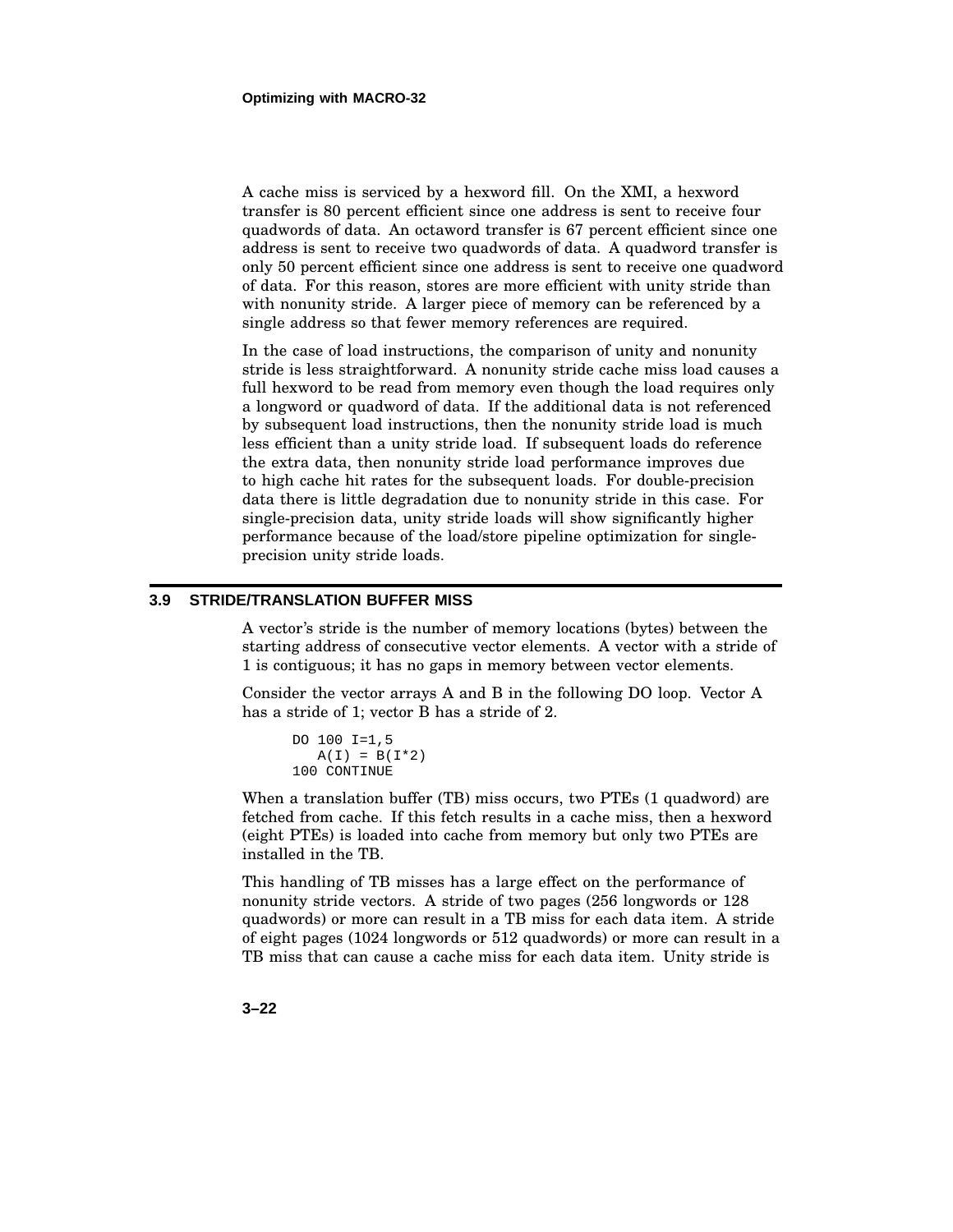A cache miss is serviced by a hexword fill. On the XMI, a hexword transfer is 80 percent efficient since one address is sent to receive four quadwords of data. An octaword transfer is 67 percent efficient since one address is sent to receive two quadwords of data. A quadword transfer is only 50 percent efficient since one address is sent to receive one quadword of data. For this reason, stores are more efficient with unity stride than with nonunity stride. A larger piece of memory can be referenced by a single address so that fewer memory references are required.

In the case of load instructions, the comparison of unity and nonunity stride is less straightforward. A nonunity stride cache miss load causes a full hexword to be read from memory even though the load requires only a longword or quadword of data. If the additional data is not referenced by subsequent load instructions, then the nonunity stride load is much less efficient than a unity stride load. If subsequent loads do reference the extra data, then nonunity stride load performance improves due to high cache hit rates for the subsequent loads. For double-precision data there is little degradation due to nonunity stride in this case. For single-precision data, unity stride loads will show significantly higher performance because of the load/store pipeline optimization for single-precision unity stride loads.

## 3.9 STRIDE/TRANSLATION BUFFER MISS

A vector's stride is the number of memory locations (bytes) between the starting address of consecutive vector elements. A vector with a stride of 1 is contiguous; it has no gaps in memory between vector elements.

Consider the vector arrays A and B in the following DO loop. Vector A has a stride of 1; vector B has a stride of 2.

```
DO 100 I=1,5
   A(I) = B(I*2)
100 CONTINUE
```

When a translation buffer (TB) miss occurs, two PTEs (1 quadword) are fetched from cache. If this fetch results in a cache miss, then a hexword (eight PTEs) is loaded into cache from memory but only two PTEs are installed in the TB.

This handling of TB misses has a large effect on the performance of nonunity stride vectors. A stride of two pages (256 longwords or 128 quadwords) or more can result in a TB miss for each data item. A stride of eight pages (1024 longwords or 512 quadwords) or more can result in a TB miss that can cause a cache miss for each data item. Unity stride is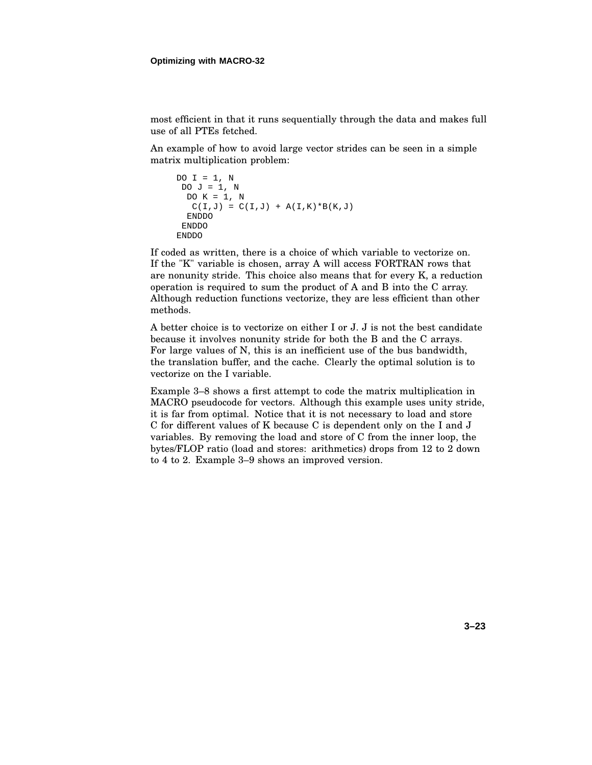most efficient in that it runs sequentially through the data and makes full use of all PTEs fetched.

An example of how to avoid large vector strides can be seen in a simple matrix multiplication problem:

```
DO I = 1, N
 DO J = 1, N
  DO K = 1, N
   C(I,J) = C(I,J) + A(I,K)*B(K,J)
  ENDDO
 ENDDO
ENDDO
```

If coded as written, there is a choice of which variable to vectorize on. If the "K" variable is chosen, array A will access FORTRAN rows that are nonunity stride. This choice also means that for every K, a reduction operation is required to sum the product of A and B into the C array. Although reduction functions vectorize, they are less efficient than other methods.

A better choice is to vectorize on either I or J. J is not the best candidate because it involves nonunity stride for both the B and the C arrays. For large values of N, this is an inefficient use of the bus bandwidth, the translation buffer, and the cache. Clearly the optimal solution is to vectorize on the I variable.

Example 3–8 shows a first attempt to code the matrix multiplication in MACRO pseudocode for vectors. Although this example uses unity stride, it is far from optimal. Notice that it is not necessary to load and store C for different values of K because C is dependent only on the I and J variables. By removing the load and store of C from the inner loop, the bytes/FLOP ratio (load and stores: arithmetics) drops from 12 to 2 down to 4 to 2. Example 3–9 shows an improved version.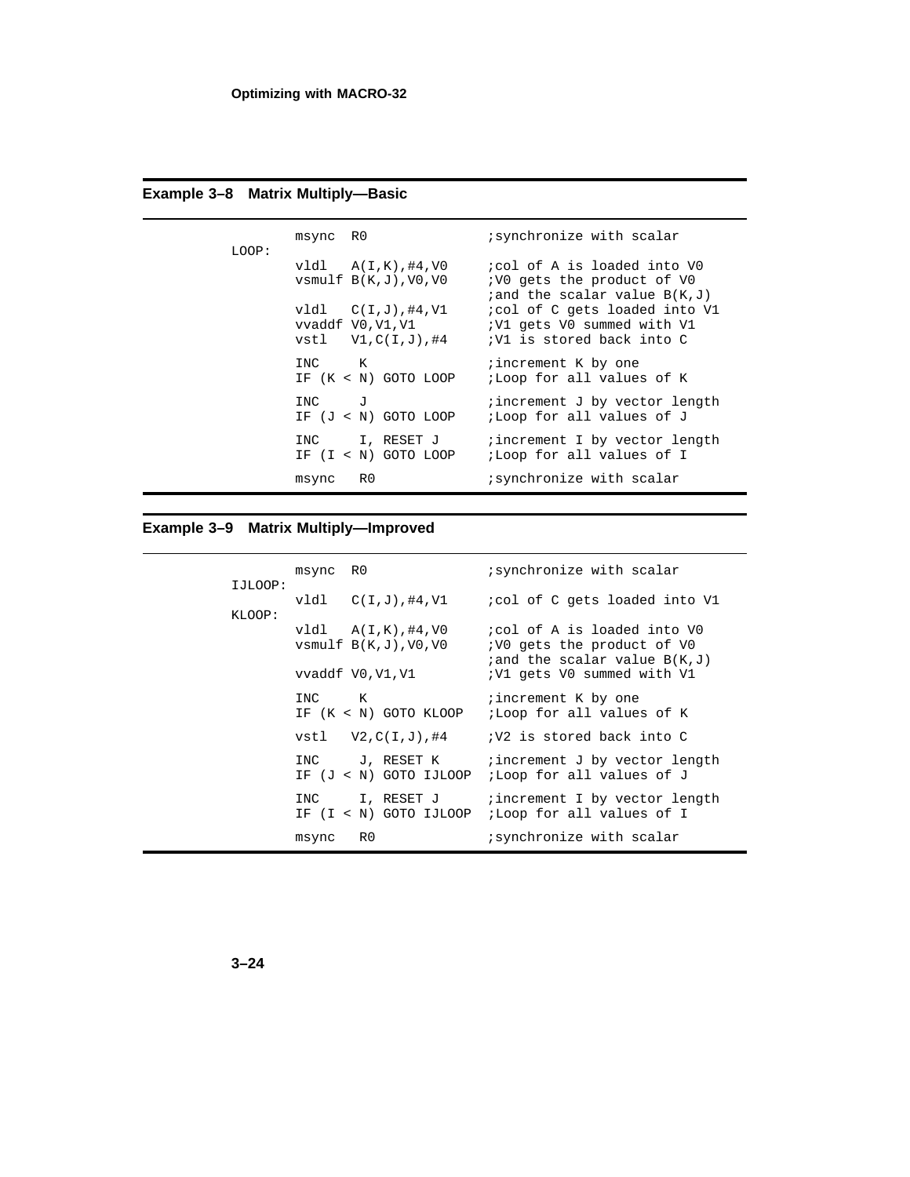**Example 3–8 Matrix Multiply—Basic**

```
        msync  R0                   ;synchronize with scalar
LOOP:
        vldl   A(I,K),#4,V0         ;col of A is loaded into V0
        vsmulf B(K,J),V0,V0         ;V0 gets the product of V0
                                    ;and the scalar value B(K,J)
        vldl   C(I,J),#4,V1         ;col of C gets loaded into V1
        vvaddf V0,V1,V1             ;V1 gets V0 summed with V1
        vstl   V1,C(I,J),#4         ;V1 is stored back into C

        INC    K                    ;increment K by one
        IF (K < N) GOTO LOOP        ;Loop for all values of K

        INC    J                    ;increment J by vector length
        IF (J < N) GOTO LOOP        ;Loop for all values of J

        INC    I, RESET J           ;increment I by vector length
        IF (I < N) GOTO LOOP        ;Loop for all values of I

        msync  R0                   ;synchronize with scalar
```

**Example 3–9 Matrix Multiply—Improved**

```
        msync  R0                   ;synchronize with scalar
IJLOOP:
        vldl   C(I,J),#4,V1         ;col of C gets loaded into V1
KLOOP:
        vldl   A(I,K),#4,V0         ;col of A is loaded into V0
        vsmulf B(K,J),V0,V0         ;V0 gets the product of V0
                                    ;and the scalar value B(K,J)
        vvaddf V0,V1,V1             ;V1 gets V0 summed with V1

        INC    K                    ;increment K by one
        IF (K < N) GOTO KLOOP       ;Loop for all values of K

        vstl   V2,C(I,J),#4         ;V2 is stored back into C

        INC    J, RESET K           ;increment J by vector length
        IF (J < N) GOTO IJLOOP      ;Loop for all values of J

        INC    I, RESET J           ;increment I by vector length
        IF (I < N) GOTO IJLOOP      ;Loop for all values of I

        msync  R0                   ;synchronize with scalar
```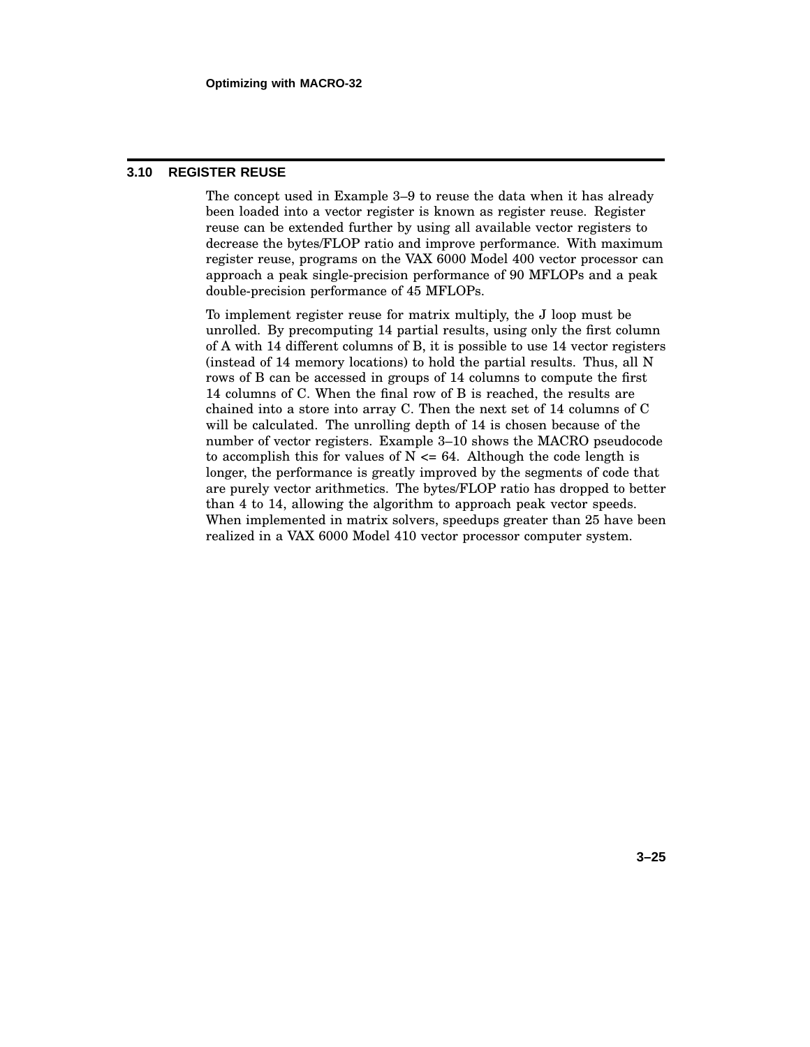## 3.10 REGISTER REUSE

The concept used in Example 3–9 to reuse the data when it has already been loaded into a vector register is known as register reuse. Register reuse can be extended further by using all available vector registers to decrease the bytes/FLOP ratio and improve performance. With maximum register reuse, programs on the VAX 6000 Model 400 vector processor can approach a peak single-precision performance of 90 MFLOPs and a peak double-precision performance of 45 MFLOPs.

To implement register reuse for matrix multiply, the J loop must be unrolled. By precomputing 14 partial results, using only the first column of A with 14 different columns of B, it is possible to use 14 vector registers (instead of 14 memory locations) to hold the partial results. Thus, all N rows of B can be accessed in groups of 14 columns to compute the first 14 columns of C. When the final row of B is reached, the results are chained into a store into array C. Then the next set of 14 columns of C will be calculated. The unrolling depth of 14 is chosen because of the number of vector registers. Example 3–10 shows the MACRO pseudocode to accomplish this for values of N <= 64. Although the code length is longer, the performance is greatly improved by the segments of code that are purely vector arithmetics. The bytes/FLOP ratio has dropped to better than 4 to 14, allowing the algorithm to approach peak vector speeds. When implemented in matrix solvers, speedups greater than 25 have been realized in a VAX 6000 Model 410 vector processor computer system.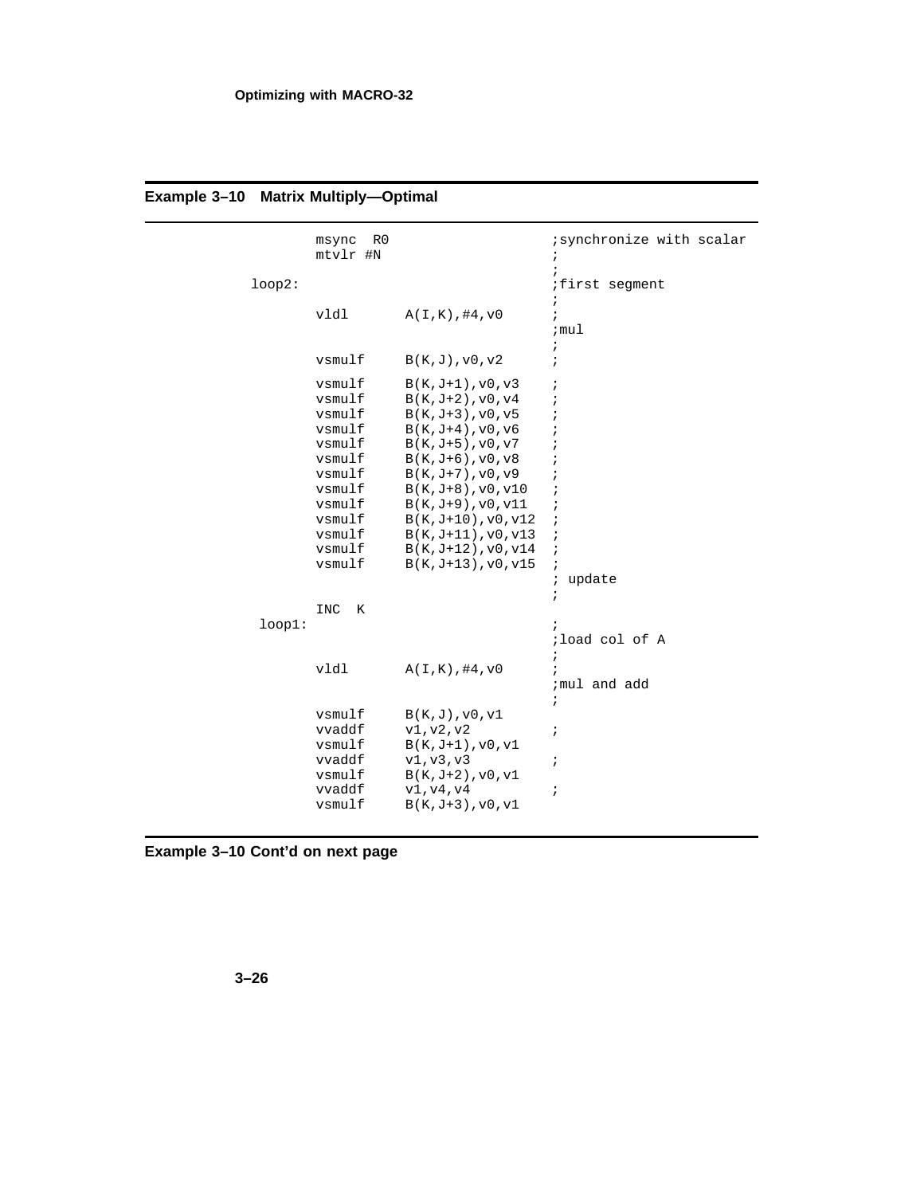**Example 3–10 Matrix Multiply—Optimal**

```
        msync  R0                       ;synchronize with scalar
        mtvlr #N                        ;
                                        ;
loop2:                                  ;first segment
                                        ;
        vldl       A(I,K),#4,v0         ;
                                        ;mul
                                        ;
        vsmulf     B(K,J),v0,v2         ;

        vsmulf     B(K,J+1),v0,v3       ;
        vsmulf     B(K,J+2),v0,v4       ;
        vsmulf     B(K,J+3),v0,v5       ;
        vsmulf     B(K,J+4),v0,v6       ;
        vsmulf     B(K,J+5),v0,v7       ;
        vsmulf     B(K,J+6),v0,v8       ;
        vsmulf     B(K,J+7),v0,v9       ;
        vsmulf     B(K,J+8),v0,v10      ;
        vsmulf     B(K,J+9),v0,v11      ;
        vsmulf     B(K,J+10),v0,v12     ;
        vsmulf     B(K,J+11),v0,v13     ;
        vsmulf     B(K,J+12),v0,v14     ;
        vsmulf     B(K,J+13),v0,v15     ;
                                        ; update
                                        ;
        INC  K
 loop1:                                 ;
                                        ;load col of A
                                        ;
        vldl       A(I,K),#4,v0         ;
                                        ;mul and add
                                        ;
        vsmulf     B(K,J),v0,v1
        vvaddf     v1,v2,v2             ;
        vsmulf     B(K,J+1),v0,v1
        vvaddf     v1,v3,v3             ;
        vsmulf     B(K,J+2),v0,v1
        vvaddf     v1,v4,v4             ;
        vsmulf     B(K,J+3),v0,v1
```

**Example 3–10 Cont'd on next page**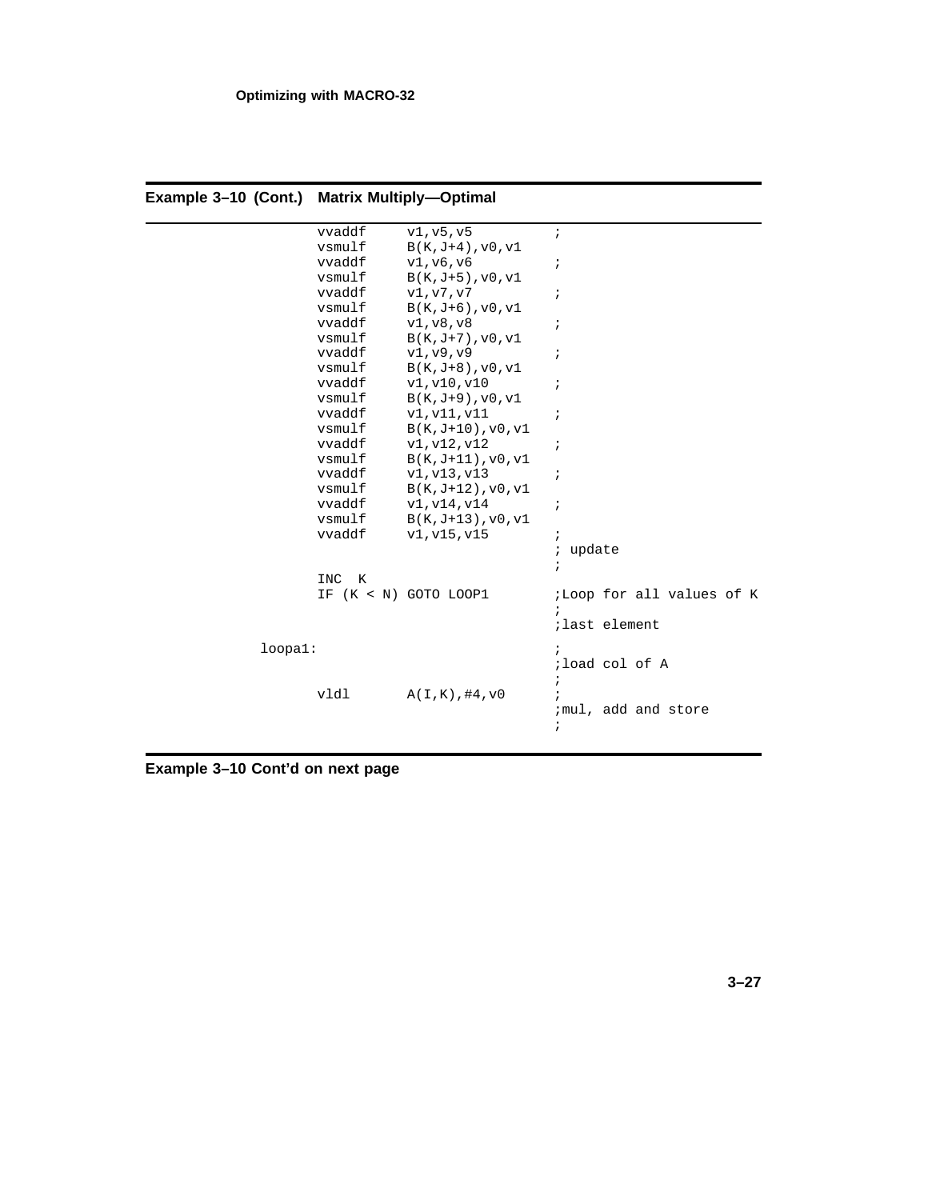**Example 3–10 (Cont.) Matrix Multiply—Optimal**

```
        vvaddf    v1,v5,v5          ;
        vsmulf    B(K,J+4),v0,v1
        vvaddf    v1,v6,v6          ;
        vsmulf    B(K,J+5),v0,v1
        vvaddf    v1,v7,v7          ;
        vsmulf    B(K,J+6),v0,v1
        vvaddf    v1,v8,v8          ;
        vsmulf    B(K,J+7),v0,v1
        vvaddf    v1,v9,v9          ;
        vsmulf    B(K,J+8),v0,v1
        vvaddf    v1,v10,v10        ;
        vsmulf    B(K,J+9),v0,v1
        vvaddf    v1,v11,v11        ;
        vsmulf    B(K,J+10),v0,v1
        vvaddf    v1,v12,v12        ;
        vsmulf    B(K,J+11),v0,v1
        vvaddf    v1,v13,v13        ;
        vsmulf    B(K,J+12),v0,v1
        vvaddf    v1,v14,v14        ;
        vsmulf    B(K,J+13),v0,v1
        vvaddf    v1,v15,v15        ;
                                    ; update
                                    ;
        INC  K
        IF (K < N) GOTO LOOP1       ;Loop for all values of K
                                    ;
                                    ;last element

loopa1:                             ;
                                    ;load col of A
                                    ;
        vldl      A(I,K),#4,v0      ;
                                    ;mul, add and store
                                    ;
```

**Example 3–10 Cont'd on next page**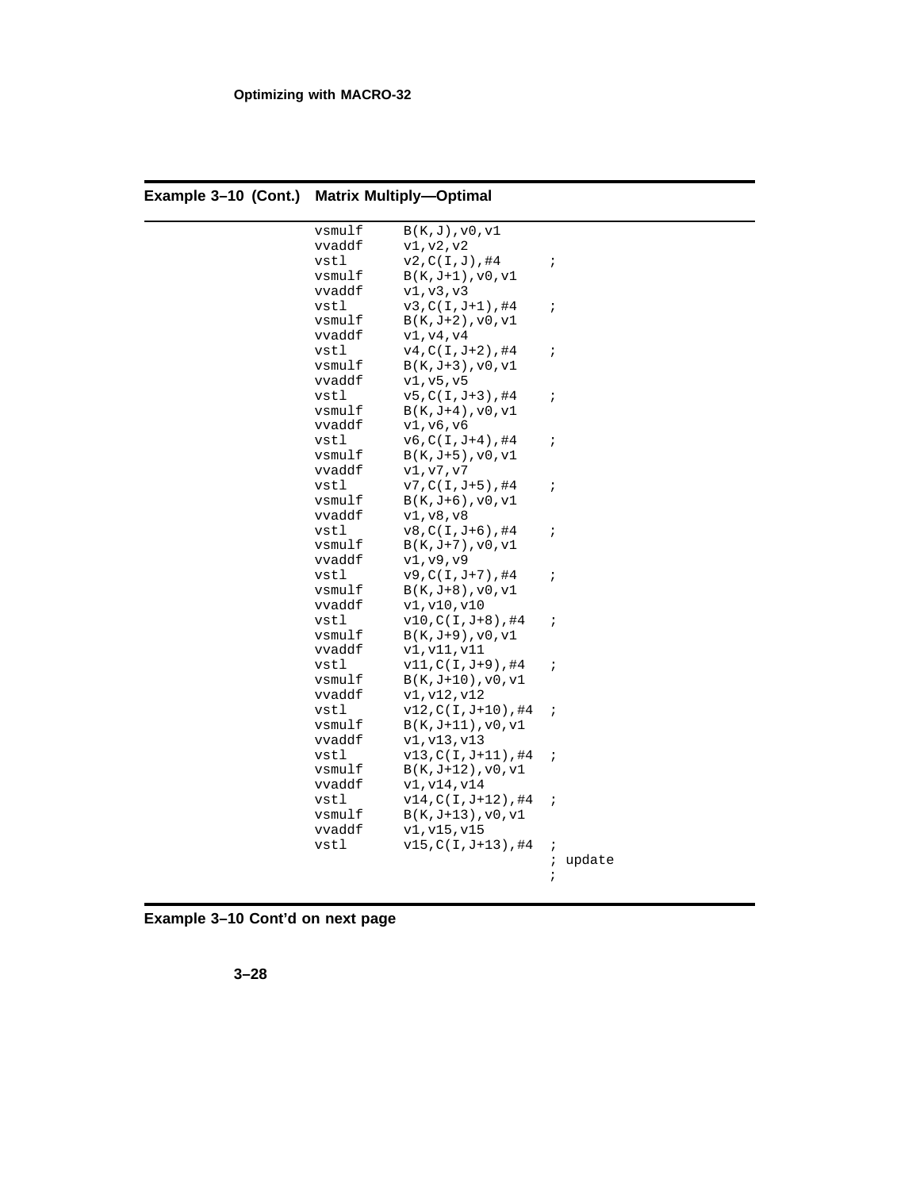**Example 3–10 (Cont.) Matrix Multiply—Optimal**

```
        vsmulf   B(K,J),v0,v1
        vvaddf   v1,v2,v2
        vstl     v2,C(I,J),#4      ;
        vsmulf   B(K,J+1),v0,v1
        vvaddf   v1,v3,v3
        vstl     v3,C(I,J+1),#4    ;
        vsmulf   B(K,J+2),v0,v1
        vvaddf   v1,v4,v4
        vstl     v4,C(I,J+2),#4    ;
        vsmulf   B(K,J+3),v0,v1
        vvaddf   v1,v5,v5
        vstl     v5,C(I,J+3),#4    ;
        vsmulf   B(K,J+4),v0,v1
        vvaddf   v1,v6,v6
        vstl     v6,C(I,J+4),#4    ;
        vsmulf   B(K,J+5),v0,v1
        vvaddf   v1,v7,v7
        vstl     v7,C(I,J+5),#4    ;
        vsmulf   B(K,J+6),v0,v1
        vvaddf   v1,v8,v8
        vstl     v8,C(I,J+6),#4    ;
        vsmulf   B(K,J+7),v0,v1
        vvaddf   v1,v9,v9
        vstl     v9,C(I,J+7),#4    ;
        vsmulf   B(K,J+8),v0,v1
        vvaddf   v1,v10,v10
        vstl     v10,C(I,J+8),#4   ;
        vsmulf   B(K,J+9),v0,v1
        vvaddf   v1,v11,v11
        vstl     v11,C(I,J+9),#4   ;
        vsmulf   B(K,J+10),v0,v1
        vvaddf   v1,v12,v12
        vstl     v12,C(I,J+10),#4  ;
        vsmulf   B(K,J+11),v0,v1
        vvaddf   v1,v13,v13
        vstl     v13,C(I,J+11),#4  ;
        vsmulf   B(K,J+12),v0,v1
        vvaddf   v1,v14,v14
        vstl     v14,C(I,J+12),#4  ;
        vsmulf   B(K,J+13),v0,v1
        vvaddf   v1,v15,v15
        vstl     v15,C(I,J+13),#4  ;
                                   ; update
                                   ;
```

**Example 3–10 Cont'd on next page**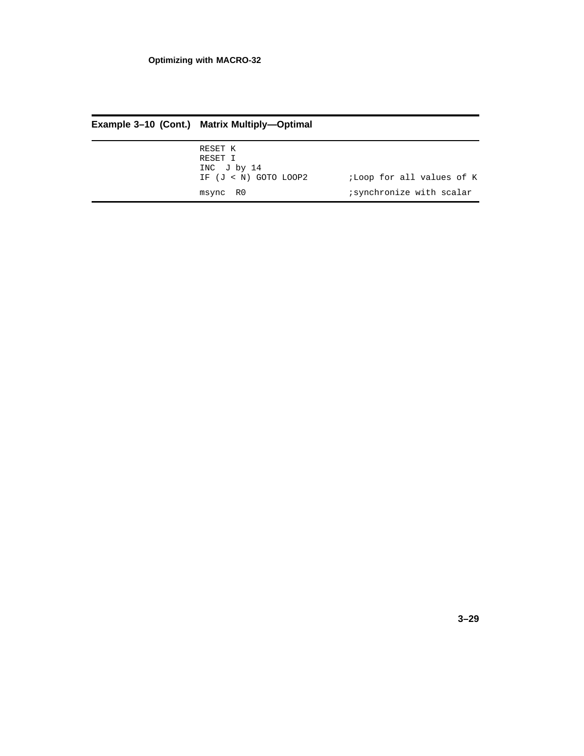**Example 3–10 (Cont.) Matrix Multiply—Optimal**

```
RESET K
RESET I
INC  J by 14
IF (J < N) GOTO LOOP2           ;Loop for all values of K

msync  R0                       ;synchronize with scalar
```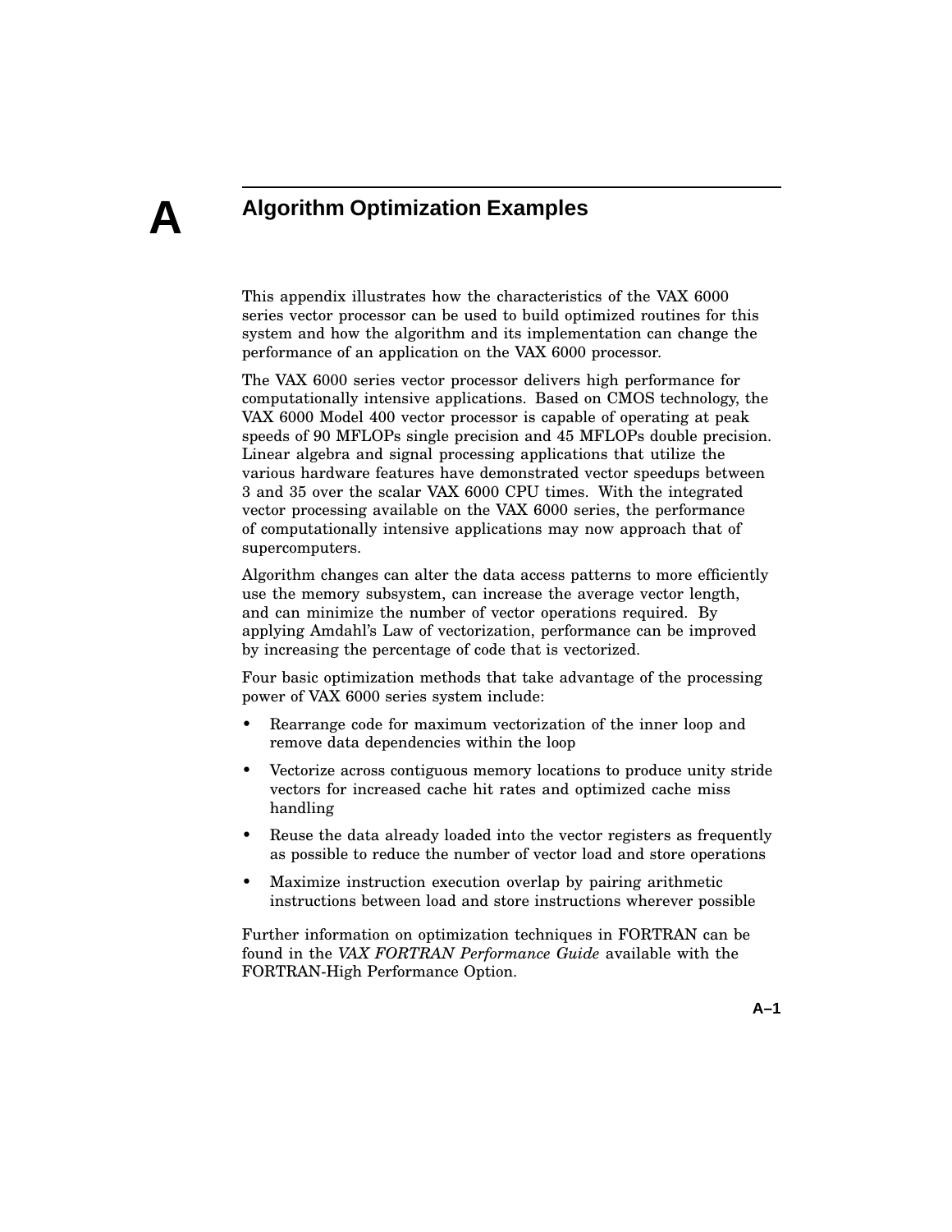# A Algorithm Optimization Examples

This appendix illustrates how the characteristics of the VAX 6000 series vector processor can be used to build optimized routines for this system and how the algorithm and its implementation can change the performance of an application on the VAX 6000 processor.

The VAX 6000 series vector processor delivers high performance for computationally intensive applications. Based on CMOS technology, the VAX 6000 Model 400 vector processor is capable of operating at peak speeds of 90 MFLOPs single precision and 45 MFLOPs double precision. Linear algebra and signal processing applications that utilize the various hardware features have demonstrated vector speedups between 3 and 35 over the scalar VAX 6000 CPU times. With the integrated vector processing available on the VAX 6000 series, the performance of computationally intensive applications may now approach that of supercomputers.

Algorithm changes can alter the data access patterns to more efficiently use the memory subsystem, can increase the average vector length, and can minimize the number of vector operations required. By applying Amdahl's Law of vectorization, performance can be improved by increasing the percentage of code that is vectorized.

Four basic optimization methods that take advantage of the processing power of VAX 6000 series system include:

- Rearrange code for maximum vectorization of the inner loop and remove data dependencies within the loop
- Vectorize across contiguous memory locations to produce unity stride vectors for increased cache hit rates and optimized cache miss handling
- Reuse the data already loaded into the vector registers as frequently as possible to reduce the number of vector load and store operations
- Maximize instruction execution overlap by pairing arithmetic instructions between load and store instructions wherever possible

Further information on optimization techniques in FORTRAN can be found in the *VAX FORTRAN Performance Guide* available with the FORTRAN-High Performance Option.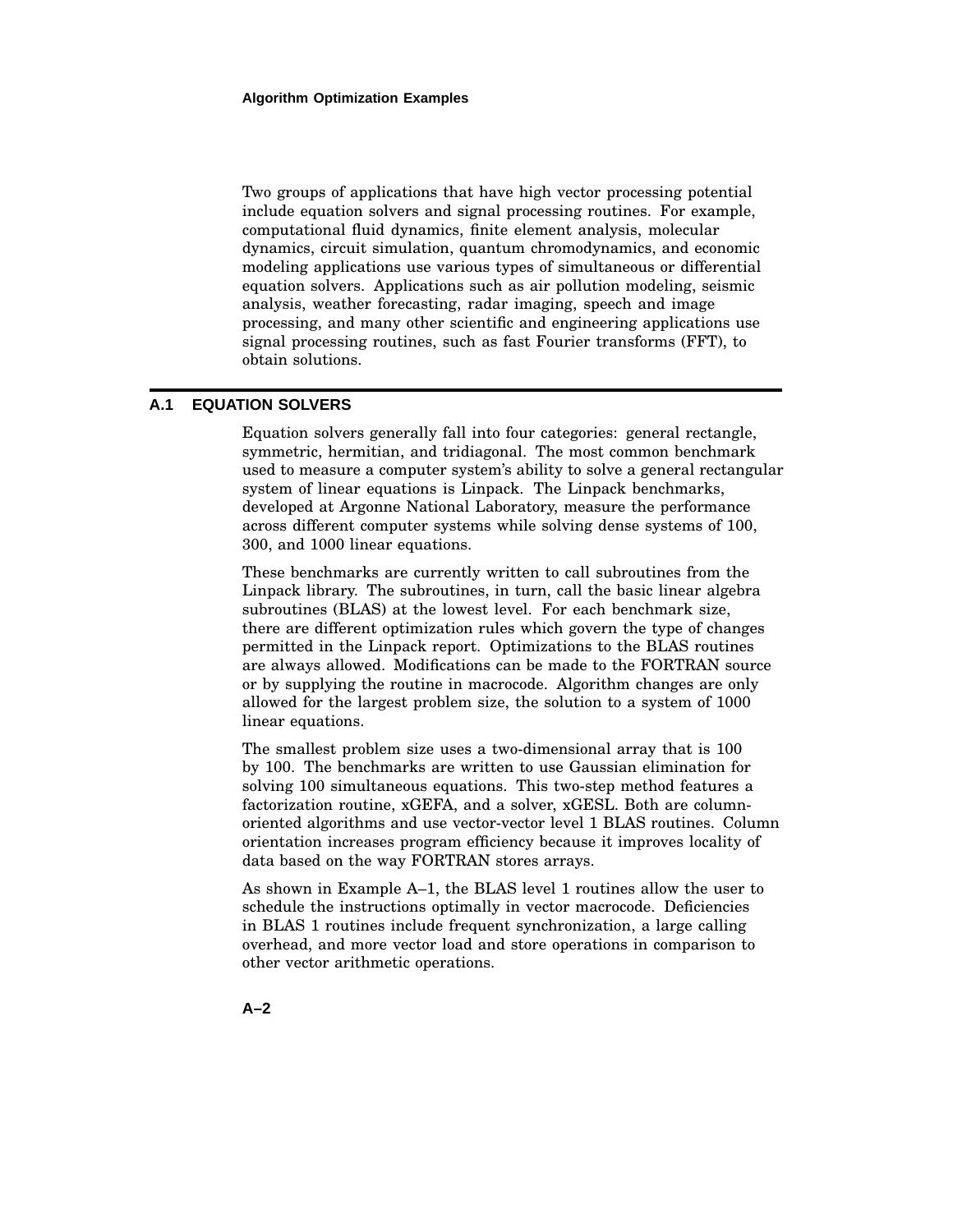Two groups of applications that have high vector processing potential include equation solvers and signal processing routines. For example, computational fluid dynamics, finite element analysis, molecular dynamics, circuit simulation, quantum chromodynamics, and economic modeling applications use various types of simultaneous or differential equation solvers. Applications such as air pollution modeling, seismic analysis, weather forecasting, radar imaging, speech and image processing, and many other scientific and engineering applications use signal processing routines, such as fast Fourier transforms (FFT), to obtain solutions.

## A.1 EQUATION SOLVERS

Equation solvers generally fall into four categories: general rectangle, symmetric, hermitian, and tridiagonal. The most common benchmark used to measure a computer system's ability to solve a general rectangular system of linear equations is Linpack. The Linpack benchmarks, developed at Argonne National Laboratory, measure the performance across different computer systems while solving dense systems of 100, 300, and 1000 linear equations.

These benchmarks are currently written to call subroutines from the Linpack library. The subroutines, in turn, call the basic linear algebra subroutines (BLAS) at the lowest level. For each benchmark size, there are different optimization rules which govern the type of changes permitted in the Linpack report. Optimizations to the BLAS routines are always allowed. Modifications can be made to the FORTRAN source or by supplying the routine in macrocode. Algorithm changes are only allowed for the largest problem size, the solution to a system of 1000 linear equations.

The smallest problem size uses a two-dimensional array that is 100 by 100. The benchmarks are written to use Gaussian elimination for solving 100 simultaneous equations. This two-step method features a factorization routine, xGEFA, and a solver, xGESL. Both are column-oriented algorithms and use vector-vector level 1 BLAS routines. Column orientation increases program efficiency because it improves locality of data based on the way FORTRAN stores arrays.

As shown in Example A–1, the BLAS level 1 routines allow the user to schedule the instructions optimally in vector macrocode. Deficiencies in BLAS 1 routines include frequent synchronization, a large calling overhead, and more vector load and store operations in comparison to other vector arithmetic operations.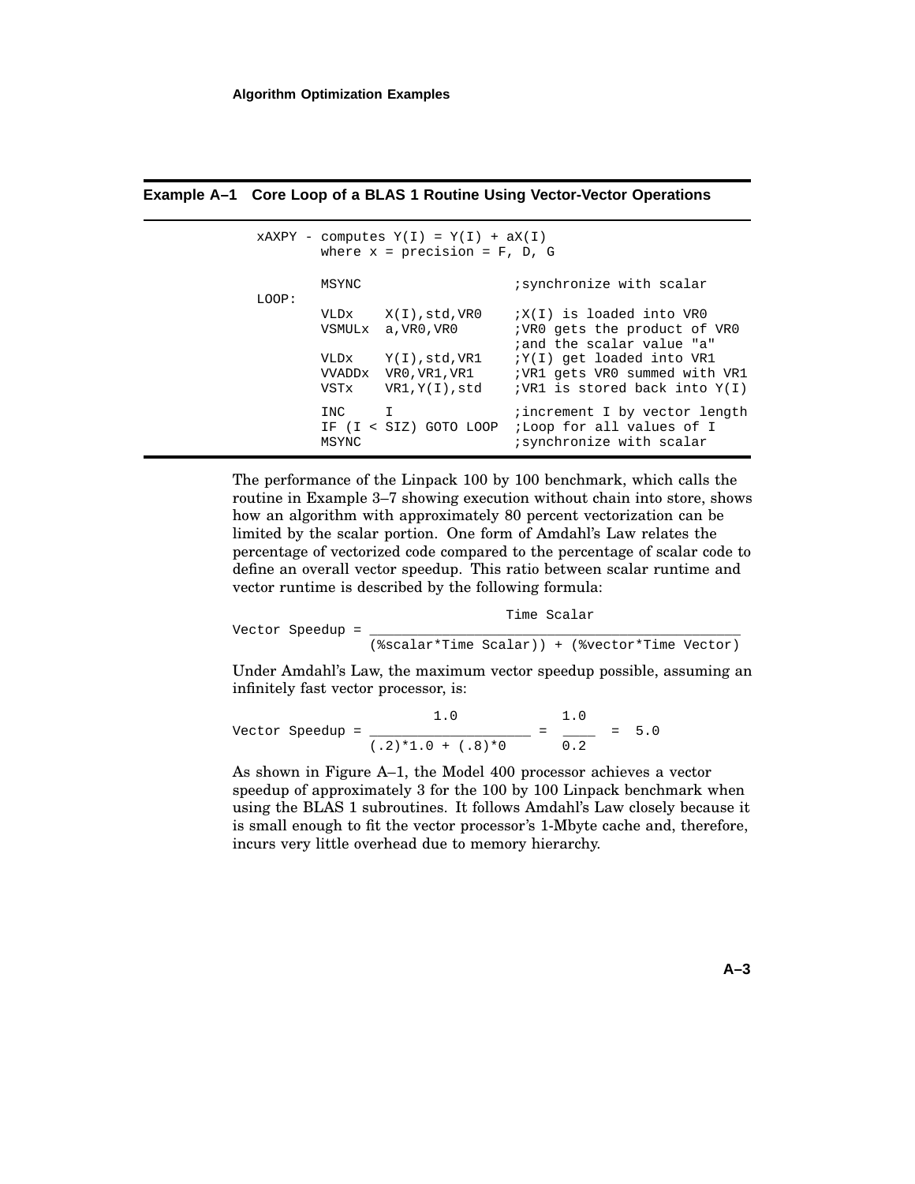**Example A–1 Core Loop of a BLAS 1 Routine Using Vector-Vector Operations**

```
xAXPY - computes Y(I) = Y(I) + aX(I)
        where x = precision = F, D, G

        MSYNC                     ;synchronize with scalar
LOOP:
        VLDx    X(I),std,VR0      ;X(I) is loaded into VR0
        VSMULx  a,VR0,VR0         ;VR0 gets the product of VR0
                                  ;and the scalar value "a"
        VLDx    Y(I),std,VR1      ;Y(I) get loaded into VR1
        VVADDx  VR0,VR1,VR1       ;VR1 gets VR0 summed with VR1
        VSTx    VR1,Y(I),std      ;VR1 is stored back into Y(I)

        INC     I                 ;increment I by vector length
        IF (I < SIZ) GOTO LOOP    ;Loop for all values of I
        MSYNC                     ;synchronize with scalar
```

The performance of the Linpack 100 by 100 benchmark, which calls the routine in Example 3–7 showing execution without chain into store, shows how an algorithm with approximately 80 percent vectorization can be limited by the scalar portion. One form of Amdahl's Law relates the percentage of vectorized code compared to the percentage of scalar code to define an overall vector speedup. This ratio between scalar runtime and vector runtime is described by the following formula:

$$\text{Vector Speedup} = \frac{\text{Time Scalar}}{(\%\text{scalar}*\text{Time Scalar})) + (\%\text{vector}*\text{Time Vector})}$$

Under Amdahl's Law, the maximum vector speedup possible, assuming an infinitely fast vector processor, is:

$$\text{Vector Speedup} = \frac{1.0}{(.2)*1.0 + (.8)*0} = \frac{1.0}{0.2} = 5.0$$

As shown in Figure A–1, the Model 400 processor achieves a vector speedup of approximately 3 for the 100 by 100 Linpack benchmark when using the BLAS 1 subroutines. It follows Amdahl's Law closely because it is small enough to fit the vector processor's 1-Mbyte cache and, therefore, incurs very little overhead due to memory hierarchy.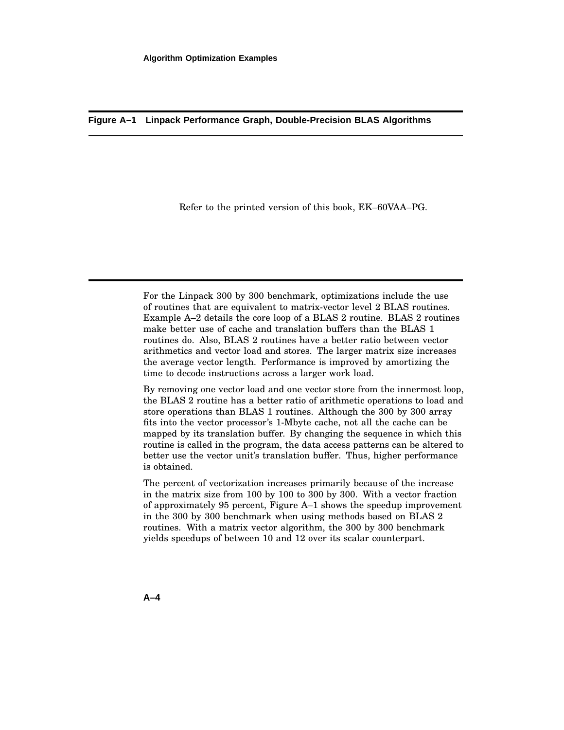**Figure A–1 Linpack Performance Graph, Double-Precision BLAS Algorithms**

Refer to the printed version of this book, EK–60VAA–PG.

For the Linpack 300 by 300 benchmark, optimizations include the use of routines that are equivalent to matrix-vector level 2 BLAS routines. Example A–2 details the core loop of a BLAS 2 routine. BLAS 2 routines make better use of cache and translation buffers than the BLAS 1 routines do. Also, BLAS 2 routines have a better ratio between vector arithmetics and vector load and stores. The larger matrix size increases the average vector length. Performance is improved by amortizing the time to decode instructions across a larger work load.

By removing one vector load and one vector store from the innermost loop, the BLAS 2 routine has a better ratio of arithmetic operations to load and store operations than BLAS 1 routines. Although the 300 by 300 array fits into the vector processor's 1-Mbyte cache, not all the cache can be mapped by its translation buffer. By changing the sequence in which this routine is called in the program, the data access patterns can be altered to better use the vector unit's translation buffer. Thus, higher performance is obtained.

The percent of vectorization increases primarily because of the increase in the matrix size from 100 by 100 to 300 by 300. With a vector fraction of approximately 95 percent, Figure A–1 shows the speedup improvement in the 300 by 300 benchmark when using methods based on BLAS 2 routines. With a matrix vector algorithm, the 300 by 300 benchmark yields speedups of between 10 and 12 over its scalar counterpart.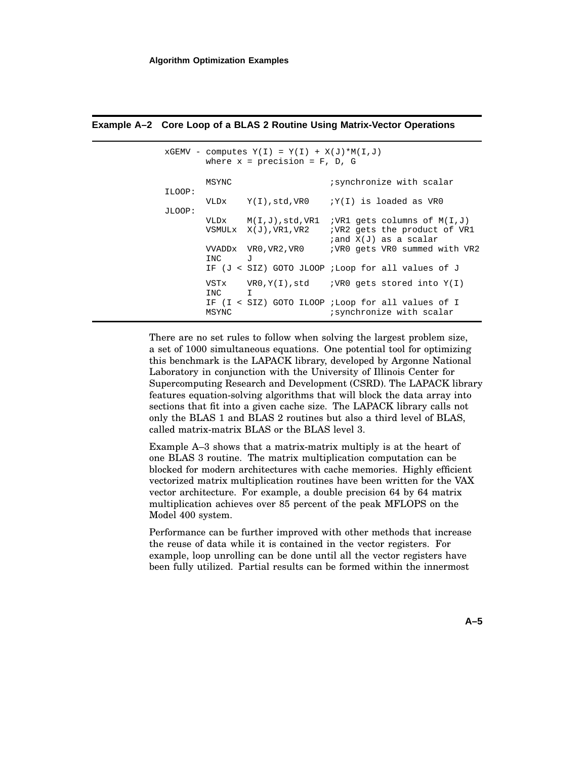**Example A–2 Core Loop of a BLAS 2 Routine Using Matrix-Vector Operations**

```
xGEMV - computes Y(I) = Y(I) + X(J)*M(I,J)
        where x = precision = F, D, G

        MSYNC                    ;synchronize with scalar
ILOOP:
        VLDx    Y(I),std,VR0     ;Y(I) is loaded as VR0
JLOOP:
        VLDx    M(I,J),std,VR1   ;VR1 gets columns of M(I,J)
        VSMULx  X(J),VR1,VR2     ;VR2 gets the product of VR1
                                 ;and X(J) as a scalar
        VVADDx  VR0,VR2,VR0      ;VR0 gets VR0 summed with VR2
        INC     J
        IF (J < SIZ) GOTO JLOOP ;Loop for all values of J

        VSTx    VR0,Y(I),std     ;VR0 gets stored into Y(I)
        INC     I
        IF (I < SIZ) GOTO ILOOP ;Loop for all values of I
        MSYNC                    ;synchronize with scalar
```

There are no set rules to follow when solving the largest problem size, a set of 1000 simultaneous equations. One potential tool for optimizing this benchmark is the LAPACK library, developed by Argonne National Laboratory in conjunction with the University of Illinois Center for Supercomputing Research and Development (CSRD). The LAPACK library features equation-solving algorithms that will block the data array into sections that fit into a given cache size. The LAPACK library calls not only the BLAS 1 and BLAS 2 routines but also a third level of BLAS, called matrix-matrix BLAS or the BLAS level 3.

Example A–3 shows that a matrix-matrix multiply is at the heart of one BLAS 3 routine. The matrix multiplication computation can be blocked for modern architectures with cache memories. Highly efficient vectorized matrix multiplication routines have been written for the VAX vector architecture. For example, a double precision 64 by 64 matrix multiplication achieves over 85 percent of the peak MFLOPS on the Model 400 system.

Performance can be further improved with other methods that increase the reuse of data while it is contained in the vector registers. For example, loop unrolling can be done until all the vector registers have been fully utilized. Partial results can be formed within the innermost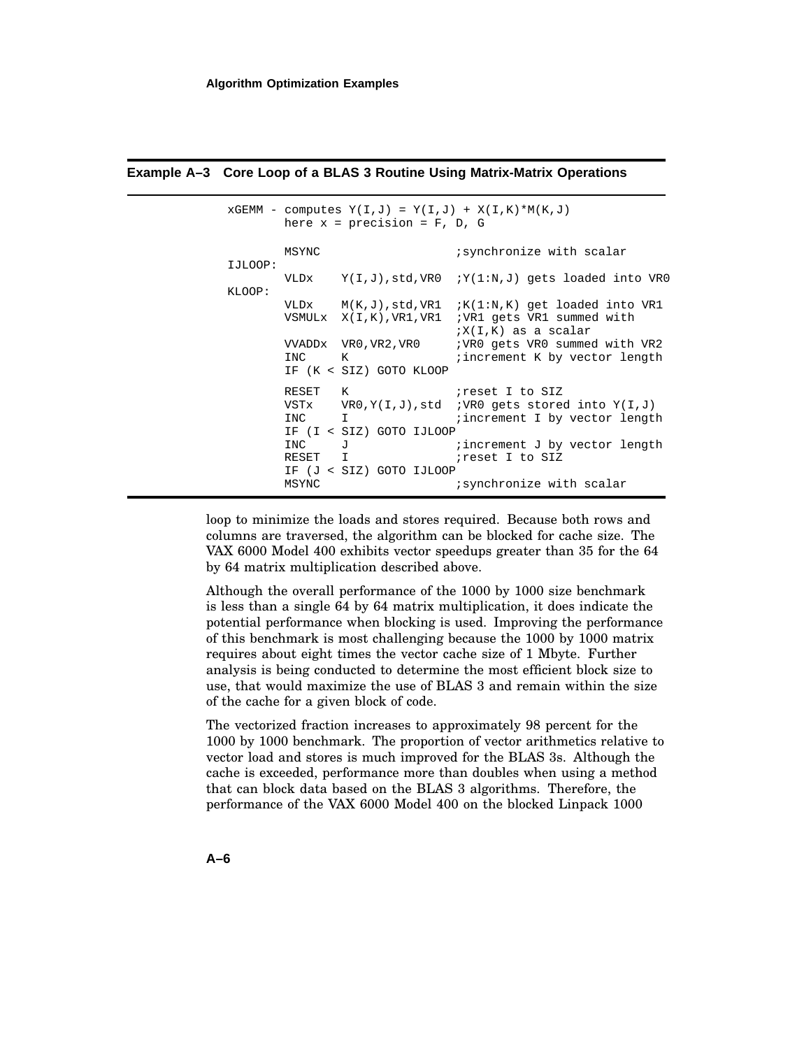**Example A–3 Core Loop of a BLAS 3 Routine Using Matrix-Matrix Operations**

```
xGEMM - computes Y(I,J) = Y(I,J) + X(I,K)*M(K,J)
        here x = precision = F, D, G

        MSYNC                    ;synchronize with scalar
IJLOOP:
        VLDx    Y(I,J),std,VR0  ;Y(1:N,J) gets loaded into VR0
KLOOP:
        VLDx    M(K,J),std,VR1  ;K(1:N,K) get loaded into VR1
        VSMULx  X(I,K),VR1,VR1  ;VR1 gets VR1 summed with
                                ;X(I,K) as a scalar
        VVADDx  VR0,VR2,VR0     ;VR0 gets VR0 summed with VR2
        INC     K               ;increment K by vector length
        IF (K < SIZ) GOTO KLOOP

        RESET   K               ;reset I to SIZ
        VSTx    VR0,Y(I,J),std  ;VR0 gets stored into Y(I,J)
        INC     I               ;increment I by vector length
        IF (I < SIZ) GOTO IJLOOP
        INC     J               ;increment J by vector length
        RESET   I               ;reset I to SIZ
        IF (J < SIZ) GOTO IJLOOP
        MSYNC                   ;synchronize with scalar
```

loop to minimize the loads and stores required. Because both rows and columns are traversed, the algorithm can be blocked for cache size. The VAX 6000 Model 400 exhibits vector speedups greater than 35 for the 64 by 64 matrix multiplication described above.

Although the overall performance of the 1000 by 1000 size benchmark is less than a single 64 by 64 matrix multiplication, it does indicate the potential performance when blocking is used. Improving the performance of this benchmark is most challenging because the 1000 by 1000 matrix requires about eight times the vector cache size of 1 Mbyte. Further analysis is being conducted to determine the most efficient block size to use, that would maximize the use of BLAS 3 and remain within the size of the cache for a given block of code.

The vectorized fraction increases to approximately 98 percent for the 1000 by 1000 benchmark. The proportion of vector arithmetics relative to vector load and stores is much improved for the BLAS 3s. Although the cache is exceeded, performance more than doubles when using a method that can block data based on the BLAS 3 algorithms. Therefore, the performance of the VAX 6000 Model 400 on the blocked Linpack 1000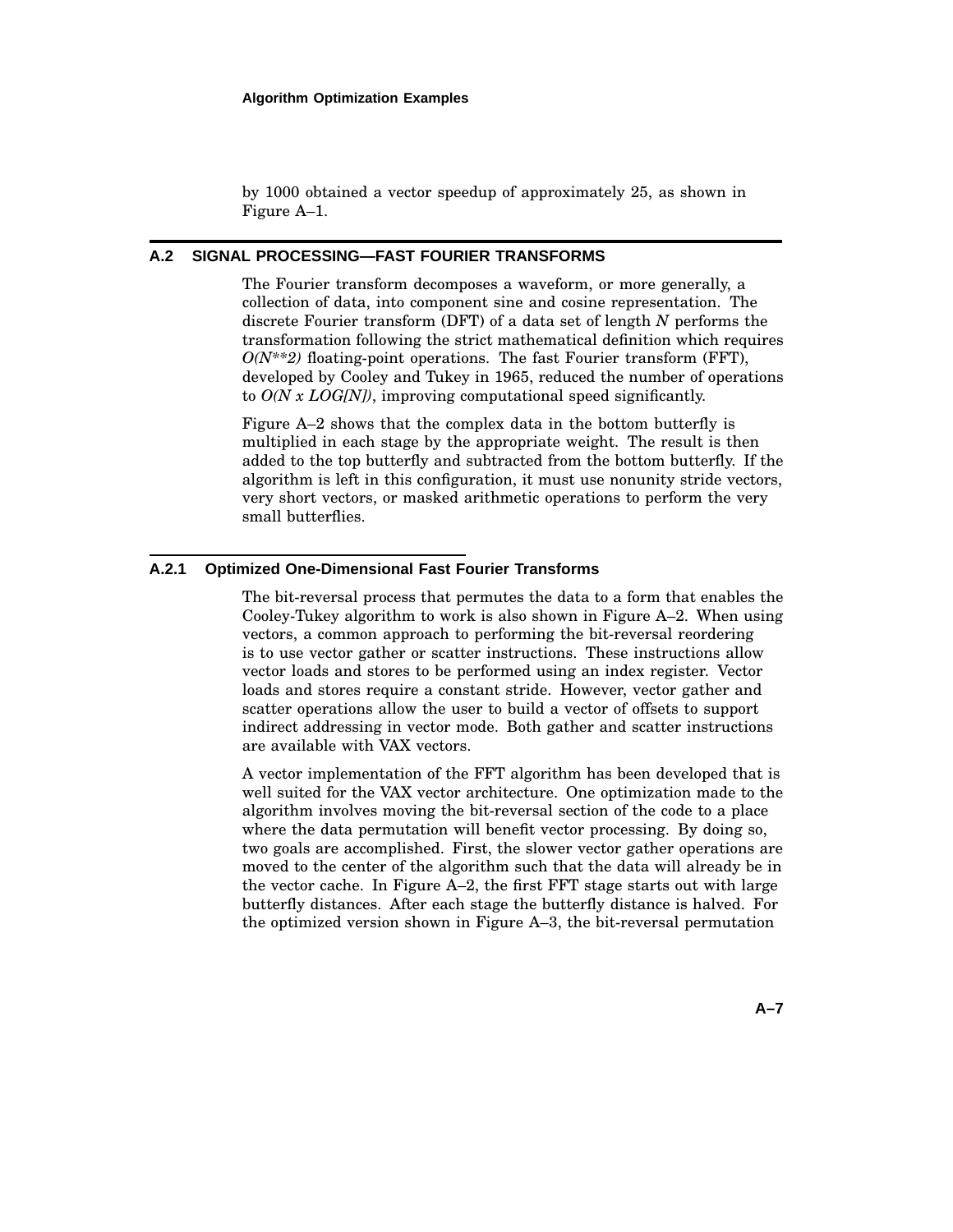by 1000 obtained a vector speedup of approximately 25, as shown in Figure A–1.

## A.2 SIGNAL PROCESSING—FAST FOURIER TRANSFORMS

The Fourier transform decomposes a waveform, or more generally, a collection of data, into component sine and cosine representation. The discrete Fourier transform (DFT) of a data set of length *N* performs the transformation following the strict mathematical definition which requires *O(N**2)* floating-point operations. The fast Fourier transform (FFT), developed by Cooley and Tukey in 1965, reduced the number of operations to *O(N x LOG[N])*, improving computational speed significantly.

Figure A–2 shows that the complex data in the bottom butterfly is multiplied in each stage by the appropriate weight. The result is then added to the top butterfly and subtracted from the bottom butterfly. If the algorithm is left in this configuration, it must use nonunity stride vectors, very short vectors, or masked arithmetic operations to perform the very small butterflies.

### A.2.1 Optimized One-Dimensional Fast Fourier Transforms

The bit-reversal process that permutes the data to a form that enables the Cooley-Tukey algorithm to work is also shown in Figure A–2. When using vectors, a common approach to performing the bit-reversal reordering is to use vector gather or scatter instructions. These instructions allow vector loads and stores to be performed using an index register. Vector loads and stores require a constant stride. However, vector gather and scatter operations allow the user to build a vector of offsets to support indirect addressing in vector mode. Both gather and scatter instructions are available with VAX vectors.

A vector implementation of the FFT algorithm has been developed that is well suited for the VAX vector architecture. One optimization made to the algorithm involves moving the bit-reversal section of the code to a place where the data permutation will benefit vector processing. By doing so, two goals are accomplished. First, the slower vector gather operations are moved to the center of the algorithm such that the data will already be in the vector cache. In Figure A–2, the first FFT stage starts out with large butterfly distances. After each stage the butterfly distance is halved. For the optimized version shown in Figure A–3, the bit-reversal permutation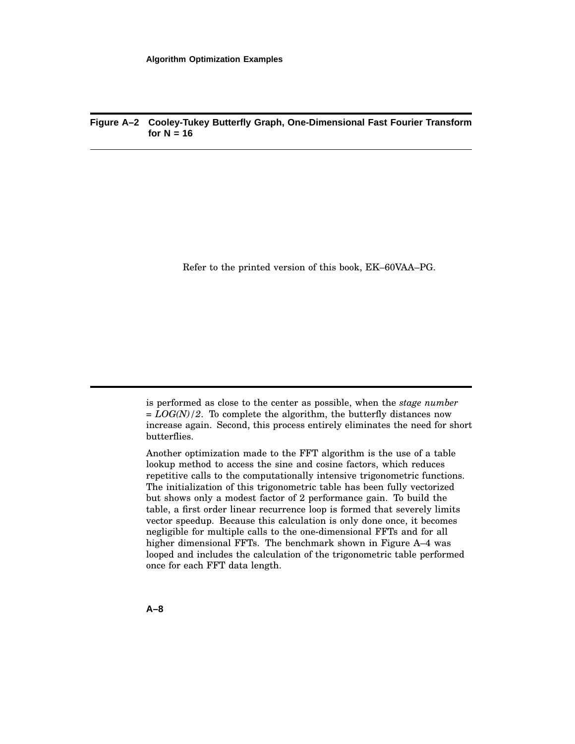**Figure A–2 Cooley-Tukey Butterfly Graph, One-Dimensional Fast Fourier Transform for N = 16**

Refer to the printed version of this book, EK–60VAA–PG.

is performed as close to the center as possible, when the *stage number* = *LOG(N)/2*. To complete the algorithm, the butterfly distances now increase again. Second, this process entirely eliminates the need for short butterflies.

Another optimization made to the FFT algorithm is the use of a table lookup method to access the sine and cosine factors, which reduces repetitive calls to the computationally intensive trigonometric functions. The initialization of this trigonometric table has been fully vectorized but shows only a modest factor of 2 performance gain. To build the table, a first order linear recurrence loop is formed that severely limits vector speedup. Because this calculation is only done once, it becomes negligible for multiple calls to the one-dimensional FFTs and for all higher dimensional FFTs. The benchmark shown in Figure A–4 was looped and includes the calculation of the trigonometric table performed once for each FFT data length.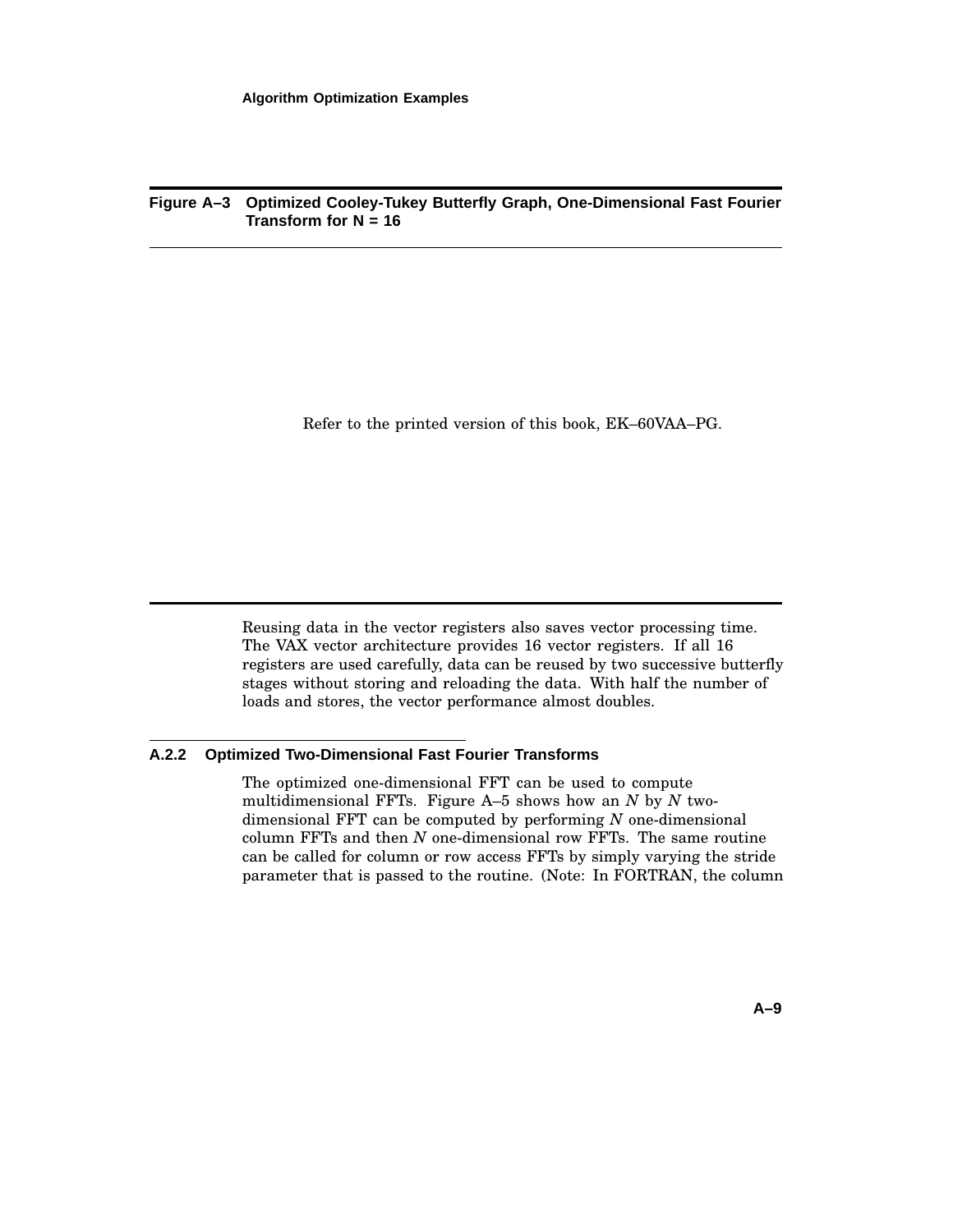**Figure A–3 Optimized Cooley-Tukey Butterfly Graph, One-Dimensional Fast Fourier Transform for N = 16**

Refer to the printed version of this book, EK–60VAA–PG.

Reusing data in the vector registers also saves vector processing time. The VAX vector architecture provides 16 vector registers. If all 16 registers are used carefully, data can be reused by two successive butterfly stages without storing and reloading the data. With half the number of loads and stores, the vector performance almost doubles.

### A.2.2 Optimized Two-Dimensional Fast Fourier Transforms

The optimized one-dimensional FFT can be used to compute multidimensional FFTs. Figure A–5 shows how an *N* by *N* two-dimensional FFT can be computed by performing *N* one-dimensional column FFTs and then *N* one-dimensional row FFTs. The same routine can be called for column or row access FFTs by simply varying the stride parameter that is passed to the routine. (Note: In FORTRAN, the column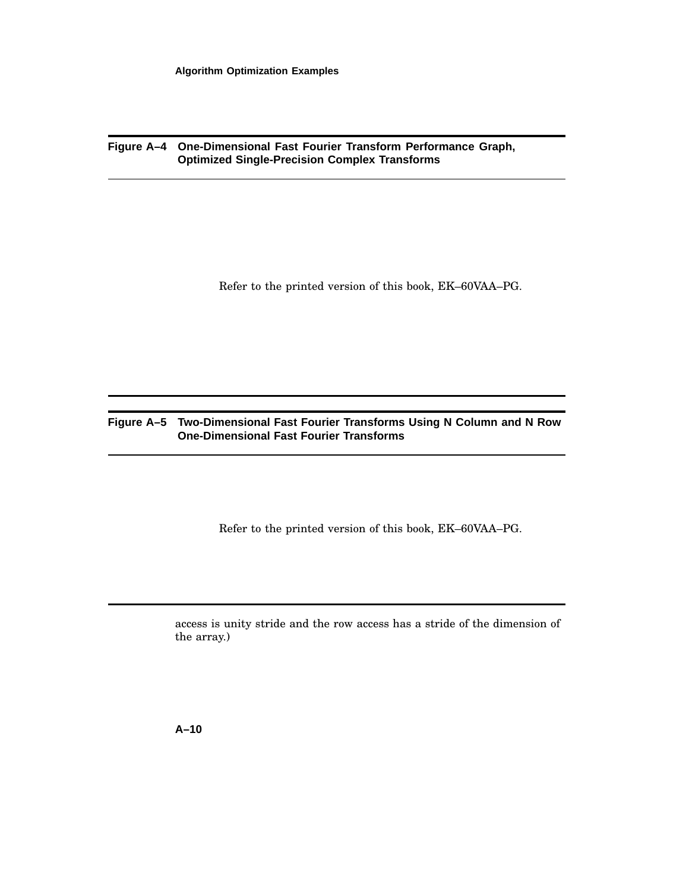**Figure A–4 One-Dimensional Fast Fourier Transform Performance Graph, Optimized Single-Precision Complex Transforms**

Refer to the printed version of this book, EK–60VAA–PG.

**Figure A–5 Two-Dimensional Fast Fourier Transforms Using N Column and N Row One-Dimensional Fast Fourier Transforms**

Refer to the printed version of this book, EK–60VAA–PG.

access is unity stride and the row access has a stride of the dimension of the array.)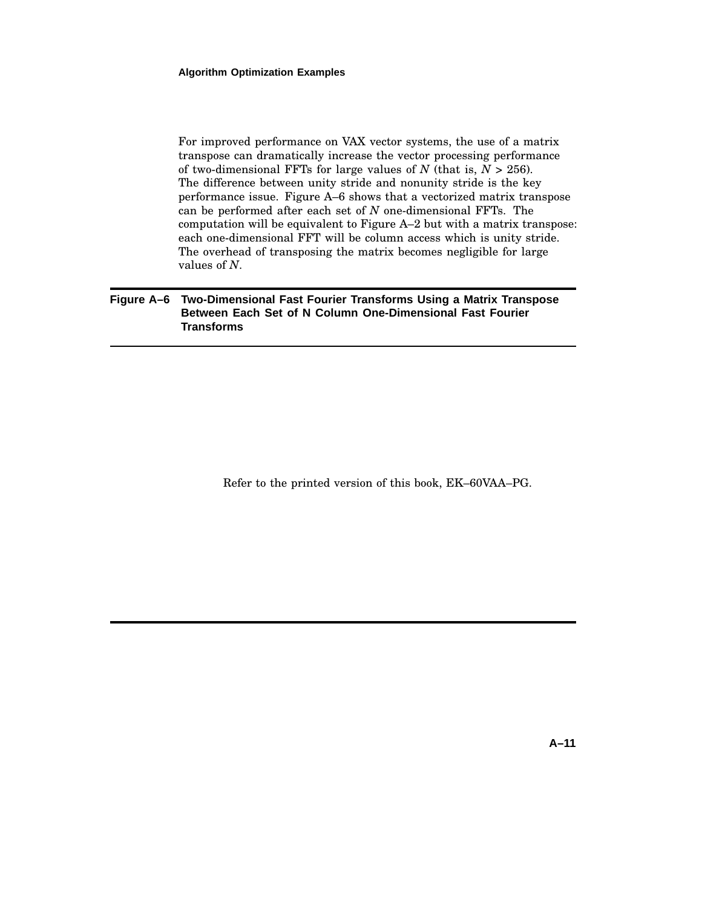For improved performance on VAX vector systems, the use of a matrix transpose can dramatically increase the vector processing performance of two-dimensional FFTs for large values of $N$ (that is, $N > 256$). The difference between unity stride and nonunity stride is the key performance issue. Figure A–6 shows that a vectorized matrix transpose can be performed after each set of $N$ one-dimensional FFTs. The computation will be equivalent to Figure A–2 but with a matrix transpose: each one-dimensional FFT will be column access which is unity stride. The overhead of transposing the matrix becomes negligible for large values of $N$.

**Figure A–6 Two-Dimensional Fast Fourier Transforms Using a Matrix Transpose Between Each Set of N Column One-Dimensional Fast Fourier Transforms**

Refer to the printed version of this book, EK–60VAA–PG.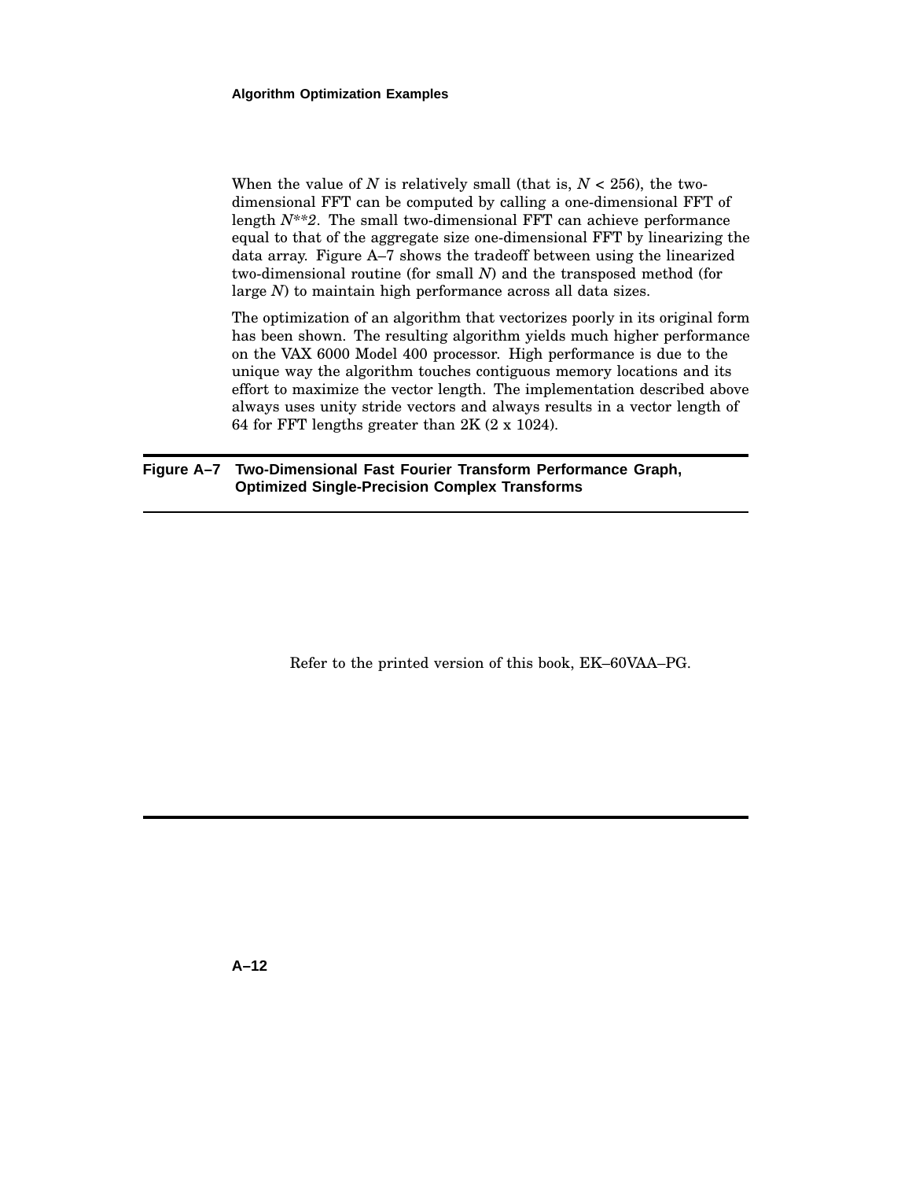When the value of *N* is relatively small (that is, $N < 256$), the two-dimensional FFT can be computed by calling a one-dimensional FFT of length *N\*\*2*. The small two-dimensional FFT can achieve performance equal to that of the aggregate size one-dimensional FFT by linearizing the data array. Figure A–7 shows the tradeoff between using the linearized two-dimensional routine (for small *N*) and the transposed method (for large *N*) to maintain high performance across all data sizes.

The optimization of an algorithm that vectorizes poorly in its original form has been shown. The resulting algorithm yields much higher performance on the VAX 6000 Model 400 processor. High performance is due to the unique way the algorithm touches contiguous memory locations and its effort to maximize the vector length. The implementation described above always uses unity stride vectors and always results in a vector length of 64 for FFT lengths greater than 2K (2 x 1024).

**Figure A–7 Two-Dimensional Fast Fourier Transform Performance Graph, Optimized Single-Precision Complex Transforms**

Refer to the printed version of this book, EK–60VAA–PG.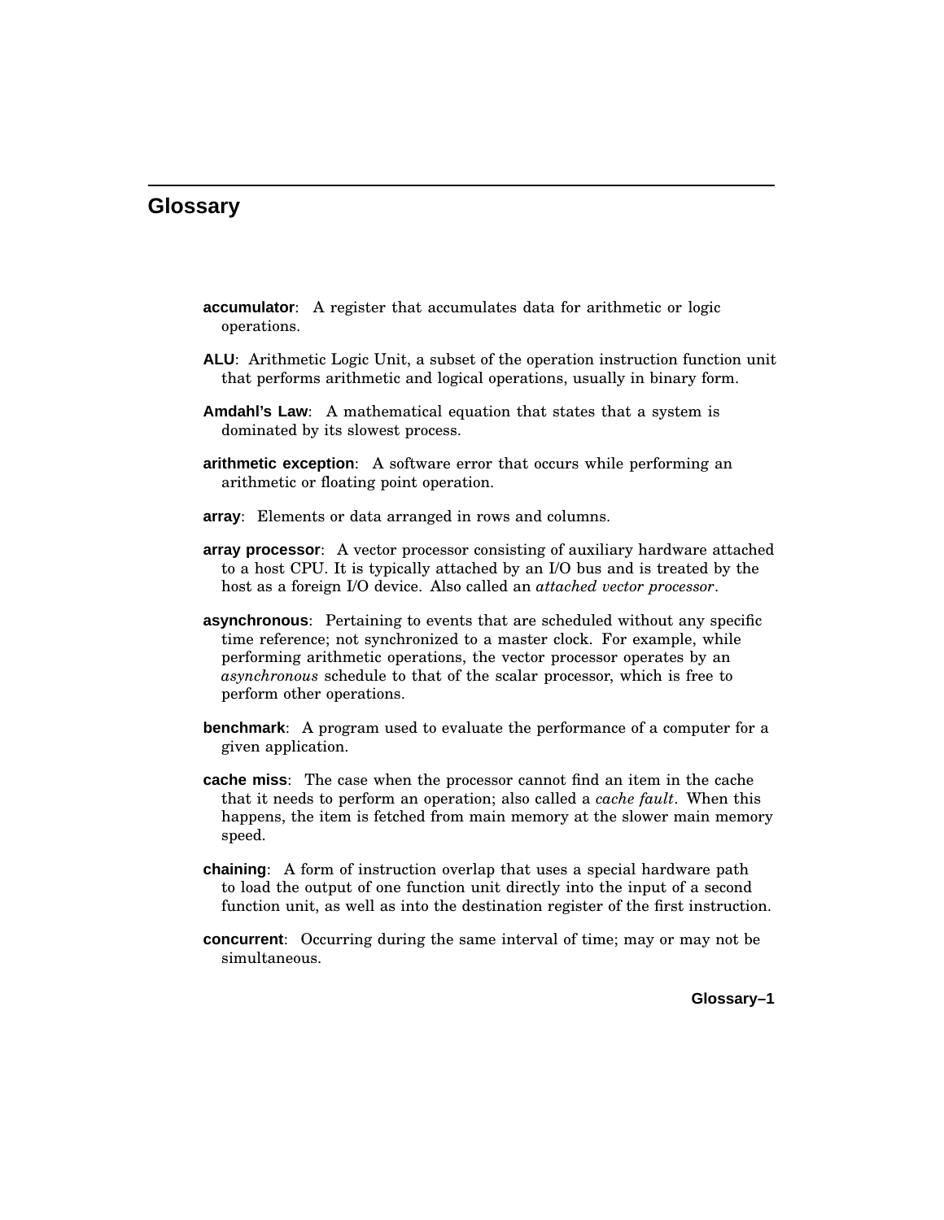# Glossary

**accumulator**: A register that accumulates data for arithmetic or logic operations.

**ALU**: Arithmetic Logic Unit, a subset of the operation instruction function unit that performs arithmetic and logical operations, usually in binary form.

**Amdahl's Law**: A mathematical equation that states that a system is dominated by its slowest process.

**arithmetic exception**: A software error that occurs while performing an arithmetic or floating point operation.

**array**: Elements or data arranged in rows and columns.

**array processor**: A vector processor consisting of auxiliary hardware attached to a host CPU. It is typically attached by an I/O bus and is treated by the host as a foreign I/O device. Also called an *attached vector processor*.

**asynchronous**: Pertaining to events that are scheduled without any specific time reference; not synchronized to a master clock. For example, while performing arithmetic operations, the vector processor operates by an *asynchronous* schedule to that of the scalar processor, which is free to perform other operations.

**benchmark**: A program used to evaluate the performance of a computer for a given application.

**cache miss**: The case when the processor cannot find an item in the cache that it needs to perform an operation; also called a *cache fault*. When this happens, the item is fetched from main memory at the slower main memory speed.

**chaining**: A form of instruction overlap that uses a special hardware path to load the output of one function unit directly into the input of a second function unit, as well as into the destination register of the first instruction.

**concurrent**: Occurring during the same interval of time; may or may not be simultaneous.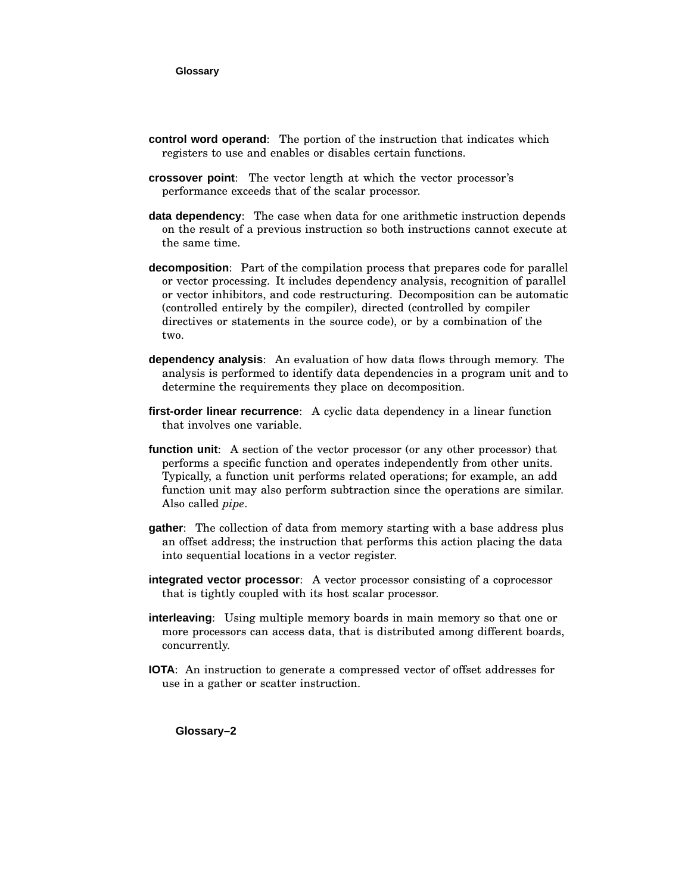**control word operand**: The portion of the instruction that indicates which registers to use and enables or disables certain functions.

**crossover point**: The vector length at which the vector processor's performance exceeds that of the scalar processor.

**data dependency**: The case when data for one arithmetic instruction depends on the result of a previous instruction so both instructions cannot execute at the same time.

**decomposition**: Part of the compilation process that prepares code for parallel or vector processing. It includes dependency analysis, recognition of parallel or vector inhibitors, and code restructuring. Decomposition can be automatic (controlled entirely by the compiler), directed (controlled by compiler directives or statements in the source code), or by a combination of the two.

**dependency analysis**: An evaluation of how data flows through memory. The analysis is performed to identify data dependencies in a program unit and to determine the requirements they place on decomposition.

**first-order linear recurrence**: A cyclic data dependency in a linear function that involves one variable.

**function unit**: A section of the vector processor (or any other processor) that performs a specific function and operates independently from other units. Typically, a function unit performs related operations; for example, an add function unit may also perform subtraction since the operations are similar. Also called *pipe*.

**gather**: The collection of data from memory starting with a base address plus an offset address; the instruction that performs this action placing the data into sequential locations in a vector register.

**integrated vector processor**: A vector processor consisting of a coprocessor that is tightly coupled with its host scalar processor.

**interleaving**: Using multiple memory boards in main memory so that one or more processors can access data, that is distributed among different boards, concurrently.

**IOTA**: An instruction to generate a compressed vector of offset addresses for use in a gather or scatter instruction.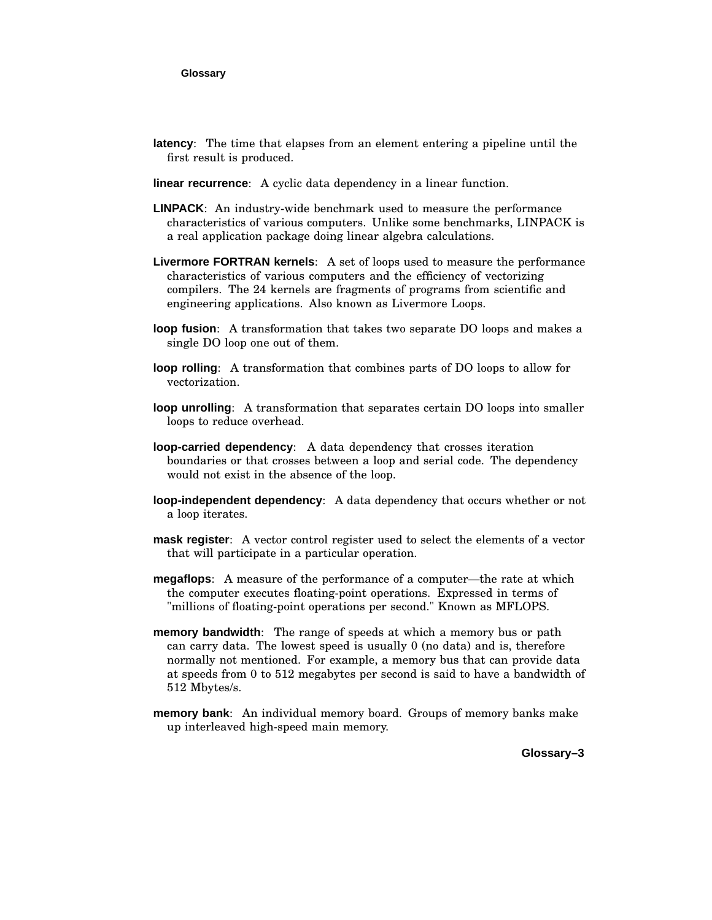**latency**: The time that elapses from an element entering a pipeline until the first result is produced.

**linear recurrence**: A cyclic data dependency in a linear function.

**LINPACK**: An industry-wide benchmark used to measure the performance characteristics of various computers. Unlike some benchmarks, LINPACK is a real application package doing linear algebra calculations.

**Livermore FORTRAN kernels**: A set of loops used to measure the performance characteristics of various computers and the efficiency of vectorizing compilers. The 24 kernels are fragments of programs from scientific and engineering applications. Also known as Livermore Loops.

**loop fusion**: A transformation that takes two separate DO loops and makes a single DO loop one out of them.

**loop rolling**: A transformation that combines parts of DO loops to allow for vectorization.

**loop unrolling**: A transformation that separates certain DO loops into smaller loops to reduce overhead.

**loop-carried dependency**: A data dependency that crosses iteration boundaries or that crosses between a loop and serial code. The dependency would not exist in the absence of the loop.

**loop-independent dependency**: A data dependency that occurs whether or not a loop iterates.

**mask register**: A vector control register used to select the elements of a vector that will participate in a particular operation.

**megaflops**: A measure of the performance of a computer—the rate at which the computer executes floating-point operations. Expressed in terms of "millions of floating-point operations per second." Known as MFLOPS.

**memory bandwidth**: The range of speeds at which a memory bus or path can carry data. The lowest speed is usually 0 (no data) and is, therefore normally not mentioned. For example, a memory bus that can provide data at speeds from 0 to 512 megabytes per second is said to have a bandwidth of 512 Mbytes/s.

**memory bank**: An individual memory board. Groups of memory banks make up interleaved high-speed main memory.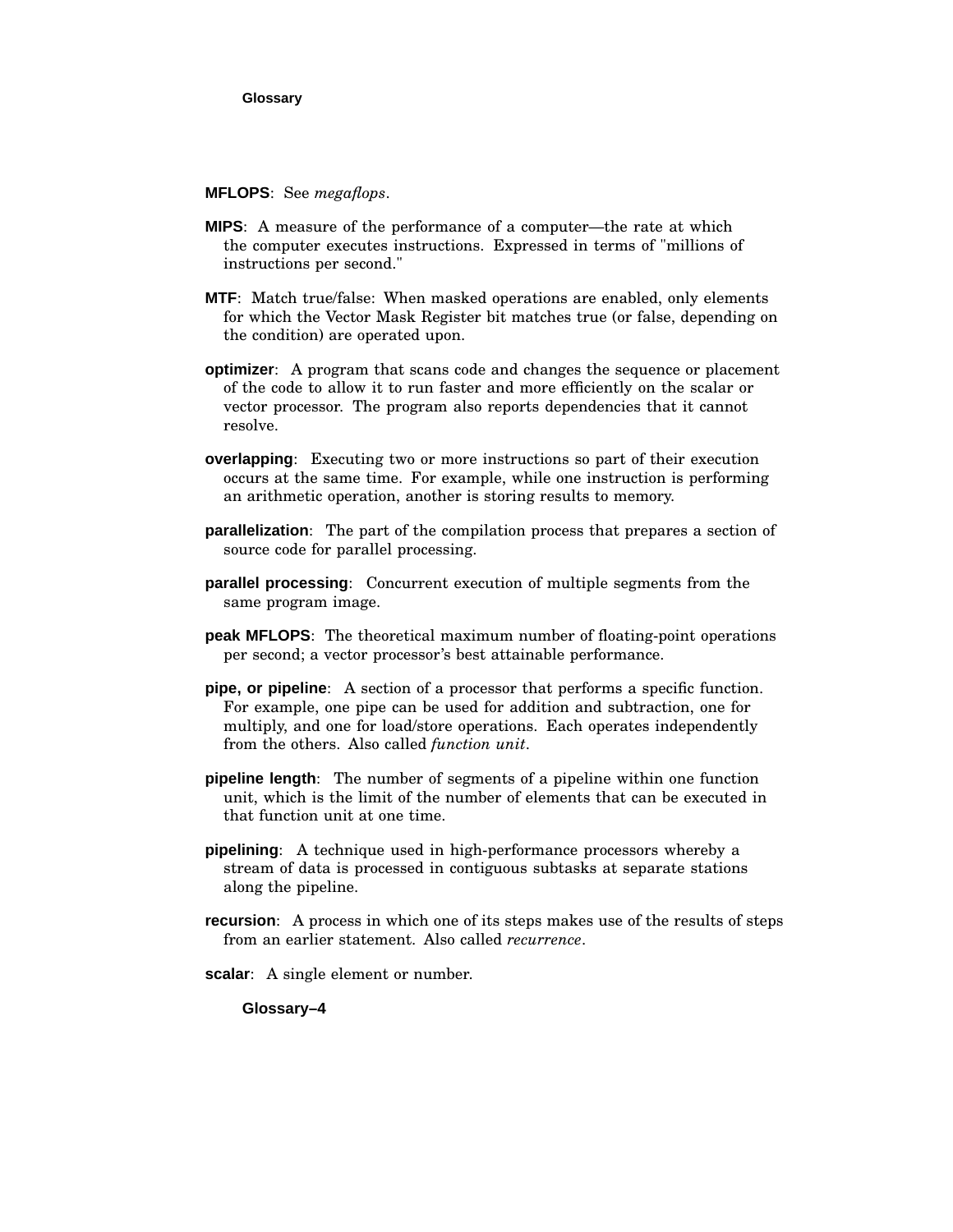**MFLOPS**: See *megaflops*.

**MIPS**: A measure of the performance of a computer—the rate at which the computer executes instructions. Expressed in terms of "millions of instructions per second."

**MTF**: Match true/false: When masked operations are enabled, only elements for which the Vector Mask Register bit matches true (or false, depending on the condition) are operated upon.

**optimizer**: A program that scans code and changes the sequence or placement of the code to allow it to run faster and more efficiently on the scalar or vector processor. The program also reports dependencies that it cannot resolve.

**overlapping**: Executing two or more instructions so part of their execution occurs at the same time. For example, while one instruction is performing an arithmetic operation, another is storing results to memory.

**parallelization**: The part of the compilation process that prepares a section of source code for parallel processing.

**parallel processing**: Concurrent execution of multiple segments from the same program image.

**peak MFLOPS**: The theoretical maximum number of floating-point operations per second; a vector processor's best attainable performance.

**pipe, or pipeline**: A section of a processor that performs a specific function. For example, one pipe can be used for addition and subtraction, one for multiply, and one for load/store operations. Each operates independently from the others. Also called *function unit*.

**pipeline length**: The number of segments of a pipeline within one function unit, which is the limit of the number of elements that can be executed in that function unit at one time.

**pipelining**: A technique used in high-performance processors whereby a stream of data is processed in contiguous subtasks at separate stations along the pipeline.

**recursion**: A process in which one of its steps makes use of the results of steps from an earlier statement. Also called *recurrence*.

**scalar**: A single element or number.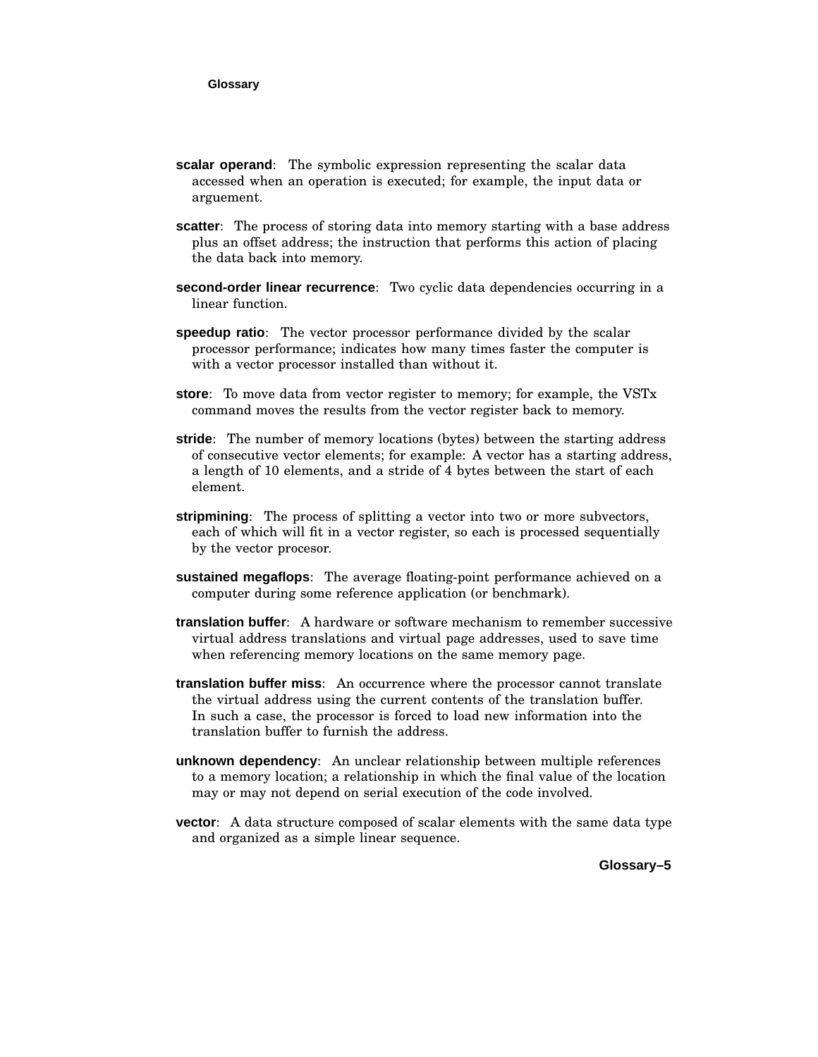**scalar operand**: The symbolic expression representing the scalar data accessed when an operation is executed; for example, the input data or arguement.

**scatter**: The process of storing data into memory starting with a base address plus an offset address; the instruction that performs this action of placing the data back into memory.

**second-order linear recurrence**: Two cyclic data dependencies occurring in a linear function.

**speedup ratio**: The vector processor performance divided by the scalar processor performance; indicates how many times faster the computer is with a vector processor installed than without it.

**store**: To move data from vector register to memory; for example, the VSTx command moves the results from the vector register back to memory.

**stride**: The number of memory locations (bytes) between the starting address of consecutive vector elements; for example: A vector has a starting address, a length of 10 elements, and a stride of 4 bytes between the start of each element.

**stripmining**: The process of splitting a vector into two or more subvectors, each of which will fit in a vector register, so each is processed sequentially by the vector procesor.

**sustained megaflops**: The average floating-point performance achieved on a computer during some reference application (or benchmark).

**translation buffer**: A hardware or software mechanism to remember successive virtual address translations and virtual page addresses, used to save time when referencing memory locations on the same memory page.

**translation buffer miss**: An occurrence where the processor cannot translate the virtual address using the current contents of the translation buffer. In such a case, the processor is forced to load new information into the translation buffer to furnish the address.

**unknown dependency**: An unclear relationship between multiple references to a memory location; a relationship in which the final value of the location may or may not depend on serial execution of the code involved.

**vector**: A data structure composed of scalar elements with the same data type and organized as a simple linear sequence.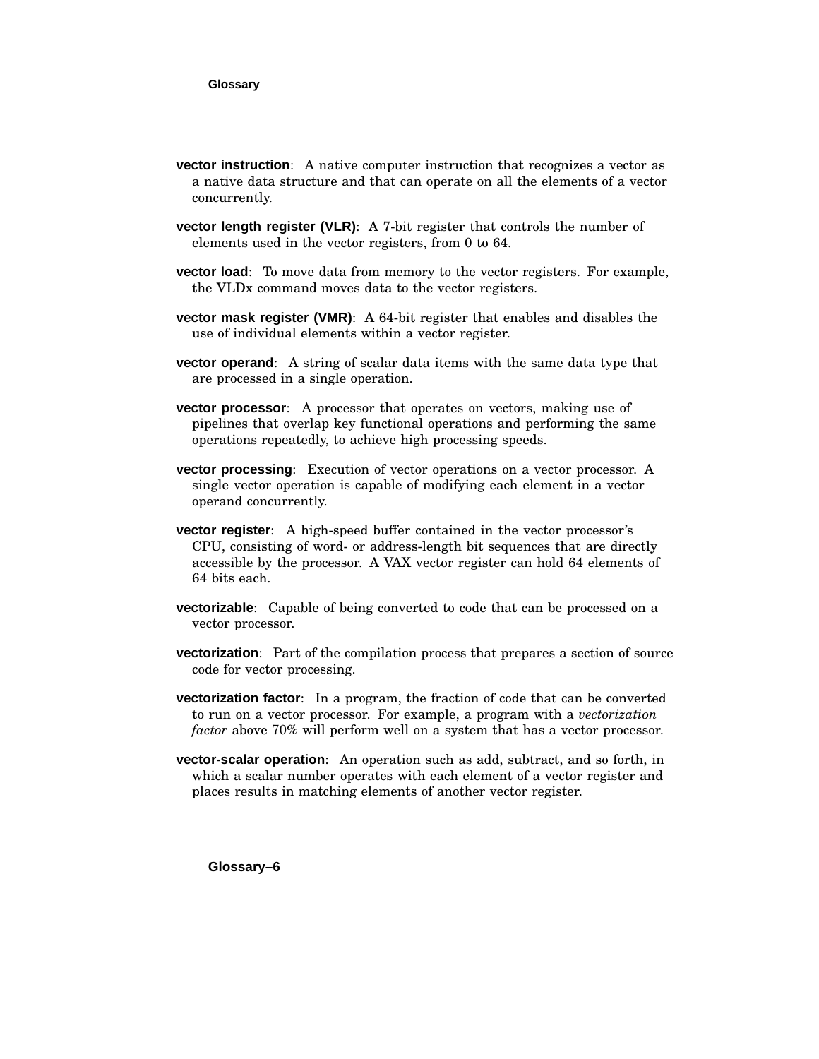**vector instruction**: A native computer instruction that recognizes a vector as a native data structure and that can operate on all the elements of a vector concurrently.

**vector length register (VLR)**: A 7-bit register that controls the number of elements used in the vector registers, from 0 to 64.

**vector load**: To move data from memory to the vector registers. For example, the VLDx command moves data to the vector registers.

**vector mask register (VMR)**: A 64-bit register that enables and disables the use of individual elements within a vector register.

**vector operand**: A string of scalar data items with the same data type that are processed in a single operation.

**vector processor**: A processor that operates on vectors, making use of pipelines that overlap key functional operations and performing the same operations repeatedly, to achieve high processing speeds.

**vector processing**: Execution of vector operations on a vector processor. A single vector operation is capable of modifying each element in a vector operand concurrently.

**vector register**: A high-speed buffer contained in the vector processor's CPU, consisting of word- or address-length bit sequences that are directly accessible by the processor. A VAX vector register can hold 64 elements of 64 bits each.

**vectorizable**: Capable of being converted to code that can be processed on a vector processor.

**vectorization**: Part of the compilation process that prepares a section of source code for vector processing.

**vectorization factor**: In a program, the fraction of code that can be converted to run on a vector processor. For example, a program with a *vectorization factor* above 70% will perform well on a system that has a vector processor.

**vector-scalar operation**: An operation such as add, subtract, and so forth, in which a scalar number operates with each element of a vector register and places results in matching elements of another vector register.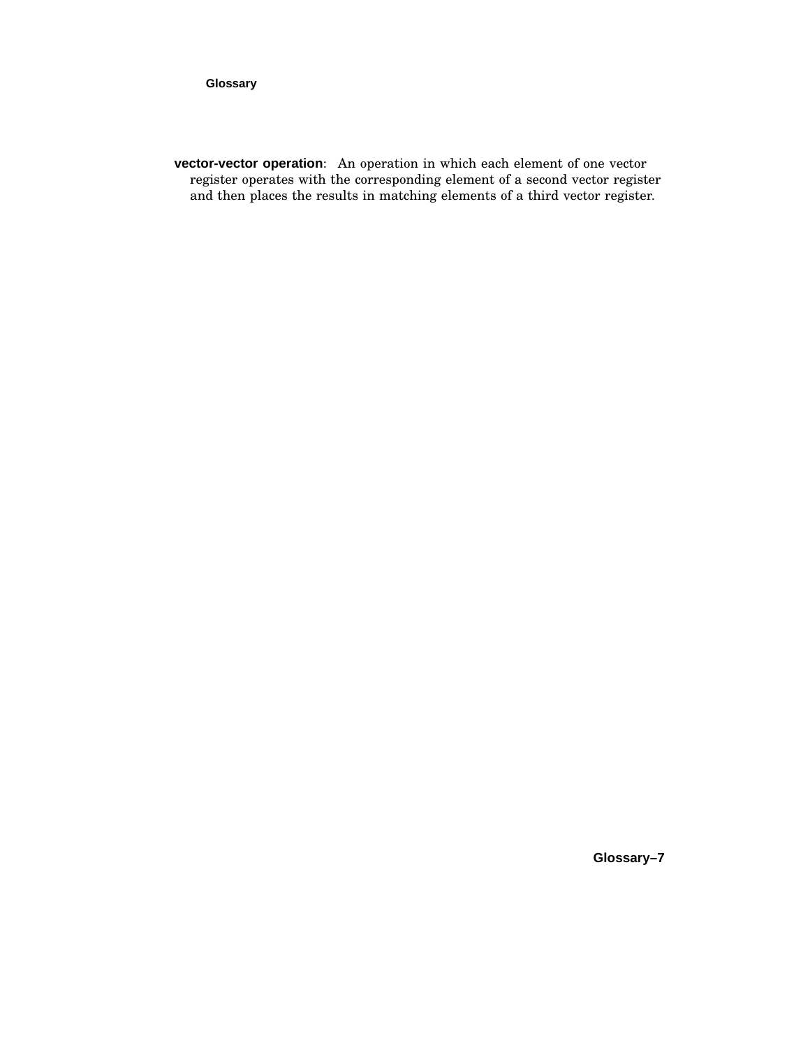**vector-vector operation**: An operation in which each element of one vector register operates with the corresponding element of a second vector register and then places the results in matching elements of a third vector register.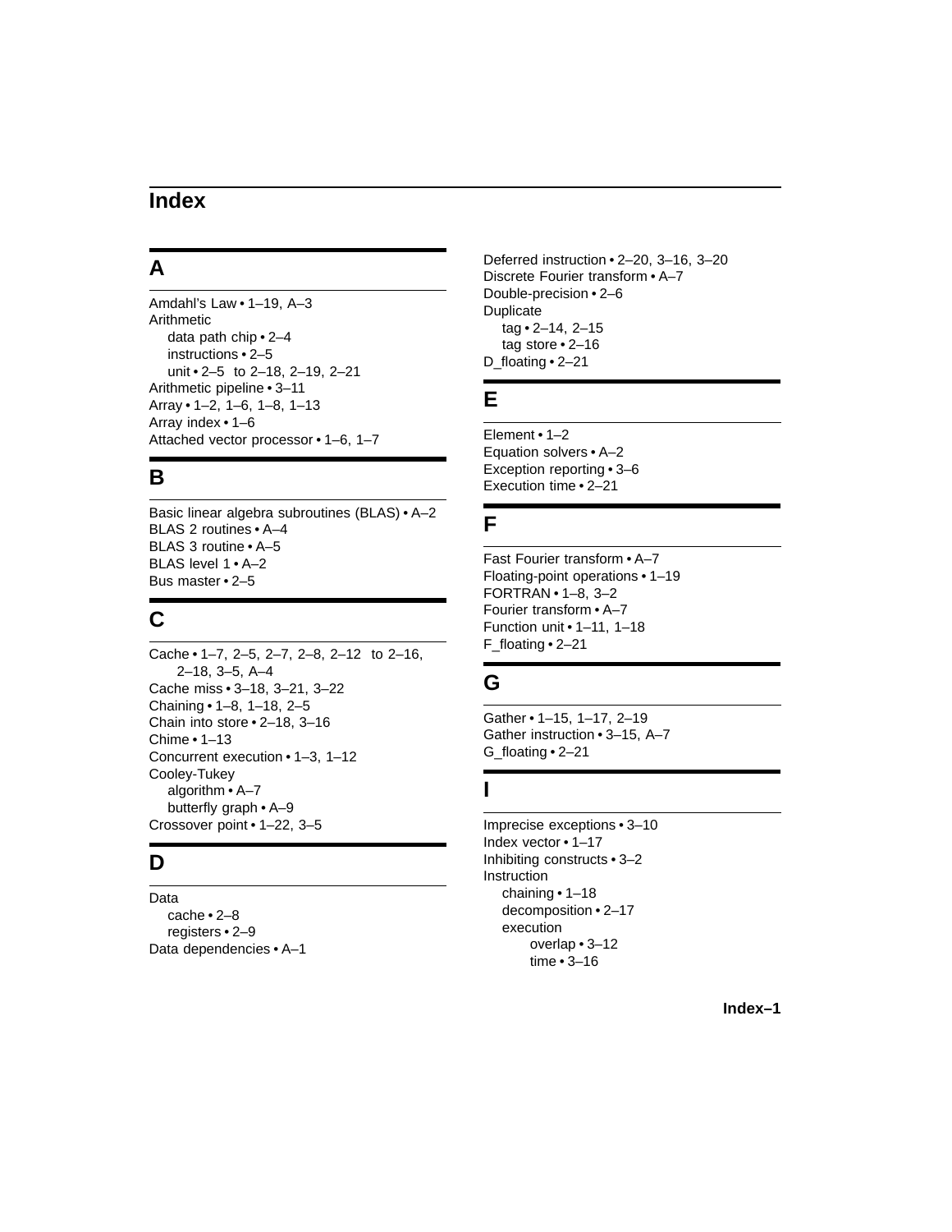# Index

## A

Amdahl's Law • 1–19, A–3
Arithmetic
  data path chip • 2–4
  instructions • 2–5
  unit • 2–5 to 2–18, 2–19, 2–21
Arithmetic pipeline • 3–11
Array • 1–2, 1–6, 1–8, 1–13
Array index • 1–6
Attached vector processor • 1–6, 1–7

## B

Basic linear algebra subroutines (BLAS) • A–2
BLAS 2 routines • A–4
BLAS 3 routine • A–5
BLAS level 1 • A–2
Bus master • 2–5

## C

Cache • 1–7, 2–5, 2–7, 2–8, 2–12 to 2–16, 2–18, 3–5, A–4
Cache miss • 3–18, 3–21, 3–22
Chaining • 1–8, 1–18, 2–5
Chain into store • 2–18, 3–16
Chime • 1–13
Concurrent execution • 1–3, 1–12
Cooley-Tukey
  algorithm • A–7
  butterfly graph • A–9
Crossover point • 1–22, 3–5

## D

Data
  cache • 2–8
  registers • 2–9
Data dependencies • A–1
Deferred instruction • 2–20, 3–16, 3–20
Discrete Fourier transform • A–7
Double-precision • 2–6
Duplicate
  tag • 2–14, 2–15
  tag store • 2–16
D_floating • 2–21

## E

Element • 1–2
Equation solvers • A–2
Exception reporting • 3–6
Execution time • 2–21

## F

Fast Fourier transform • A–7
Floating-point operations • 1–19
FORTRAN • 1–8, 3–2
Fourier transform • A–7
Function unit • 1–11, 1–18
F_floating • 2–21

## G

Gather • 1–15, 1–17, 2–19
Gather instruction • 3–15, A–7
G_floating • 2–21

## I

Imprecise exceptions • 3–10
Index vector • 1–17
Inhibiting constructs • 3–2
Instruction
  chaining • 1–18
  decomposition • 2–17
  execution
    overlap • 3–12
    time • 3–16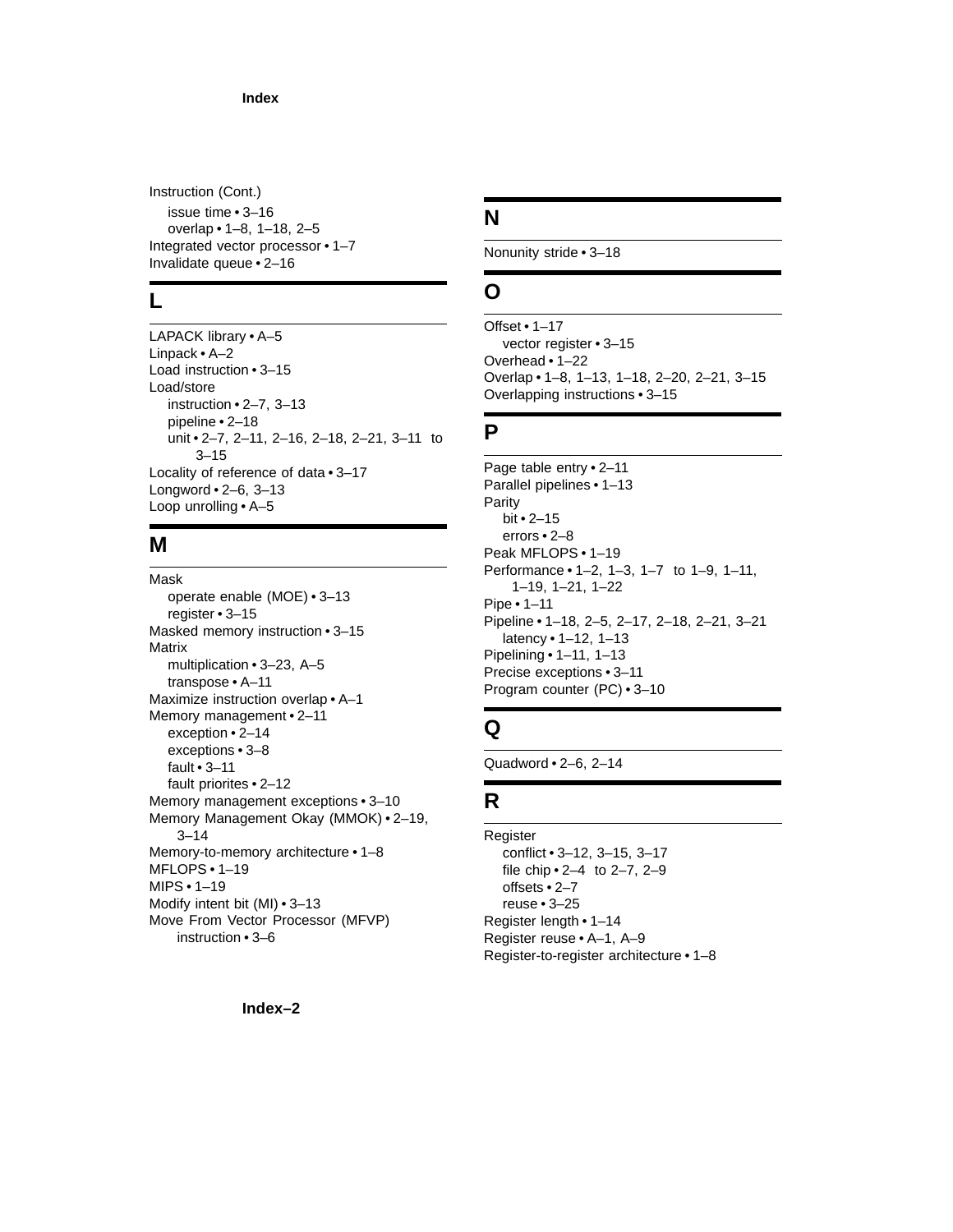Instruction (Cont.)
- issue time • 3–16
- overlap • 1–8, 1–18, 2–5

Integrated vector processor • 1–7
Invalidate queue • 2–16

## L

LAPACK library • A–5
Linpack • A–2
Load instruction • 3–15
Load/store
- instruction • 2–7, 3–13
- pipeline • 2–18
- unit • 2–7, 2–11, 2–16, 2–18, 2–21, 3–11 to 3–15

Locality of reference of data • 3–17
Longword • 2–6, 3–13
Loop unrolling • A–5

## M

Mask
- operate enable (MOE) • 3–13
- register • 3–15

Masked memory instruction • 3–15
Matrix
- multiplication • 3–23, A–5
- transpose • A–11

Maximize instruction overlap • A–1
Memory management • 2–11
- exception • 2–14
- exceptions • 3–8
- fault • 3–11
- fault priorites • 2–12

Memory management exceptions • 3–10
Memory Management Okay (MMOK) • 2–19, 3–14
Memory-to-memory architecture • 1–8
MFLOPS • 1–19
MIPS • 1–19
Modify intent bit (MI) • 3–13
Move From Vector Processor (MFVP) instruction • 3–6

## N

Nonunity stride • 3–18

## O

Offset • 1–17
- vector register • 3–15

Overhead • 1–22
Overlap • 1–8, 1–13, 1–18, 2–20, 2–21, 3–15
Overlapping instructions • 3–15

## P

Page table entry • 2–11
Parallel pipelines • 1–13
Parity
- bit • 2–15
- errors • 2–8

Peak MFLOPS • 1–19
Performance • 1–2, 1–3, 1–7 to 1–9, 1–11, 1–19, 1–21, 1–22
Pipe • 1–11
Pipeline • 1–18, 2–5, 2–17, 2–18, 2–21, 3–21
- latency • 1–12, 1–13

Pipelining • 1–11, 1–13
Precise exceptions • 3–11
Program counter (PC) • 3–10

## Q

Quadword • 2–6, 2–14

## R

Register
- conflict • 3–12, 3–15, 3–17
- file chip • 2–4 to 2–7, 2–9
- offsets • 2–7
- reuse • 3–25

Register length • 1–14
Register reuse • A–1, A–9
Register-to-register architecture • 1–8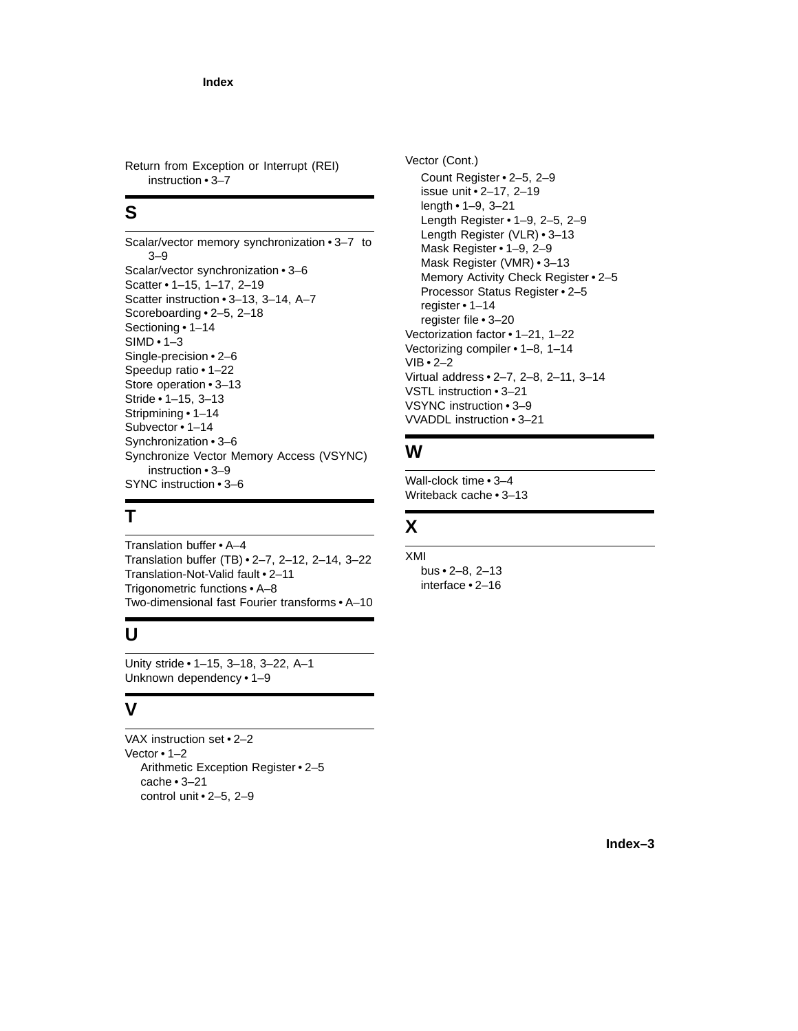Return from Exception or Interrupt (REI) instruction • 3–7

## S

Scalar/vector memory synchronization • 3–7 to 3–9
Scalar/vector synchronization • 3–6
Scatter • 1–15, 1–17, 2–19
Scatter instruction • 3–13, 3–14, A–7
Scoreboarding • 2–5, 2–18
Sectioning • 1–14
SIMD • 1–3
Single-precision • 2–6
Speedup ratio • 1–22
Store operation • 3–13
Stride • 1–15, 3–13
Stripmining • 1–14
Subvector • 1–14
Synchronization • 3–6
Synchronize Vector Memory Access (VSYNC) instruction • 3–9
SYNC instruction • 3–6

## T

Translation buffer • A–4
Translation buffer (TB) • 2–7, 2–12, 2–14, 3–22
Translation-Not-Valid fault • 2–11
Trigonometric functions • A–8
Two-dimensional fast Fourier transforms • A–10

## U

Unity stride • 1–15, 3–18, 3–22, A–1
Unknown dependency • 1–9

## V

VAX instruction set • 2–2
Vector • 1–2
- Arithmetic Exception Register • 2–5
- cache • 3–21
- control unit • 2–5, 2–9

Vector (Cont.)
- Count Register • 2–5, 2–9
- issue unit • 2–17, 2–19
- length • 1–9, 3–21
- Length Register • 1–9, 2–5, 2–9
- Length Register (VLR) • 3–13
- Mask Register • 1–9, 2–9
- Mask Register (VMR) • 3–13
- Memory Activity Check Register • 2–5
- Processor Status Register • 2–5
- register • 1–14
- register file • 3–20

Vectorization factor • 1–21, 1–22
Vectorizing compiler • 1–8, 1–14
VIB • 2–2
Virtual address • 2–7, 2–8, 2–11, 3–14
VSTL instruction • 3–21
VSYNC instruction • 3–9
VVADDL instruction • 3–21

## W

Wall-clock time • 3–4
Writeback cache • 3–13

## X

XMI
- bus • 2–8, 2–13
- interface • 2–16